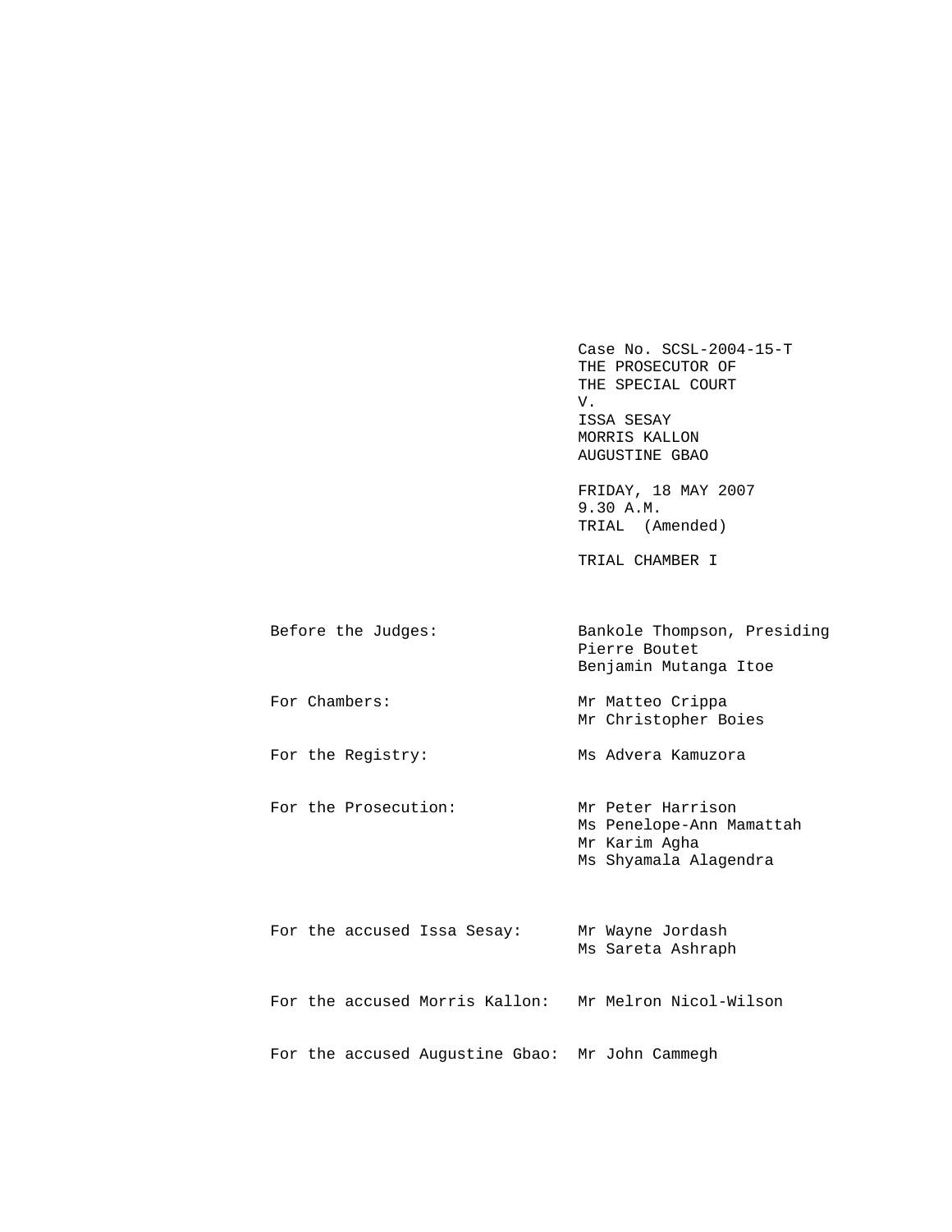Case No. SCSL-2004-15-T
THE PROSECUTOR OF
THE SPECIAL COURT
V.
ISSA SESAY
MORRIS KALLON
AUGUSTINE GBAO

FRIDAY, 18 MAY 2007
9.30 A.M.
TRIAL (Amended)

TRIAL CHAMBER I

| | |
|---|---|
| Before the Judges: | Bankole Thompson, Presiding<br>Pierre Boutet<br>Benjamin Mutanga Itoe |
| For Chambers: | Mr Matteo Crippa<br>Mr Christopher Boies |
| For the Registry: | Ms Advera Kamuzora |
| For the Prosecution: | Mr Peter Harrison<br>Ms Penelope-Ann Mamattah<br>Mr Karim Agha<br>Ms Shyamala Alagendra |
| For the accused Issa Sesay: | Mr Wayne Jordash<br>Ms Sareta Ashraph |
| For the accused Morris Kallon: | Mr Melron Nicol-Wilson |
| For the accused Augustine Gbao: | Mr John Cammegh |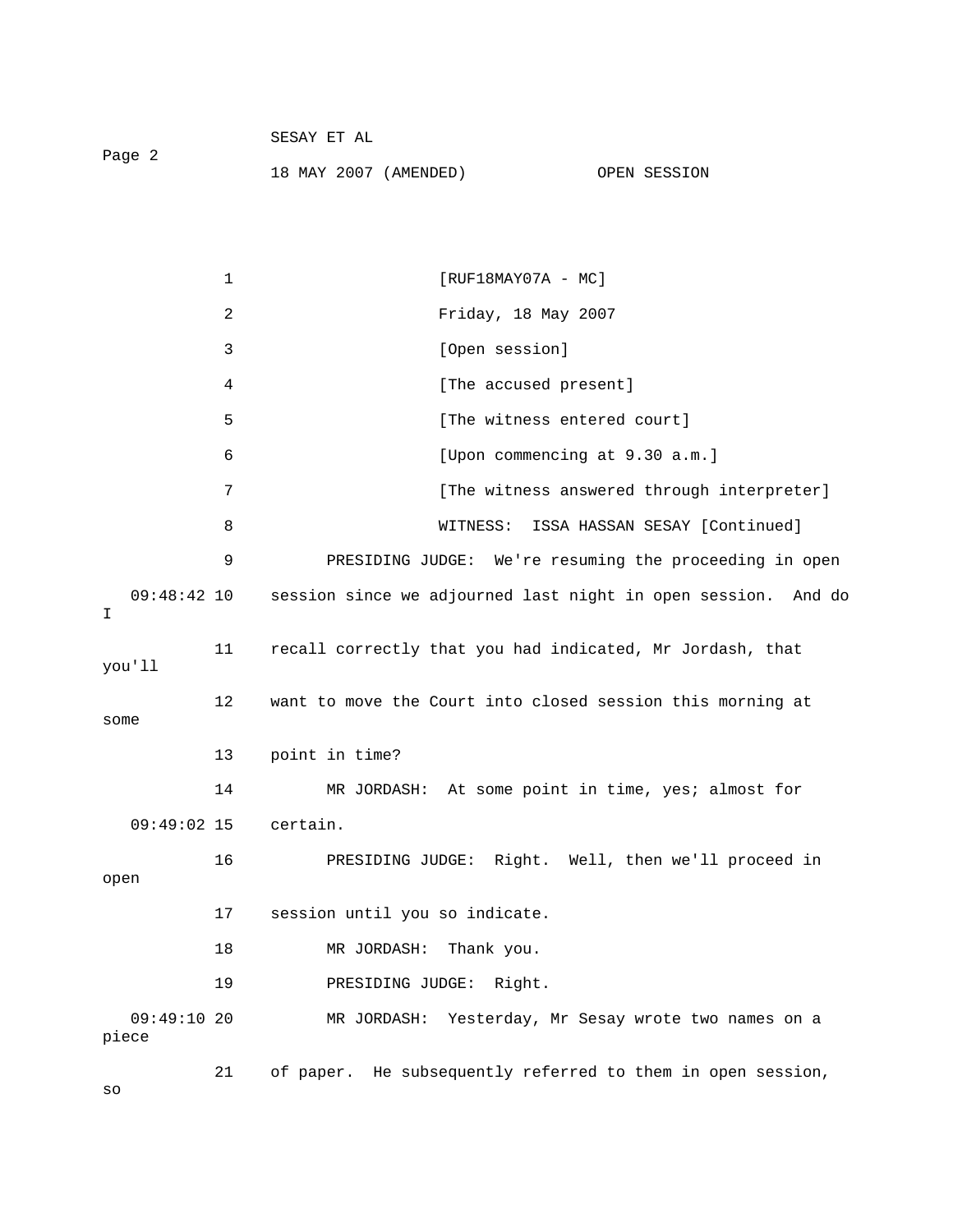[RUF18MAY07A - MC]

Friday, 18 May 2007

[Open session]

[The accused present]

[The witness entered court]

[Upon commencing at 9.30 a.m.]

[The witness answered through interpreter]

WITNESS: ISSA HASSAN SESAY [Continued]

PRESIDING JUDGE: We're resuming the proceeding in open session since we adjourned last night in open session. And do I recall correctly that you had indicated, Mr Jordash, that you'll want to move the Court into closed session this morning at some point in time?

MR JORDASH: At some point in time, yes; almost for certain.

PRESIDING JUDGE: Right. Well, then we'll proceed in open session until you so indicate.

MR JORDASH: Thank you.

PRESIDING JUDGE: Right.

MR JORDASH: Yesterday, Mr Sesay wrote two names on a piece of paper. He subsequently referred to them in open session, so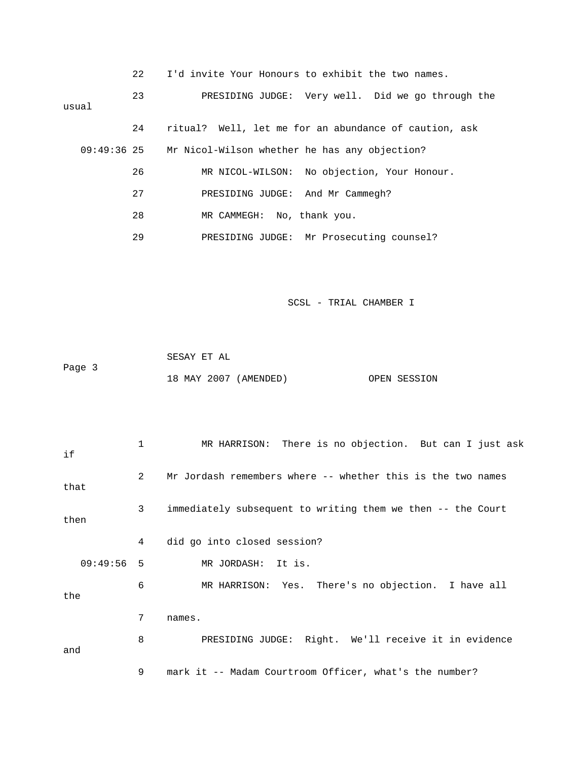22 I'd invite Your Honours to exhibit the two names.

23 PRESIDING JUDGE: Very well. Did we go through the usual

24 ritual? Well, let me for an abundance of caution, ask

09:49:36 25 Mr Nicol-Wilson whether he has any objection?

26 MR NICOL-WILSON: No objection, Your Honour.

27 PRESIDING JUDGE: And Mr Cammegh?

28 MR CAMMEGH: No, thank you.

29 PRESIDING JUDGE: Mr Prosecuting counsel?

1 MR HARRISON: There is no objection. But can I just ask if

2 Mr Jordash remembers where -- whether this is the two names that

3 immediately subsequent to writing them we then -- the Court then

4 did go into closed session?

09:49:56 5 MR JORDASH: It is.

6 MR HARRISON: Yes. There's no objection. I have all the

7 names.

8 PRESIDING JUDGE: Right. We'll receive it in evidence and

9 mark it -- Madam Courtroom Officer, what's the number?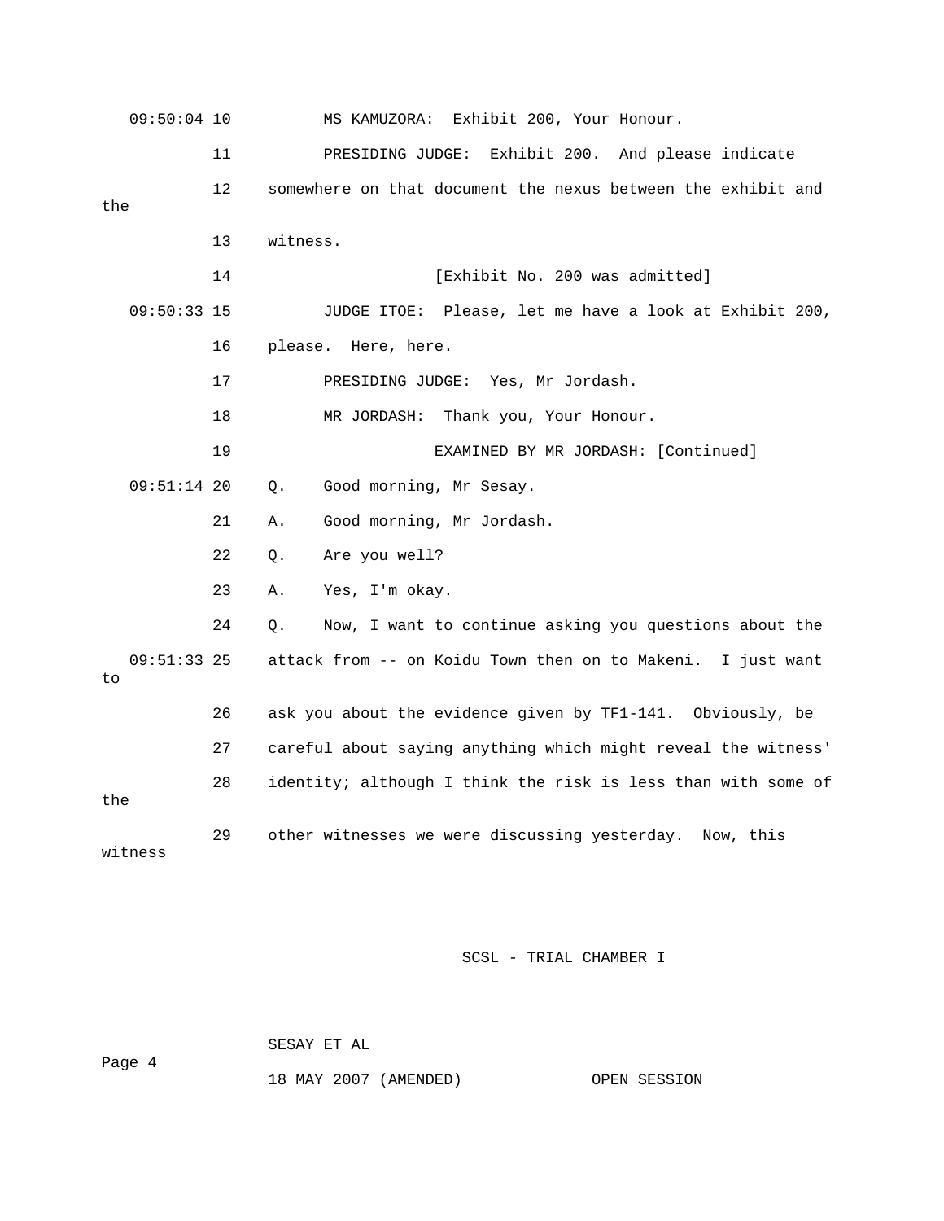09:50:04 10 MS KAMUZORA: Exhibit 200, Your Honour.

11 PRESIDING JUDGE: Exhibit 200. And please indicate

12 somewhere on that document the nexus between the exhibit and the

13 witness.

14 [Exhibit No. 200 was admitted]

09:50:33 15 JUDGE ITOE: Please, let me have a look at Exhibit 200,

16 please. Here, here.

17 PRESIDING JUDGE: Yes, Mr Jordash.

18 MR JORDASH: Thank you, Your Honour.

19 EXAMINED BY MR JORDASH: [Continued]

09:51:14 20 Q. Good morning, Mr Sesay.

21 A. Good morning, Mr Jordash.

22 Q. Are you well?

23 A. Yes, I'm okay.

24 Q. Now, I want to continue asking you questions about the

09:51:33 25 attack from -- on Koidu Town then on to Makeni. I just want to

26 ask you about the evidence given by TF1-141. Obviously, be

27 careful about saying anything which might reveal the witness'

28 identity; although I think the risk is less than with some of the

29 other witnesses we were discussing yesterday. Now, this witness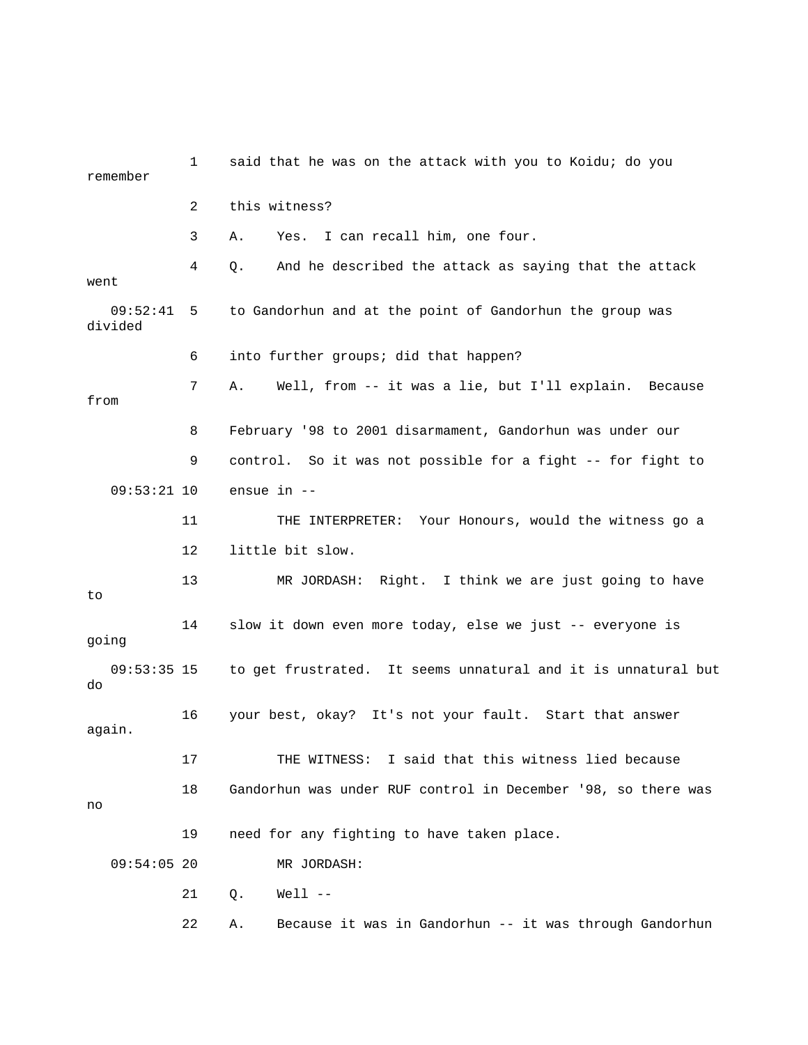1 said that he was on the attack with you to Koidu; do you remember

2 this witness?

3 A. Yes. I can recall him, one four.

4 Q. And he described the attack as saying that the attack went

09:52:41 5 to Gandorhun and at the point of Gandorhun the group was divided

6 into further groups; did that happen?

7 A. Well, from -- it was a lie, but I'll explain. Because from

8 February '98 to 2001 disarmament, Gandorhun was under our

9 control. So it was not possible for a fight -- for fight to

09:53:21 10 ensue in --

11 THE INTERPRETER: Your Honours, would the witness go a

12 little bit slow.

13 MR JORDASH: Right. I think we are just going to have to

14 slow it down even more today, else we just -- everyone is going

09:53:35 15 to get frustrated. It seems unnatural and it is unnatural but do

16 your best, okay? It's not your fault. Start that answer again.

17 THE WITNESS: I said that this witness lied because

18 Gandorhun was under RUF control in December '98, so there was no

19 need for any fighting to have taken place.

09:54:05 20 MR JORDASH:

21 Q. Well --

22 A. Because it was in Gandorhun -- it was through Gandorhun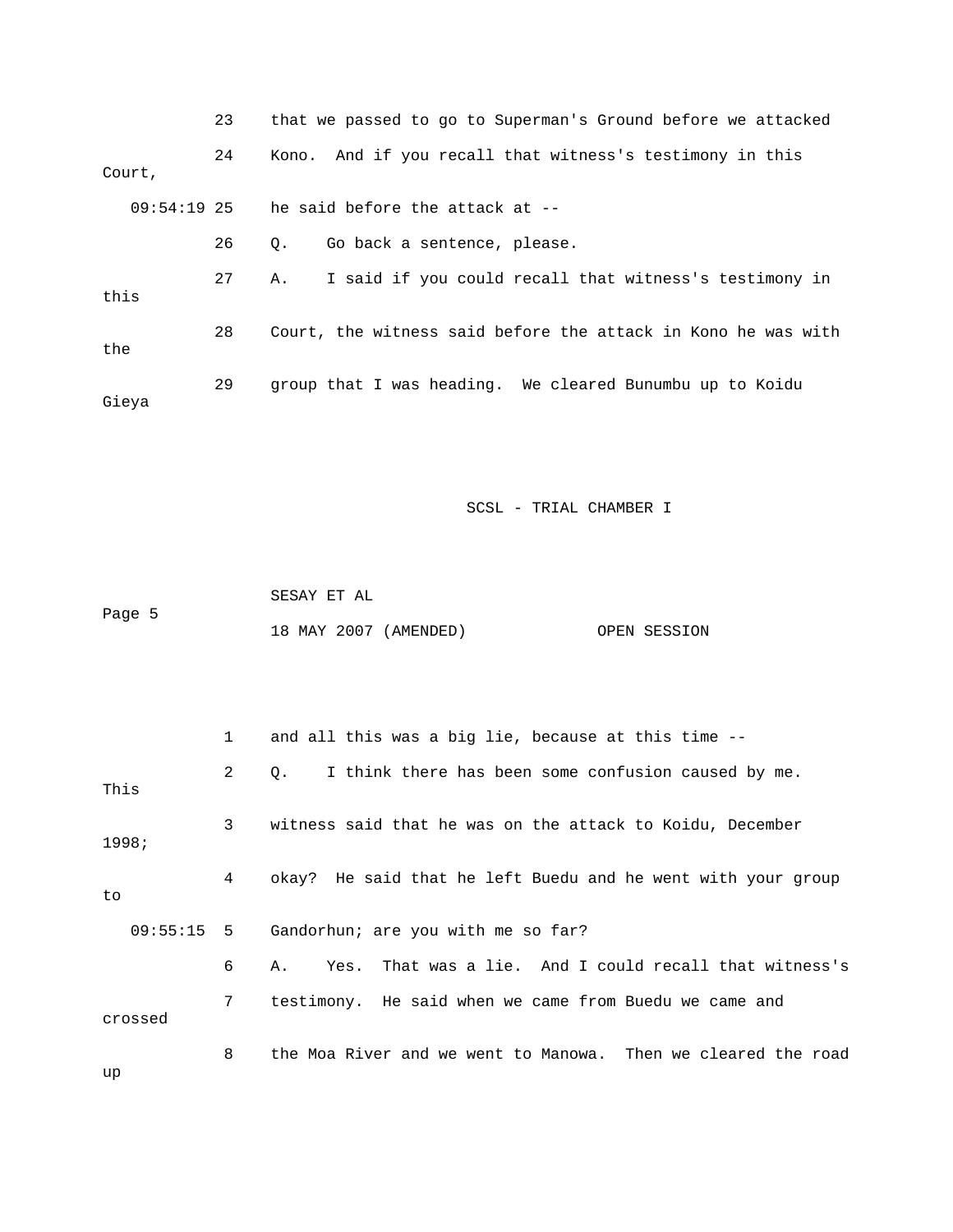23 that we passed to go to Superman's Ground before we attacked

24 Kono. And if you recall that witness's testimony in this Court,

09:54:19 25 he said before the attack at --

26 Q. Go back a sentence, please.

27 A. I said if you could recall that witness's testimony in this

28 Court, the witness said before the attack in Kono he was with the

29 group that I was heading. We cleared Bunumbu up to Koidu Gieya

1 and all this was a big lie, because at this time --

2 Q. I think there has been some confusion caused by me. This

3 witness said that he was on the attack to Koidu, December 1998;

4 okay? He said that he left Buedu and he went with your group to

09:55:15 5 Gandorhun; are you with me so far?

6 A. Yes. That was a lie. And I could recall that witness's

7 testimony. He said when we came from Buedu we came and crossed

8 the Moa River and we went to Manowa. Then we cleared the road up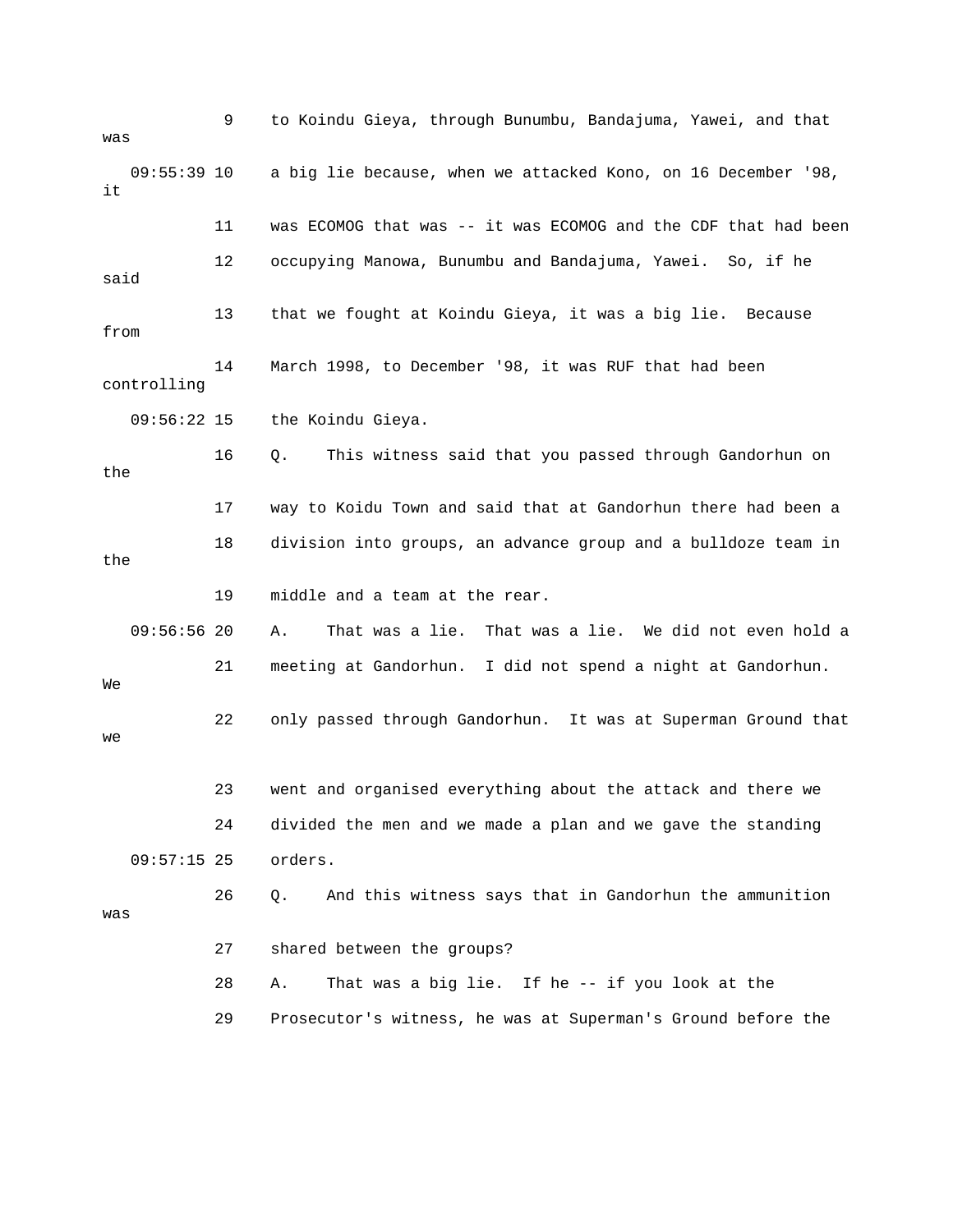9 to Koindu Gieya, through Bunumbu, Bandajuma, Yawei, and that was

09:55:39 10 a big lie because, when we attacked Kono, on 16 December '98, it

11 was ECOMOG that was -- it was ECOMOG and the CDF that had been

12 occupying Manowa, Bunumbu and Bandajuma, Yawei. So, if he said

13 that we fought at Koindu Gieya, it was a big lie. Because from

14 March 1998, to December '98, it was RUF that had been controlling

09:56:22 15 the Koindu Gieya.

16 Q. This witness said that you passed through Gandorhun on the

17 way to Koidu Town and said that at Gandorhun there had been a

18 division into groups, an advance group and a bulldoze team in the

19 middle and a team at the rear.

09:56:56 20 A. That was a lie. That was a lie. We did not even hold a

21 meeting at Gandorhun. I did not spend a night at Gandorhun. We

22 only passed through Gandorhun. It was at Superman Ground that we

23 went and organised everything about the attack and there we

24 divided the men and we made a plan and we gave the standing

09:57:15 25 orders.

26 Q. And this witness says that in Gandorhun the ammunition was

27 shared between the groups?

28 A. That was a big lie. If he -- if you look at the

29 Prosecutor's witness, he was at Superman's Ground before the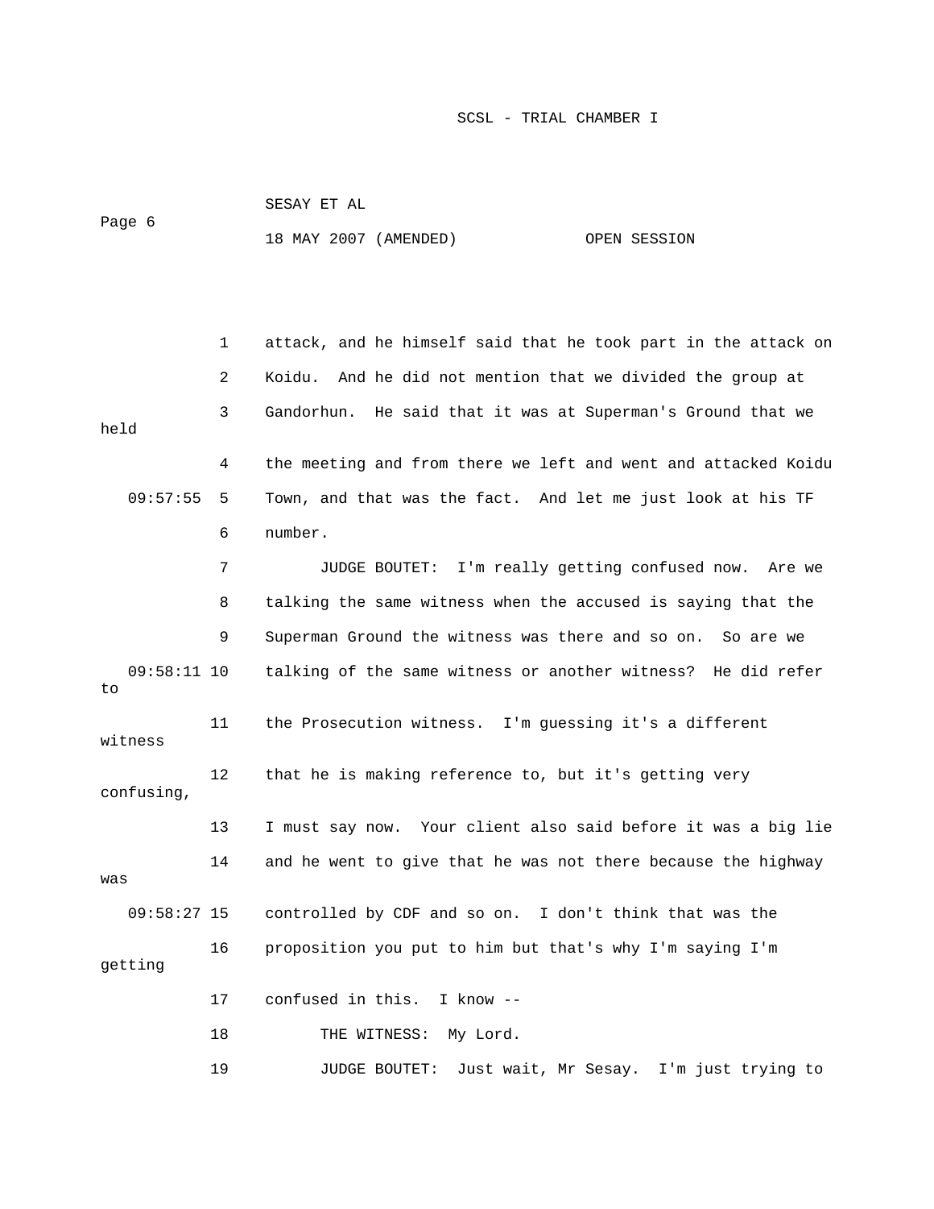attack, and he himself said that he took part in the attack on Koidu. And he did not mention that we divided the group at Gandorhun. He said that it was at Superman's Ground that we held the meeting and from there we left and went and attacked Koidu Town, and that was the fact. And let me just look at his TF number.

JUDGE BOUTET: I'm really getting confused now. Are we talking the same witness when the accused is saying that the Superman Ground the witness was there and so on. So are we talking of the same witness or another witness? He did refer to the Prosecution witness. I'm guessing it's a different witness that he is making reference to, but it's getting very confusing, I must say now. Your client also said before it was a big lie and he went to give that he was not there because the highway was controlled by CDF and so on. I don't think that was the proposition you put to him but that's why I'm saying I'm getting confused in this. I know --

THE WITNESS: My Lord.

JUDGE BOUTET: Just wait, Mr Sesay. I'm just trying to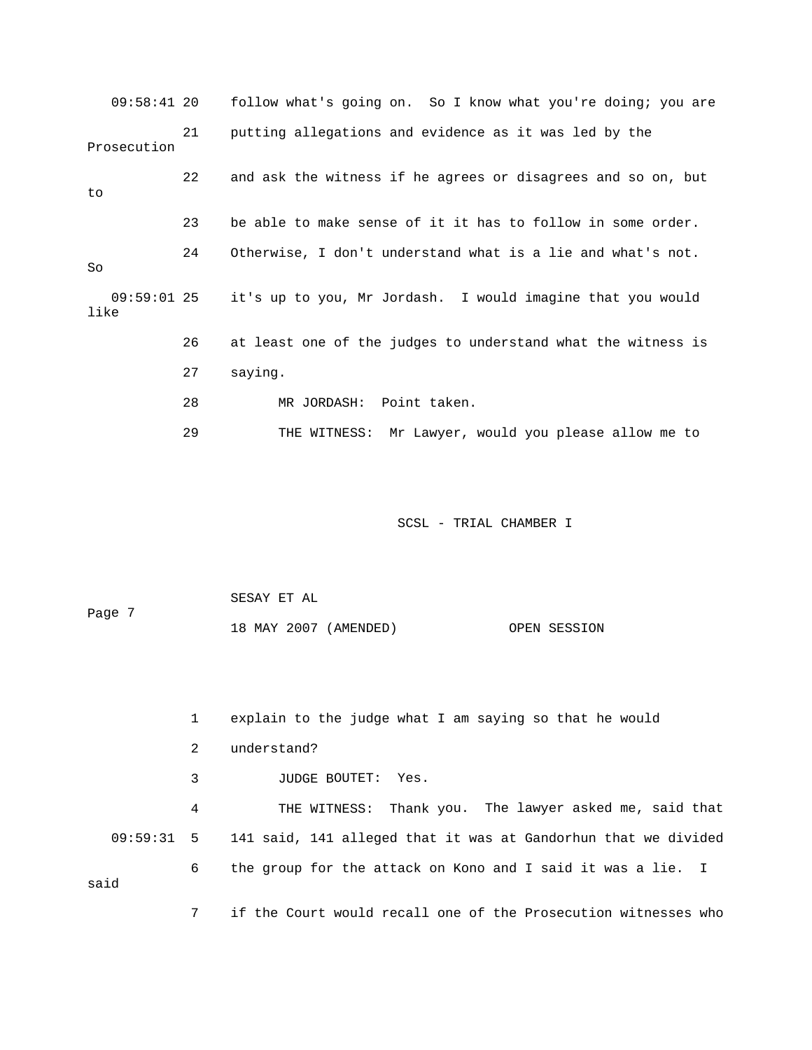09:58:41 20 follow what's going on. So I know what you're doing; you are

21 putting allegations and evidence as it was led by the Prosecution

22 and ask the witness if he agrees or disagrees and so on, but to

23 be able to make sense of it it has to follow in some order.

24 Otherwise, I don't understand what is a lie and what's not. So

09:59:01 25 it's up to you, Mr Jordash. I would imagine that you would like

26 at least one of the judges to understand what the witness is

27 saying.

28 MR JORDASH: Point taken.

29 THE WITNESS: Mr Lawyer, would you please allow me to

1 explain to the judge what I am saying so that he would

2 understand?

3 JUDGE BOUTET: Yes.

4 THE WITNESS: Thank you. The lawyer asked me, said that

09:59:31 5 141 said, 141 alleged that it was at Gandorhun that we divided

6 the group for the attack on Kono and I said it was a lie. I said

7 if the Court would recall one of the Prosecution witnesses who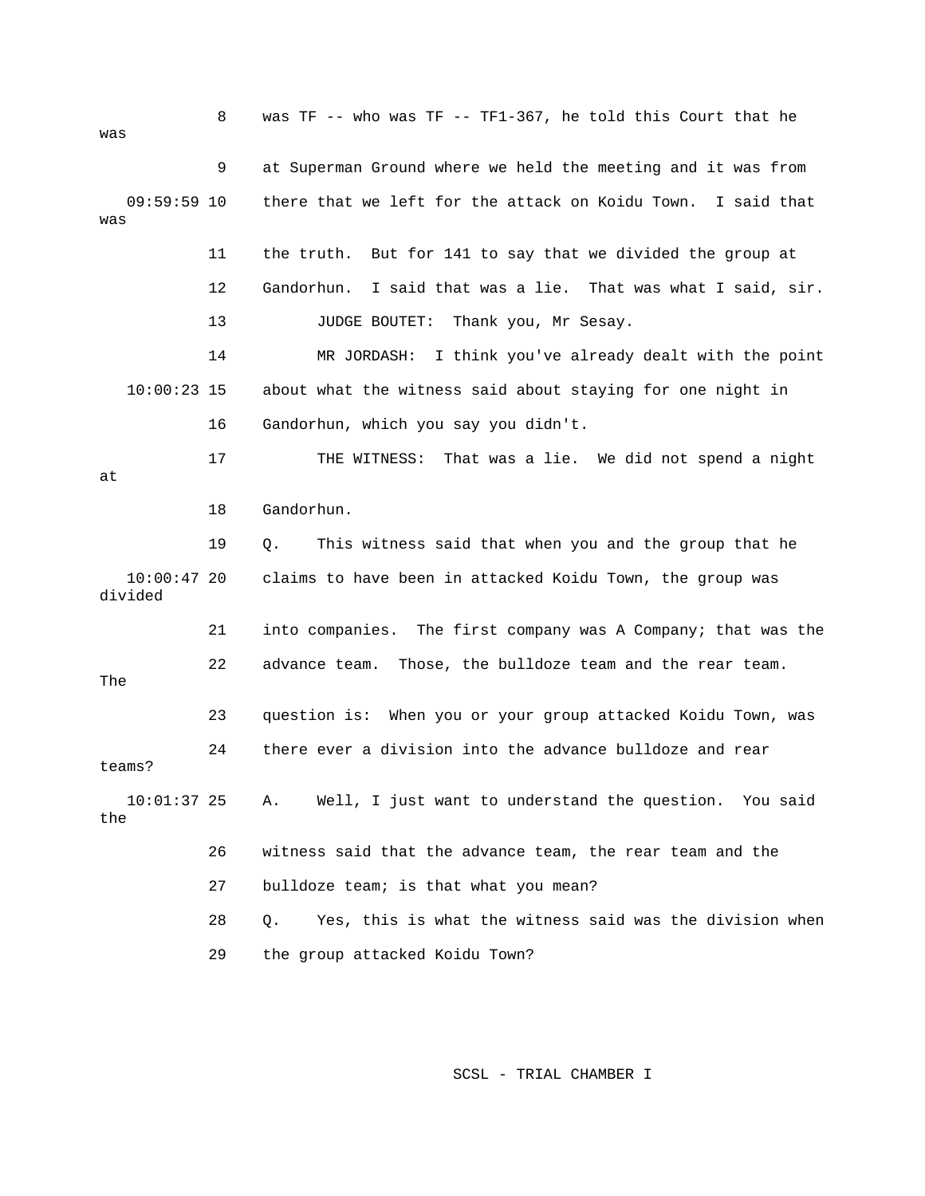8 was TF -- who was TF -- TF1-367, he told this Court that he was

9 at Superman Ground where we held the meeting and it was from

09:59:59 10 there that we left for the attack on Koidu Town. I said that was

11 the truth. But for 141 to say that we divided the group at

12 Gandorhun. I said that was a lie. That was what I said, sir.

13 JUDGE BOUTET: Thank you, Mr Sesay.

14 MR JORDASH: I think you've already dealt with the point

10:00:23 15 about what the witness said about staying for one night in

16 Gandorhun, which you say you didn't.

17 THE WITNESS: That was a lie. We did not spend a night at

18 Gandorhun.

19 Q. This witness said that when you and the group that he

10:00:47 20 claims to have been in attacked Koidu Town, the group was divided

21 into companies. The first company was A Company; that was the

22 advance team. Those, the bulldoze team and the rear team. The

23 question is: When you or your group attacked Koidu Town, was

24 there ever a division into the advance bulldoze and rear teams?

10:01:37 25 A. Well, I just want to understand the question. You said the

26 witness said that the advance team, the rear team and the

27 bulldoze team; is that what you mean?

28 Q. Yes, this is what the witness said was the division when

29 the group attacked Koidu Town?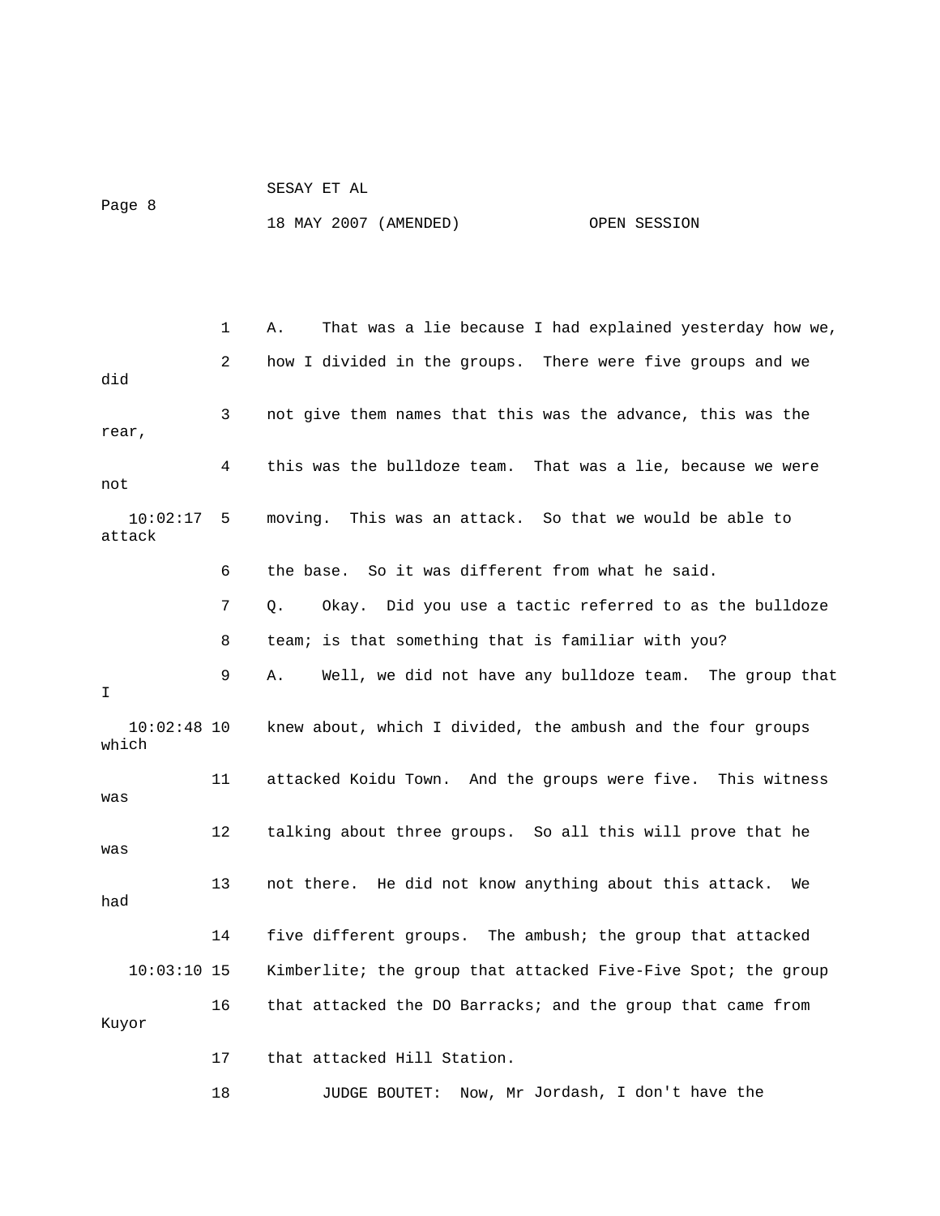A. That was a lie because I had explained yesterday how we, how I divided in the groups. There were five groups and we did not give them names that this was the advance, this was the rear, this was the bulldoze team. That was a lie, because we were not moving. This was an attack. So that we would be able to attack the base. So it was different from what he said.

Q. Okay. Did you use a tactic referred to as the bulldoze team; is that something that is familiar with you?

A. Well, we did not have any bulldoze team. The group that I knew about, which I divided, the ambush and the four groups which attacked Koidu Town. And the groups were five. This witness was talking about three groups. So all this will prove that he was not there. He did not know anything about this attack. We had five different groups. The ambush; the group that attacked Kimberlite; the group that attacked Five-Five Spot; the group that attacked the DO Barracks; and the group that came from Kuyor that attacked Hill Station.

JUDGE BOUTET: Now, Mr Jordash, I don't have the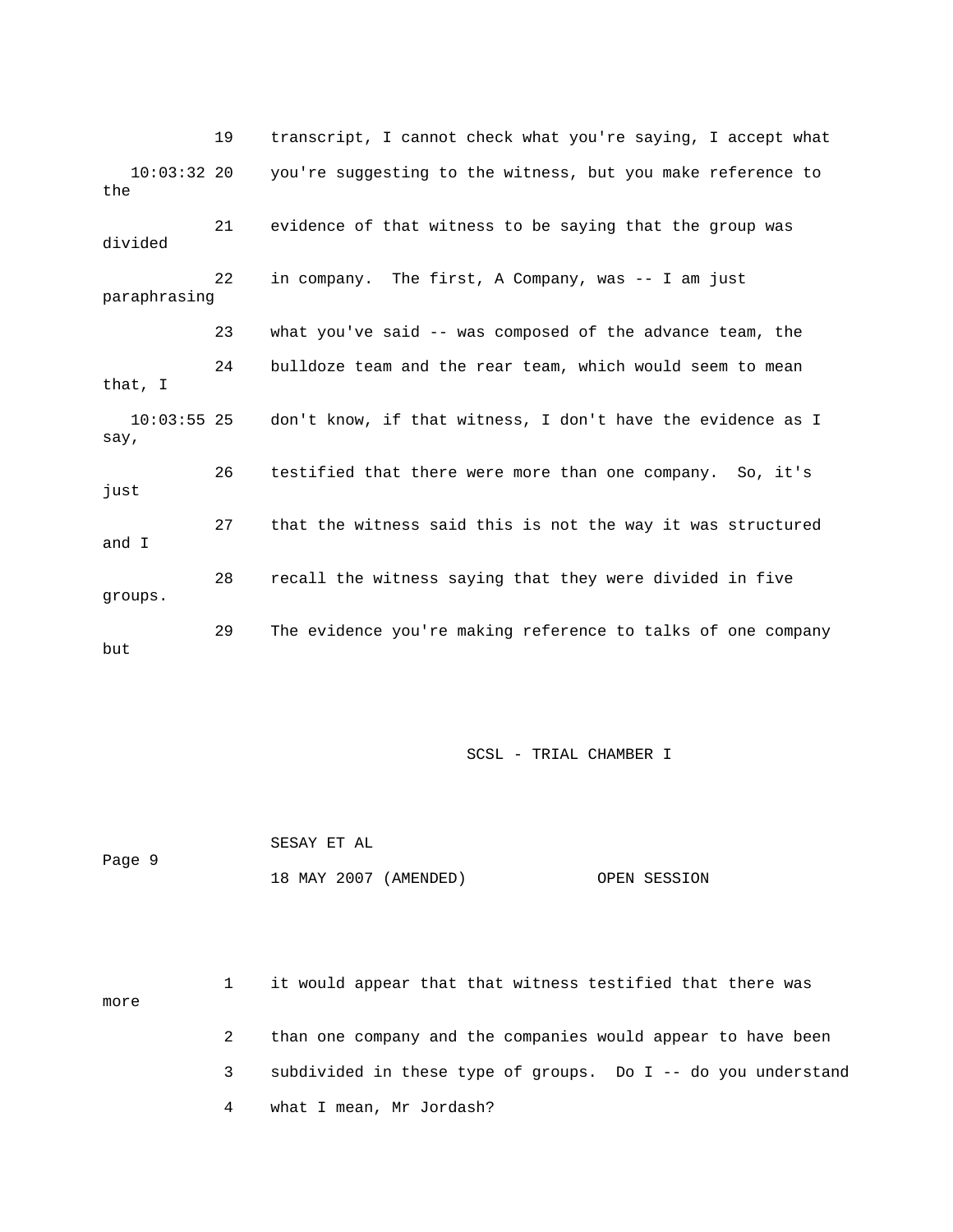19 transcript, I cannot check what you're saying, I accept what

10:03:32 20 you're suggesting to the witness, but you make reference to the

21 evidence of that witness to be saying that the group was divided

22 in company. The first, A Company, was -- I am just paraphrasing

23 what you've said -- was composed of the advance team, the

24 bulldoze team and the rear team, which would seem to mean that, I

10:03:55 25 don't know, if that witness, I don't have the evidence as I say,

26 testified that there were more than one company. So, it's just

27 that the witness said this is not the way it was structured and I

28 recall the witness saying that they were divided in five groups.

29 The evidence you're making reference to talks of one company but

1 it would appear that that witness testified that there was more

2 than one company and the companies would appear to have been

3 subdivided in these type of groups. Do I -- do you understand

4 what I mean, Mr Jordash?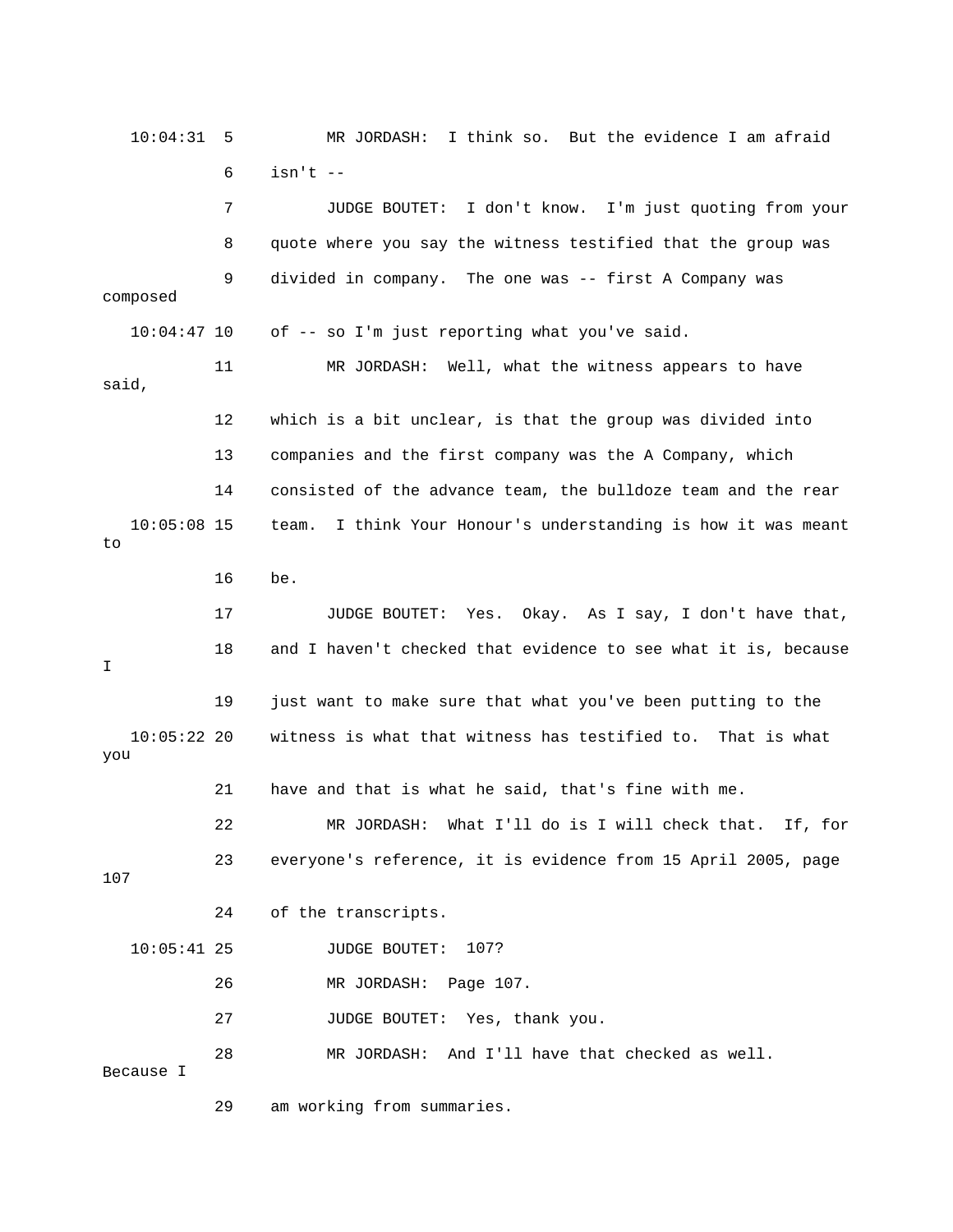10:04:31 5 MR JORDASH: I think so. But the evidence I am afraid

6 isn't --

7 JUDGE BOUTET: I don't know. I'm just quoting from your

8 quote where you say the witness testified that the group was

9 divided in company. The one was -- first A Company was composed

10:04:47 10 of -- so I'm just reporting what you've said.

11 MR JORDASH: Well, what the witness appears to have said,

12 which is a bit unclear, is that the group was divided into

13 companies and the first company was the A Company, which

14 consisted of the advance team, the bulldoze team and the rear

10:05:08 15 team. I think Your Honour's understanding is how it was meant to

16 be.

17 JUDGE BOUTET: Yes. Okay. As I say, I don't have that,

18 and I haven't checked that evidence to see what it is, because I

19 just want to make sure that what you've been putting to the

10:05:22 20 witness is what that witness has testified to. That is what you

21 have and that is what he said, that's fine with me.

22 MR JORDASH: What I'll do is I will check that. If, for

23 everyone's reference, it is evidence from 15 April 2005, page 107

24 of the transcripts.

10:05:41 25 JUDGE BOUTET: 107?

26 MR JORDASH: Page 107.

27 JUDGE BOUTET: Yes, thank you.

28 MR JORDASH: And I'll have that checked as well. Because I

29 am working from summaries.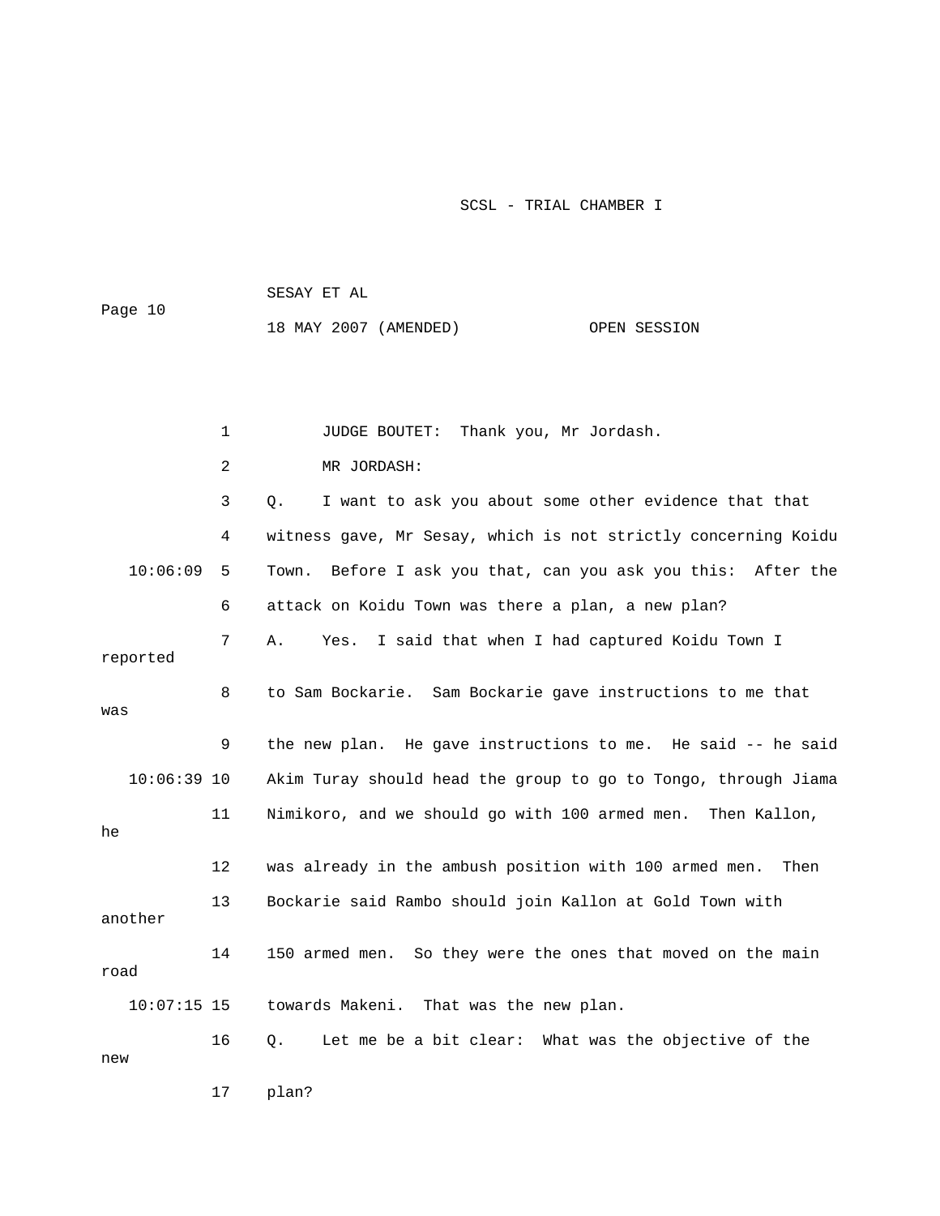JUDGE BOUTET: Thank you, Mr Jordash.

MR JORDASH:

Q. I want to ask you about some other evidence that that witness gave, Mr Sesay, which is not strictly concerning Koidu Town. Before I ask you that, can you ask you this: After the attack on Koidu Town was there a plan, a new plan?

A. Yes. I said that when I had captured Koidu Town I reported to Sam Bockarie. Sam Bockarie gave instructions to me that was the new plan. He gave instructions to me. He said -- he said Akim Turay should head the group to go to Tongo, through Jiama Nimikoro, and we should go with 100 armed men. Then Kallon, he was already in the ambush position with 100 armed men. Then Bockarie said Rambo should join Kallon at Gold Town with another 150 armed men. So they were the ones that moved on the main road towards Makeni. That was the new plan.

Q. Let me be a bit clear: What was the objective of the new plan?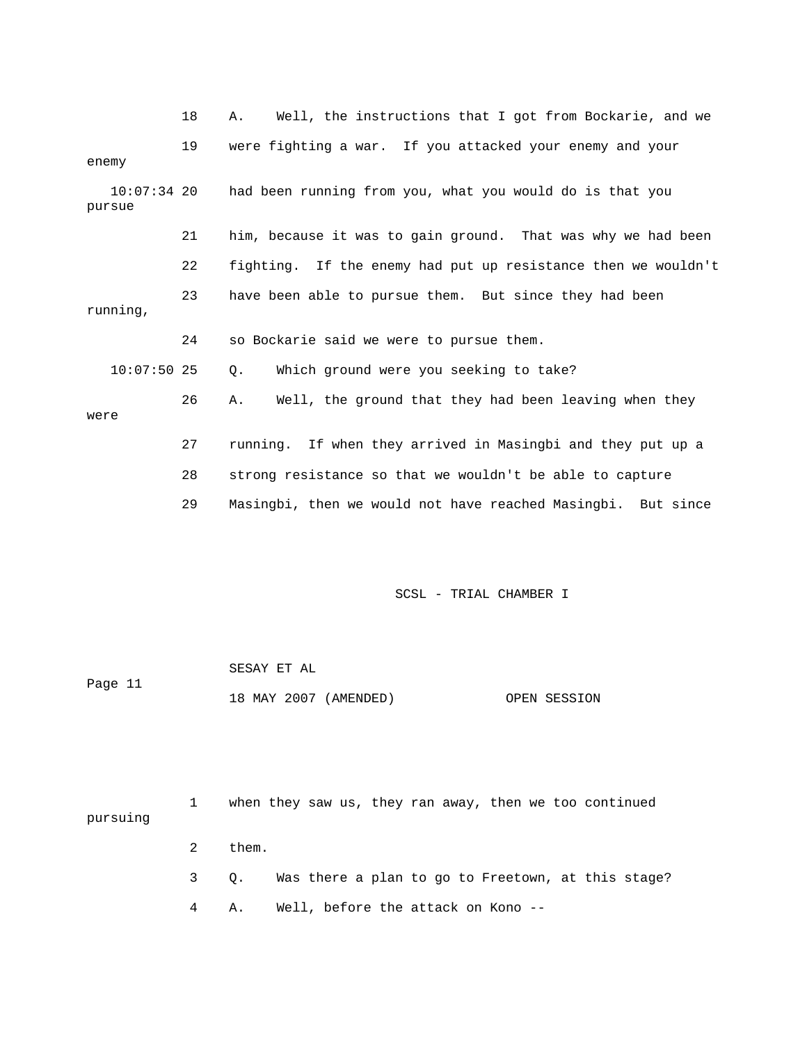18 A. Well, the instructions that I got from Bockarie, and we

19 were fighting a war. If you attacked your enemy and your enemy

10:07:34 20 had been running from you, what you would do is that you pursue

21 him, because it was to gain ground. That was why we had been

22 fighting. If the enemy had put up resistance then we wouldn't

23 have been able to pursue them. But since they had been running,

24 so Bockarie said we were to pursue them.

10:07:50 25 Q. Which ground were you seeking to take?

26 A. Well, the ground that they had been leaving when they were

27 running. If when they arrived in Masingbi and they put up a

28 strong resistance so that we wouldn't be able to capture

29 Masingbi, then we would not have reached Masingbi. But since

1 when they saw us, they ran away, then we too continued pursuing

2 them.

3 Q. Was there a plan to go to Freetown, at this stage?

4 A. Well, before the attack on Kono --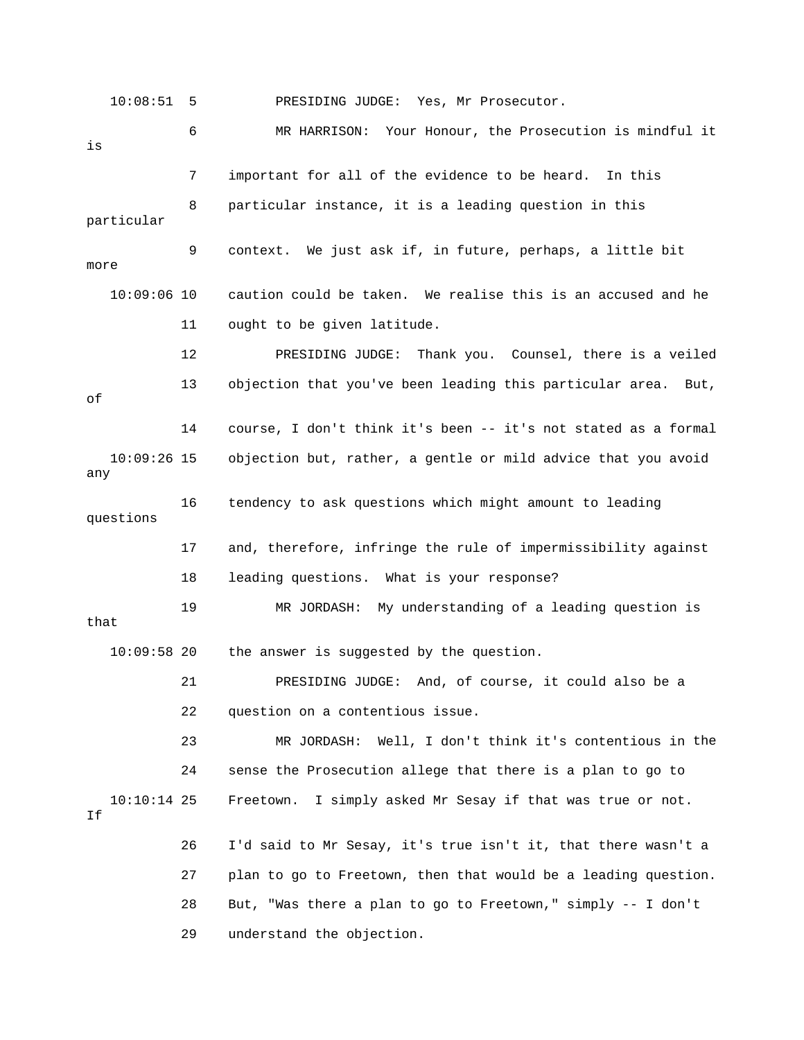10:08:51 5 PRESIDING JUDGE: Yes, Mr Prosecutor.

6 MR HARRISON: Your Honour, the Prosecution is mindful it is

7 important for all of the evidence to be heard. In this

8 particular instance, it is a leading question in this particular

9 context. We just ask if, in future, perhaps, a little bit more

10:09:06 10 caution could be taken. We realise this is an accused and he

11 ought to be given latitude.

12 PRESIDING JUDGE: Thank you. Counsel, there is a veiled

13 objection that you've been leading this particular area. But, of

14 course, I don't think it's been -- it's not stated as a formal

10:09:26 15 objection but, rather, a gentle or mild advice that you avoid any

16 tendency to ask questions which might amount to leading questions

17 and, therefore, infringe the rule of impermissibility against

18 leading questions. What is your response?

19 MR JORDASH: My understanding of a leading question is that

10:09:58 20 the answer is suggested by the question.

21 PRESIDING JUDGE: And, of course, it could also be a

22 question on a contentious issue.

23 MR JORDASH: Well, I don't think it's contentious in the

24 sense the Prosecution allege that there is a plan to go to

10:10:14 25 Freetown. I simply asked Mr Sesay if that was true or not. If

26 I'd said to Mr Sesay, it's true isn't it, that there wasn't a

27 plan to go to Freetown, then that would be a leading question.

28 But, "Was there a plan to go to Freetown," simply -- I don't

29 understand the objection.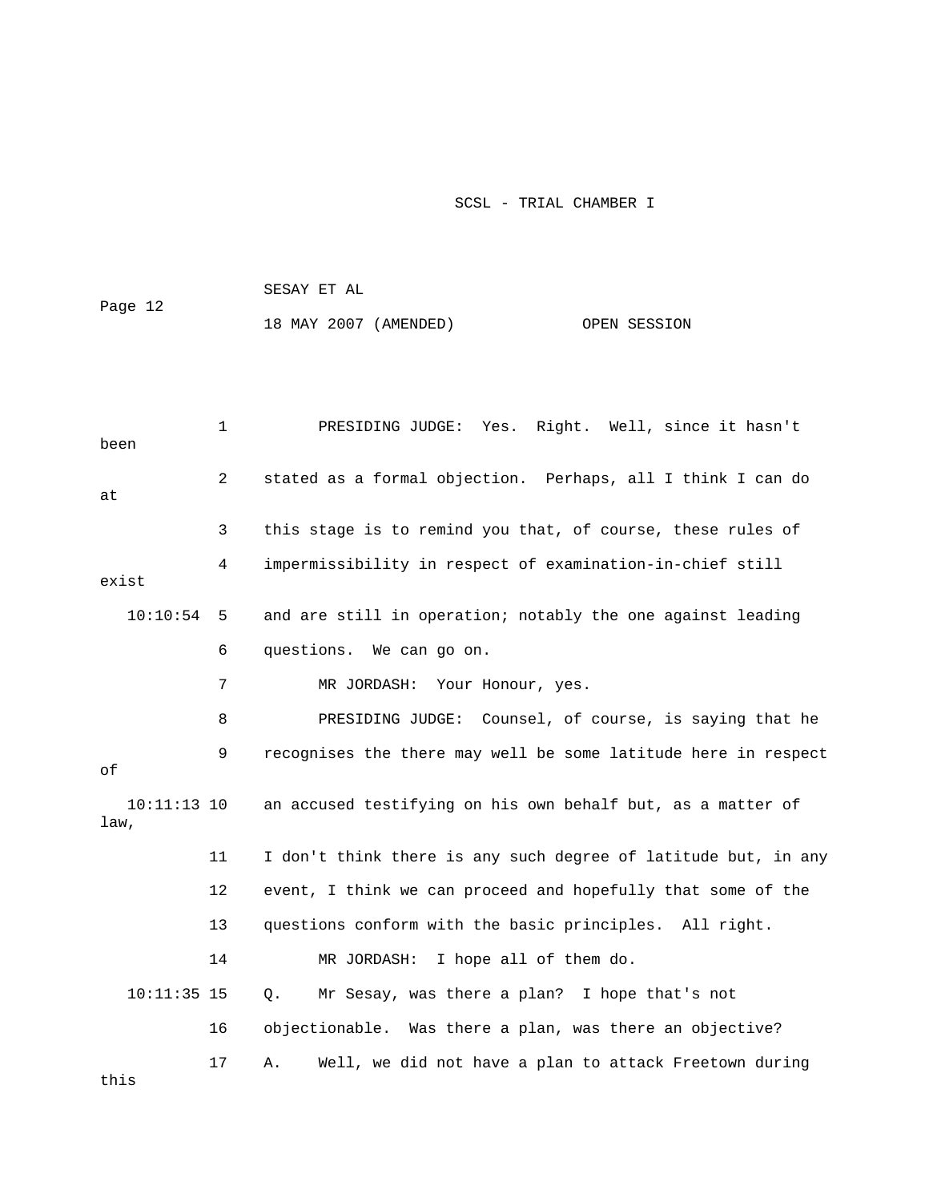PRESIDING JUDGE: Yes. Right. Well, since it hasn't been stated as a formal objection. Perhaps, all I think I can do at this stage is to remind you that, of course, these rules of impermissibility in respect of examination-in-chief still exist and are still in operation; notably the one against leading questions. We can go on.

MR JORDASH: Your Honour, yes.

PRESIDING JUDGE: Counsel, of course, is saying that he recognises the there may well be some latitude here in respect of an accused testifying on his own behalf but, as a matter of law, I don't think there is any such degree of latitude but, in any event, I think we can proceed and hopefully that some of the questions conform with the basic principles. All right.

MR JORDASH: I hope all of them do.

Q. Mr Sesay, was there a plan? I hope that's not objectionable. Was there a plan, was there an objective?

A. Well, we did not have a plan to attack Freetown during this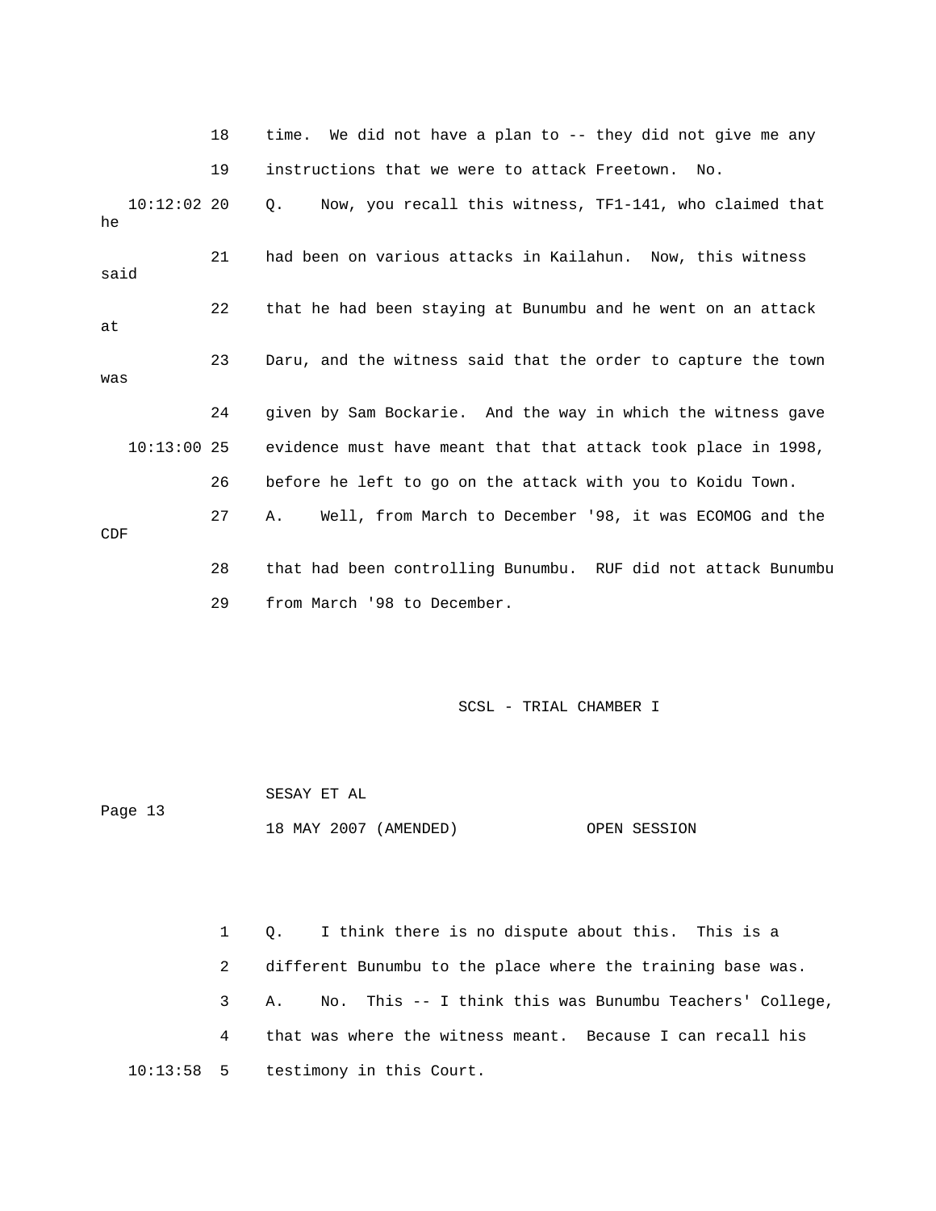18 time. We did not have a plan to -- they did not give me any

19 instructions that we were to attack Freetown. No.

10:12:02 20 Q. Now, you recall this witness, TF1-141, who claimed that he

21 had been on various attacks in Kailahun. Now, this witness said

22 that he had been staying at Bunumbu and he went on an attack at

23 Daru, and the witness said that the order to capture the town was

24 given by Sam Bockarie. And the way in which the witness gave

10:13:00 25 evidence must have meant that that attack took place in 1998,

26 before he left to go on the attack with you to Koidu Town.

27 A. Well, from March to December '98, it was ECOMOG and the CDF

28 that had been controlling Bunumbu. RUF did not attack Bunumbu

29 from March '98 to December.

1 Q. I think there is no dispute about this. This is a

2 different Bunumbu to the place where the training base was.

3 A. No. This -- I think this was Bunumbu Teachers' College,

4 that was where the witness meant. Because I can recall his

10:13:58 5 testimony in this Court.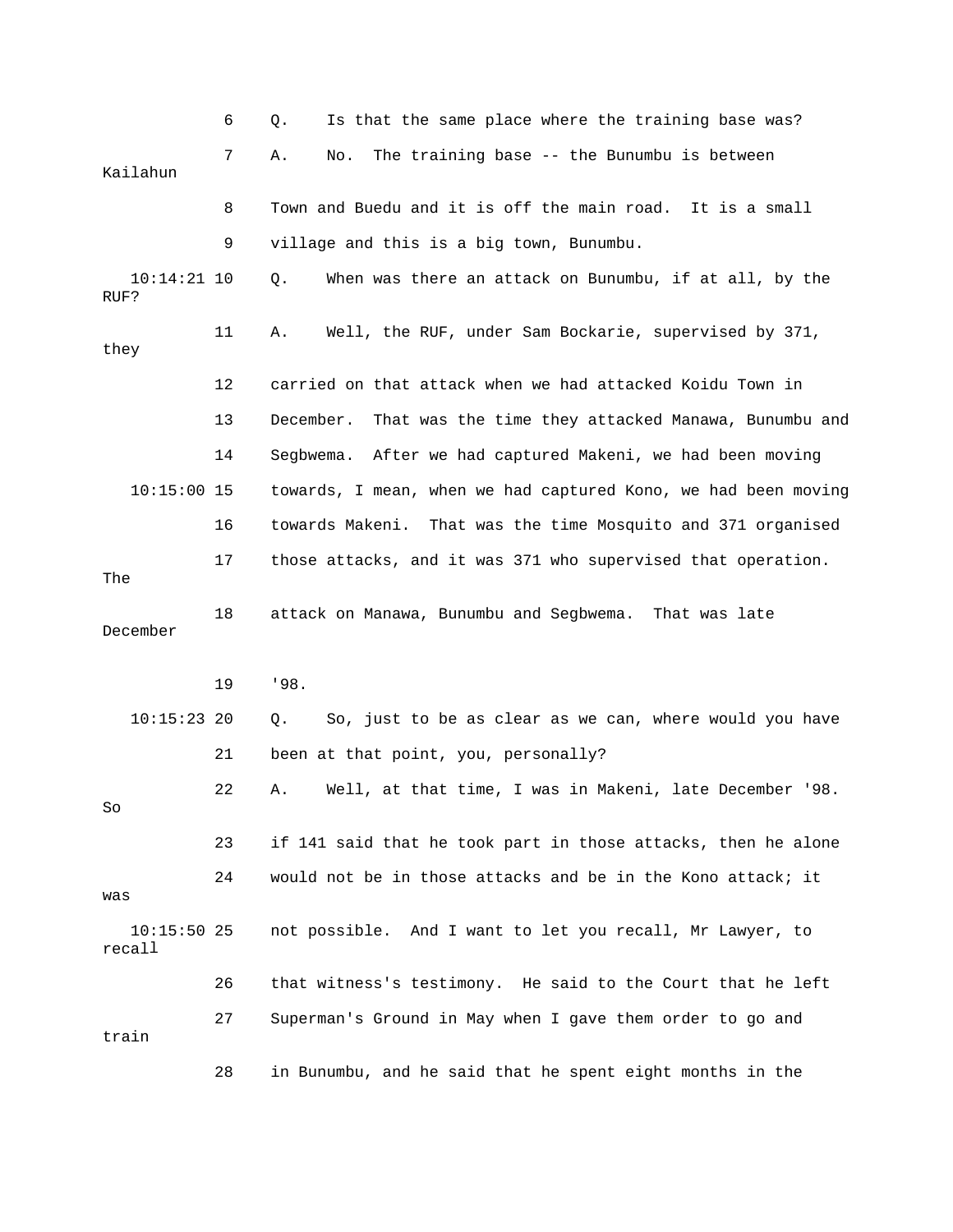6 Q. Is that the same place where the training base was?

7 A. No. The training base -- the Bunumbu is between Kailahun

8 Town and Buedu and it is off the main road. It is a small

9 village and this is a big town, Bunumbu.

10:14:21 10 Q. When was there an attack on Bunumbu, if at all, by the RUF?

11 A. Well, the RUF, under Sam Bockarie, supervised by 371, they

12 carried on that attack when we had attacked Koidu Town in

13 December. That was the time they attacked Manawa, Bunumbu and

14 Segbwema. After we had captured Makeni, we had been moving

10:15:00 15 towards, I mean, when we had captured Kono, we had been moving

16 towards Makeni. That was the time Mosquito and 371 organised

17 those attacks, and it was 371 who supervised that operation. The

18 attack on Manawa, Bunumbu and Segbwema. That was late December

19 '98.

10:15:23 20 Q. So, just to be as clear as we can, where would you have

21 been at that point, you, personally?

22 A. Well, at that time, I was in Makeni, late December '98. So

23 if 141 said that he took part in those attacks, then he alone

24 would not be in those attacks and be in the Kono attack; it was

10:15:50 25 not possible. And I want to let you recall, Mr Lawyer, to recall

26 that witness's testimony. He said to the Court that he left

27 Superman's Ground in May when I gave them order to go and train

28 in Bunumbu, and he said that he spent eight months in the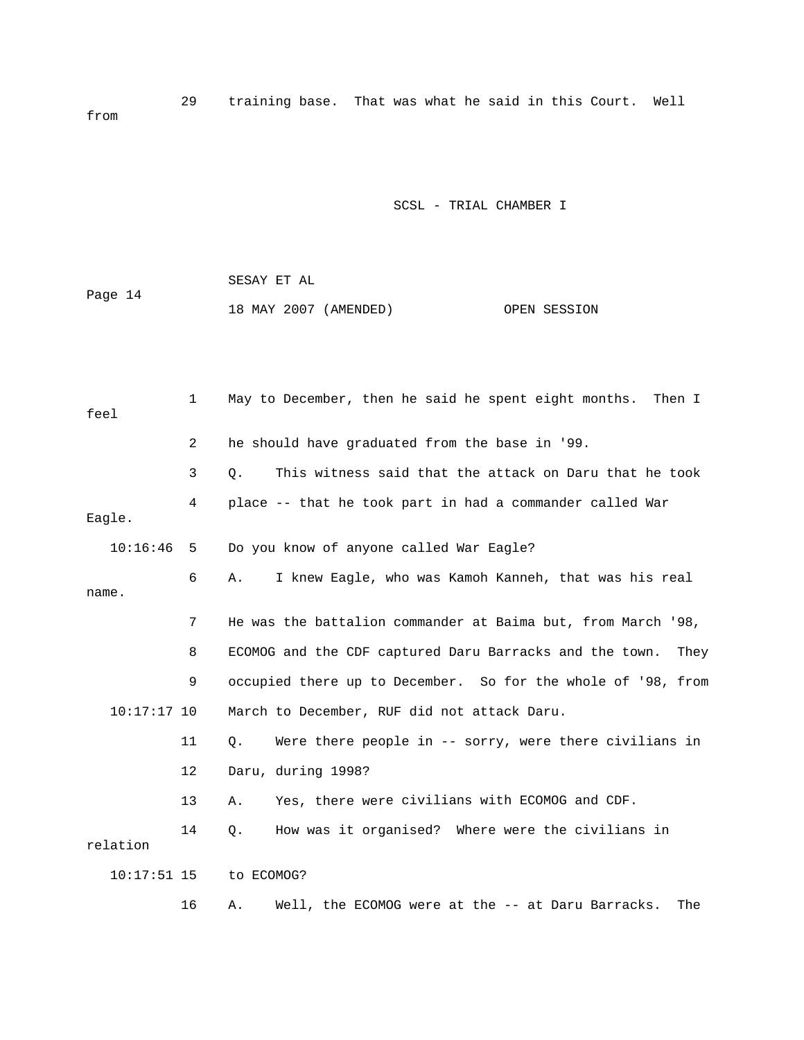29 training base. That was what he said in this Court. Well from

1 May to December, then he said he spent eight months. Then I feel

2 he should have graduated from the base in '99.

3 Q. This witness said that the attack on Daru that he took

4 place -- that he took part in had a commander called War Eagle.

10:16:46 5 Do you know of anyone called War Eagle?

6 A. I knew Eagle, who was Kamoh Kanneh, that was his real name.

7 He was the battalion commander at Baima but, from March '98,

8 ECOMOG and the CDF captured Daru Barracks and the town. They

9 occupied there up to December. So for the whole of '98, from

10:17:17 10 March to December, RUF did not attack Daru.

11 Q. Were there people in -- sorry, were there civilians in

12 Daru, during 1998?

13 A. Yes, there were civilians with ECOMOG and CDF.

14 Q. How was it organised? Where were the civilians in relation

10:17:51 15 to ECOMOG?

16 A. Well, the ECOMOG were at the -- at Daru Barracks. The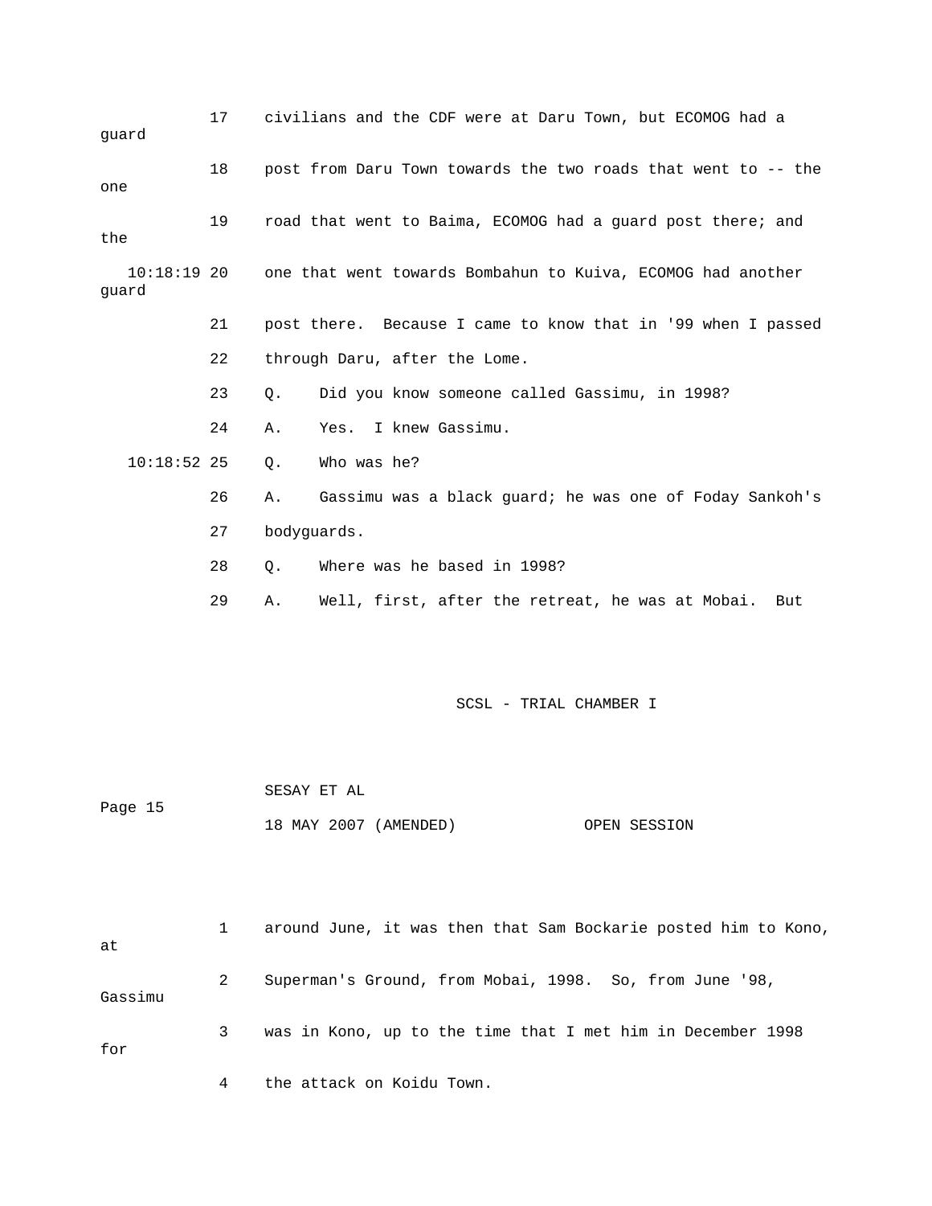17 civilians and the CDF were at Daru Town, but ECOMOG had a guard

18 post from Daru Town towards the two roads that went to -- the one

19 road that went to Baima, ECOMOG had a guard post there; and the

10:18:19 20 one that went towards Bombahun to Kuiva, ECOMOG had another guard

21 post there. Because I came to know that in '99 when I passed

22 through Daru, after the Lome.

23 Q. Did you know someone called Gassimu, in 1998?

24 A. Yes. I knew Gassimu.

10:18:52 25 Q. Who was he?

26 A. Gassimu was a black guard; he was one of Foday Sankoh's

27 bodyguards.

28 Q. Where was he based in 1998?

29 A. Well, first, after the retreat, he was at Mobai. But

1 around June, it was then that Sam Bockarie posted him to Kono, at

2 Superman's Ground, from Mobai, 1998. So, from June '98, Gassimu

3 was in Kono, up to the time that I met him in December 1998 for

4 the attack on Koidu Town.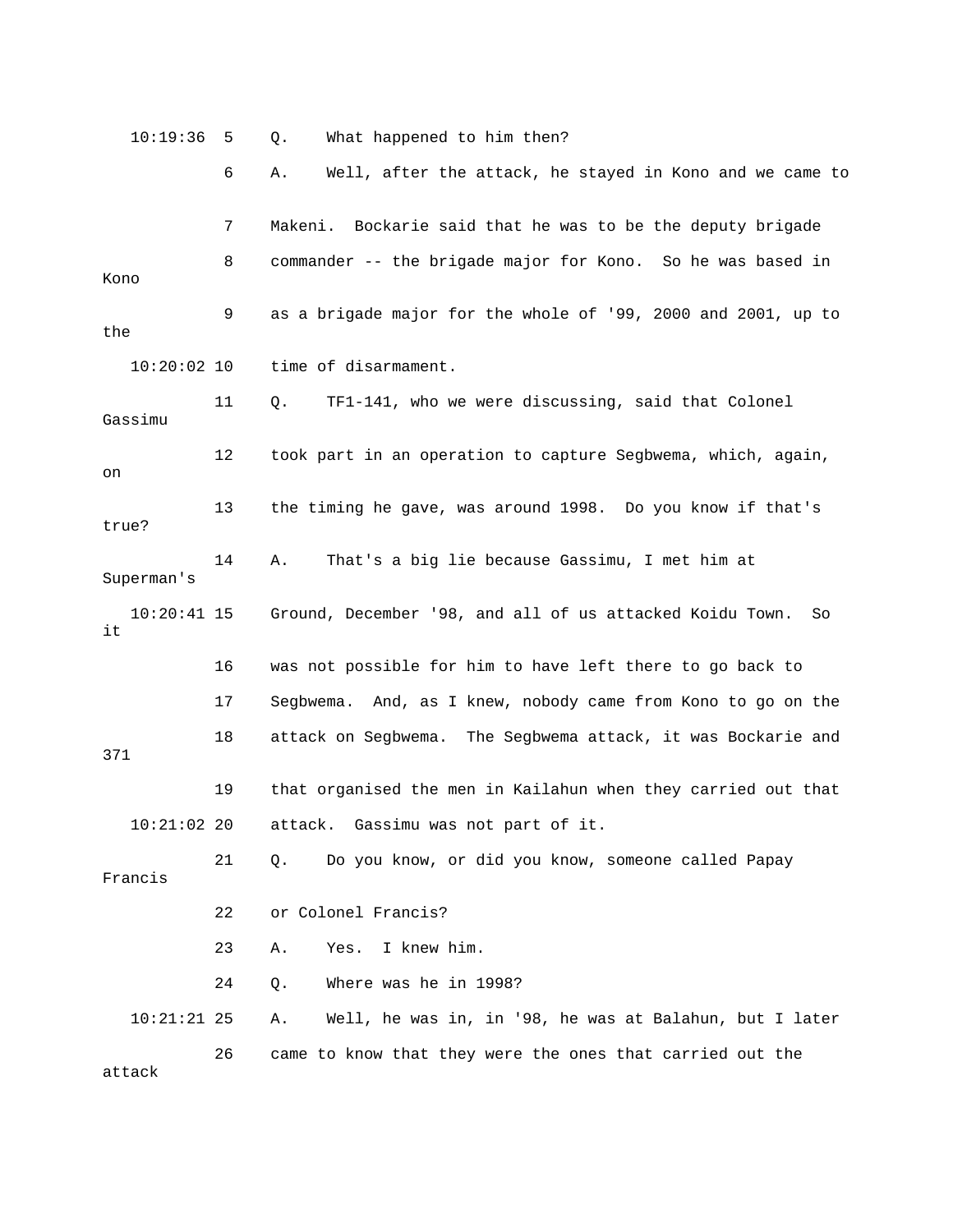10:19:36 5 Q. What happened to him then?

6 A. Well, after the attack, he stayed in Kono and we came to

7 Makeni. Bockarie said that he was to be the deputy brigade

8 commander -- the brigade major for Kono. So he was based in Kono

9 as a brigade major for the whole of '99, 2000 and 2001, up to the

10:20:02 10 time of disarmament.

11 Q. TF1-141, who we were discussing, said that Colonel Gassimu

12 took part in an operation to capture Segbwema, which, again, on

13 the timing he gave, was around 1998. Do you know if that's true?

14 A. That's a big lie because Gassimu, I met him at Superman's

10:20:41 15 Ground, December '98, and all of us attacked Koidu Town. So it

16 was not possible for him to have left there to go back to

17 Segbwema. And, as I knew, nobody came from Kono to go on the

18 attack on Segbwema. The Segbwema attack, it was Bockarie and 371

19 that organised the men in Kailahun when they carried out that

10:21:02 20 attack. Gassimu was not part of it.

21 Q. Do you know, or did you know, someone called Papay Francis

22 or Colonel Francis?

23 A. Yes. I knew him.

24 Q. Where was he in 1998?

10:21:21 25 A. Well, he was in, in '98, he was at Balahun, but I later

26 came to know that they were the ones that carried out the attack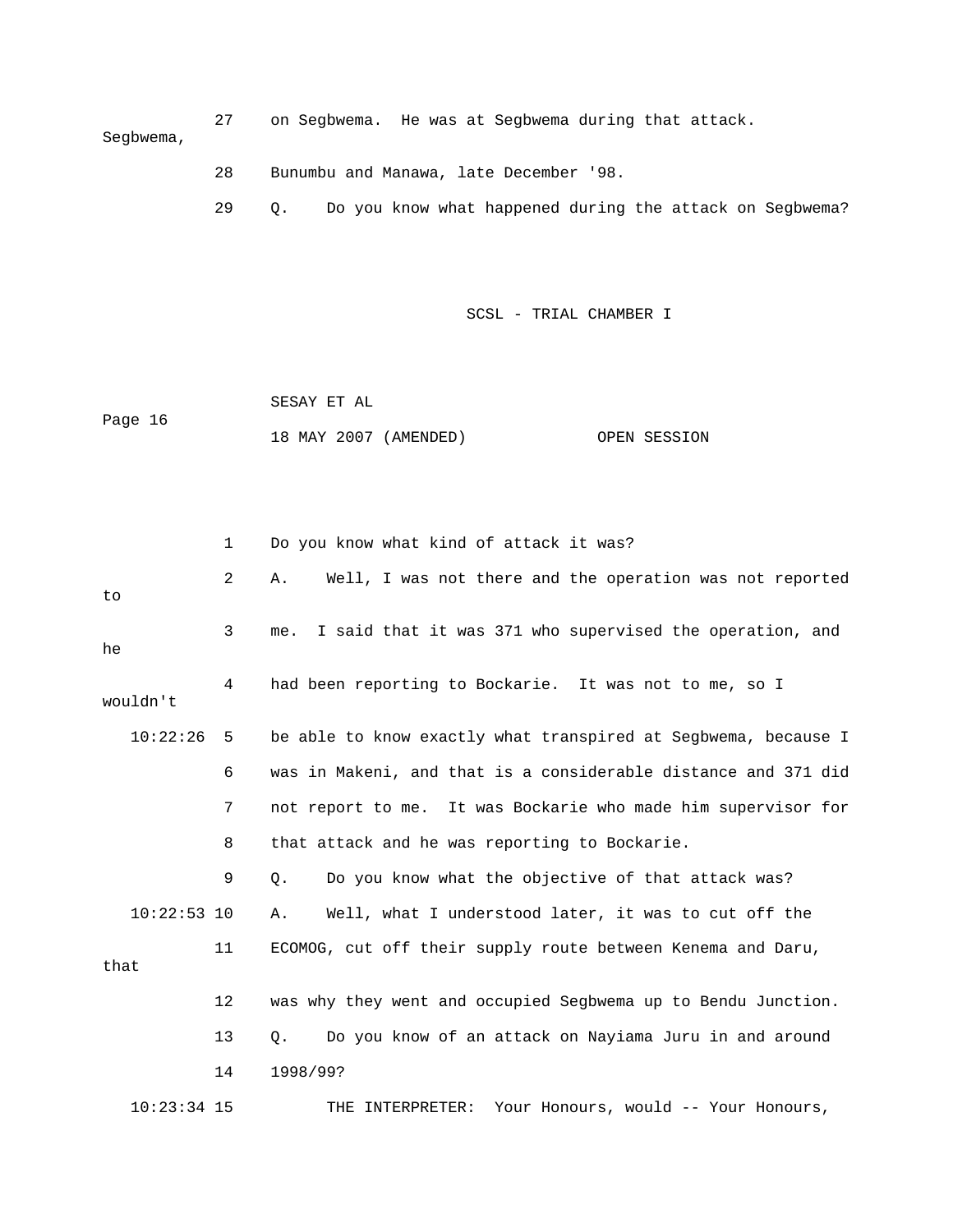27 on Segbwema. He was at Segbwema during that attack. Segbwema,

28 Bunumbu and Manawa, late December '98.

29 Q. Do you know what happened during the attack on Segbwema?

1 Do you know what kind of attack it was?

2 A. Well, I was not there and the operation was not reported to

3 me. I said that it was 371 who supervised the operation, and he

4 had been reporting to Bockarie. It was not to me, so I wouldn't

10:22:26 5 be able to know exactly what transpired at Segbwema, because I

6 was in Makeni, and that is a considerable distance and 371 did

7 not report to me. It was Bockarie who made him supervisor for

8 that attack and he was reporting to Bockarie.

9 Q. Do you know what the objective of that attack was?

10:22:53 10 A. Well, what I understood later, it was to cut off the

11 ECOMOG, cut off their supply route between Kenema and Daru, that

12 was why they went and occupied Segbwema up to Bendu Junction.

13 Q. Do you know of an attack on Nayiama Juru in and around

14 1998/99?

10:23:34 15 THE INTERPRETER: Your Honours, would -- Your Honours,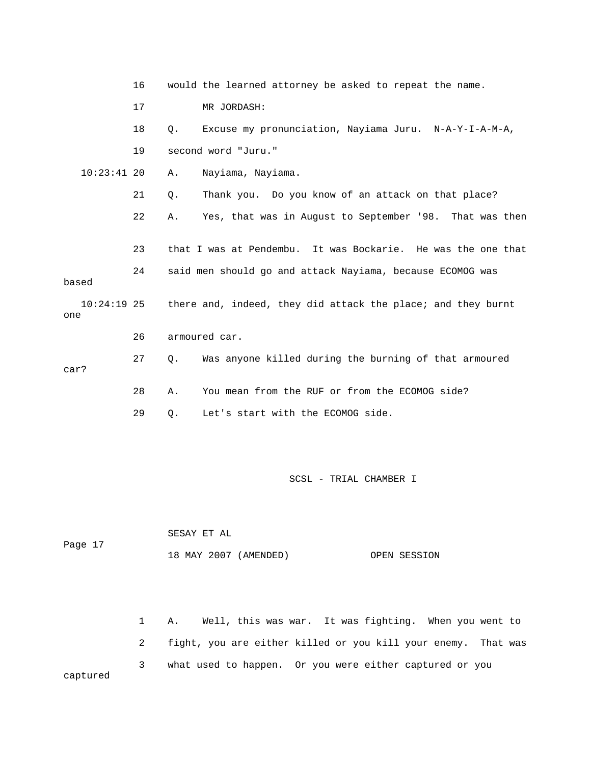16 would the learned attorney be asked to repeat the name.

17 MR JORDASH:

18 Q. Excuse my pronunciation, Nayiama Juru. N-A-Y-I-A-M-A,

19 second word "Juru."

10:23:41 20 A. Nayiama, Nayiama.

21 Q. Thank you. Do you know of an attack on that place?

22 A. Yes, that was in August to September '98. That was then

23 that I was at Pendembu. It was Bockarie. He was the one that

24 said men should go and attack Nayiama, because ECOMOG was based

10:24:19 25 there and, indeed, they did attack the place; and they burnt one

26 armoured car.

27 Q. Was anyone killed during the burning of that armoured car?

28 A. You mean from the RUF or from the ECOMOG side?

29 Q. Let's start with the ECOMOG side.

1 A. Well, this was war. It was fighting. When you went to

2 fight, you are either killed or you kill your enemy. That was

3 what used to happen. Or you were either captured or you captured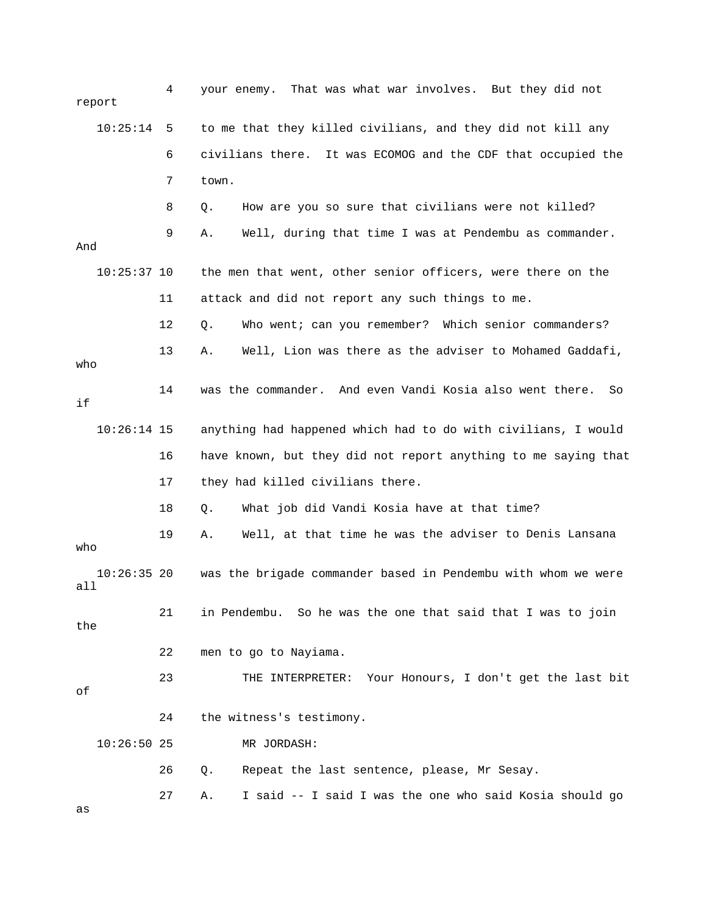4 your enemy. That was what war involves. But they did not report

10:25:14 5 to me that they killed civilians, and they did not kill any

6 civilians there. It was ECOMOG and the CDF that occupied the

7 town.

8 Q. How are you so sure that civilians were not killed?

9 A. Well, during that time I was at Pendembu as commander. And

10:25:37 10 the men that went, other senior officers, were there on the

11 attack and did not report any such things to me.

12 Q. Who went; can you remember? Which senior commanders?

13 A. Well, Lion was there as the adviser to Mohamed Gaddafi, who

14 was the commander. And even Vandi Kosia also went there. So if

10:26:14 15 anything had happened which had to do with civilians, I would

16 have known, but they did not report anything to me saying that

17 they had killed civilians there.

18 Q. What job did Vandi Kosia have at that time?

19 A. Well, at that time he was the adviser to Denis Lansana who

10:26:35 20 was the brigade commander based in Pendembu with whom we were all

21 in Pendembu. So he was the one that said that I was to join the

22 men to go to Nayiama.

23 THE INTERPRETER: Your Honours, I don't get the last bit of

24 the witness's testimony.

10:26:50 25 MR JORDASH:

26 Q. Repeat the last sentence, please, Mr Sesay.

27 A. I said -- I said I was the one who said Kosia should go as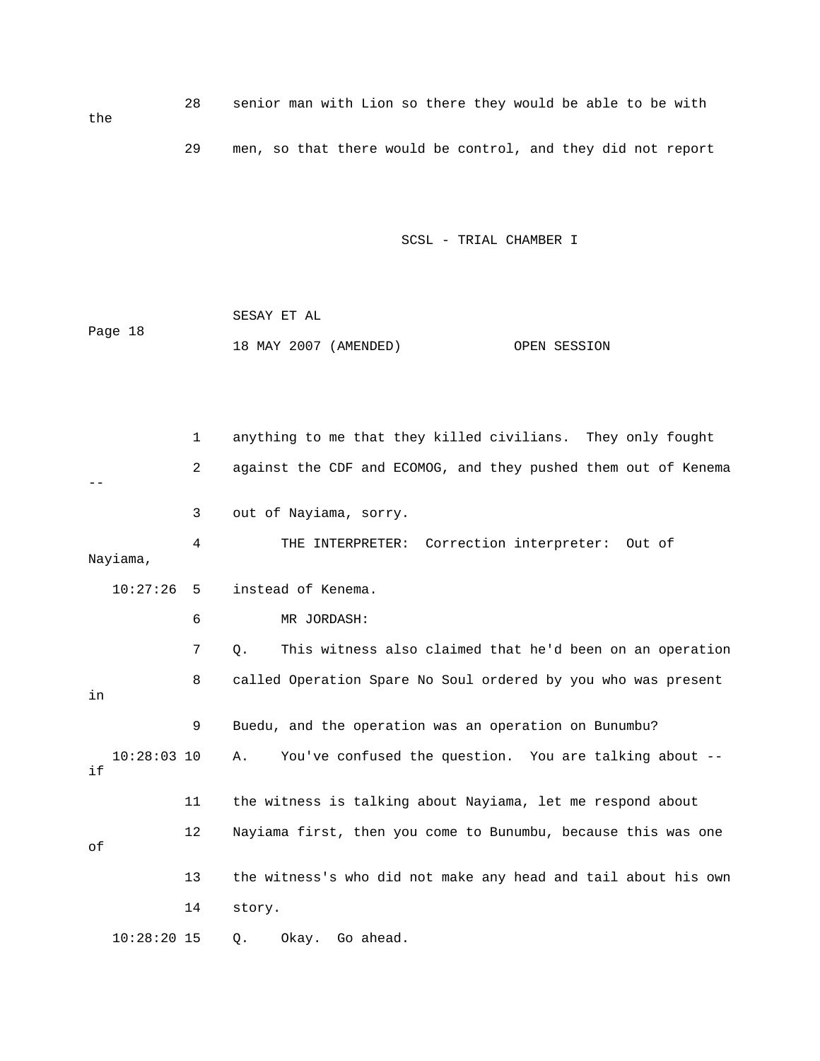28 senior man with Lion so there they would be able to be with the

29 men, so that there would be control, and they did not report

1 anything to me that they killed civilians. They only fought

2 against the CDF and ECOMOG, and they pushed them out of Kenema --

3 out of Nayiama, sorry.

4 THE INTERPRETER: Correction interpreter: Out of Nayiama,

10:27:26 5 instead of Kenema.

6 MR JORDASH:

7 Q. This witness also claimed that he'd been on an operation

8 called Operation Spare No Soul ordered by you who was present in

9 Buedu, and the operation was an operation on Bunumbu?

10:28:03 10 A. You've confused the question. You are talking about -- if

11 the witness is talking about Nayiama, let me respond about

12 Nayiama first, then you come to Bunumbu, because this was one of

13 the witness's who did not make any head and tail about his own

14 story.

10:28:20 15 Q. Okay. Go ahead.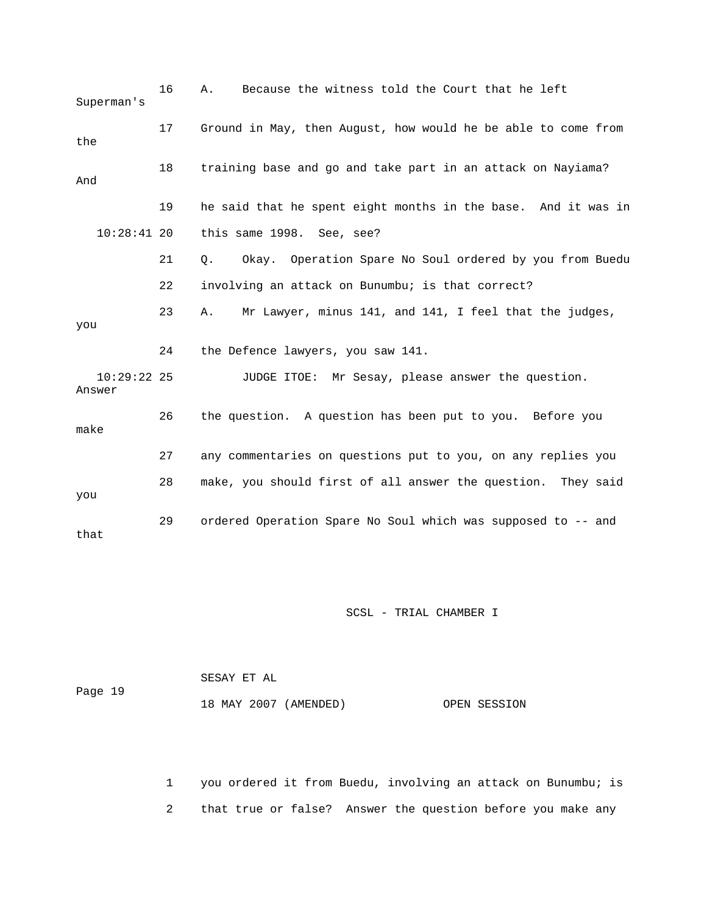16 A. Because the witness told the Court that he left Superman's

17 Ground in May, then August, how would he be able to come from the

18 training base and go and take part in an attack on Nayiama? And

19 he said that he spent eight months in the base. And it was in

10:28:41 20 this same 1998. See, see?

21 Q. Okay. Operation Spare No Soul ordered by you from Buedu

22 involving an attack on Bunumbu; is that correct?

23 A. Mr Lawyer, minus 141, and 141, I feel that the judges, you

24 the Defence lawyers, you saw 141.

10:29:22 25 JUDGE ITOE: Mr Sesay, please answer the question. Answer

26 the question. A question has been put to you. Before you make

27 any commentaries on questions put to you, on any replies you

28 make, you should first of all answer the question. They said you

29 ordered Operation Spare No Soul which was supposed to -- and that

1 you ordered it from Buedu, involving an attack on Bunumbu; is

2 that true or false? Answer the question before you make any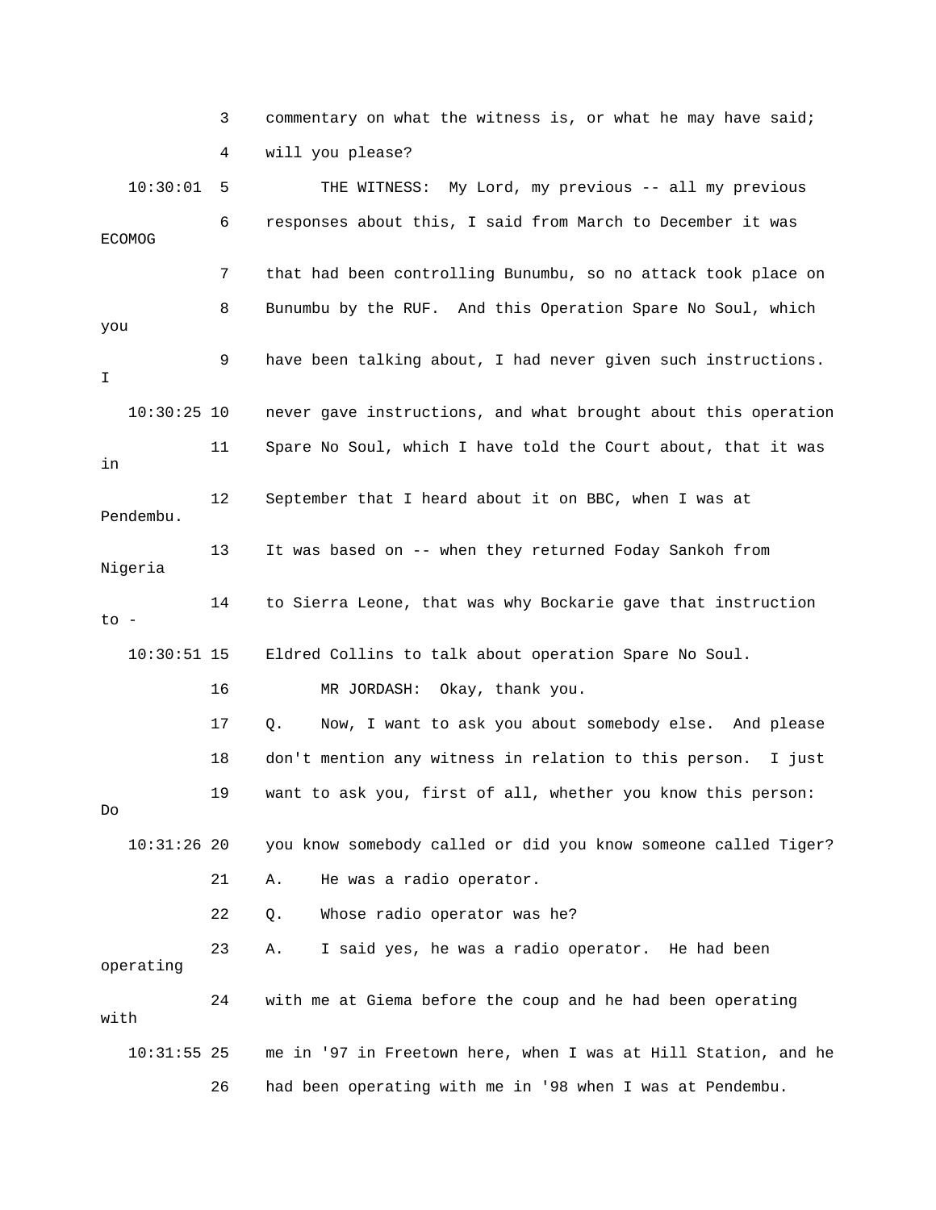3 commentary on what the witness is, or what he may have said;

4 will you please?

10:30:01 5 THE WITNESS: My Lord, my previous -- all my previous

6 responses about this, I said from March to December it was ECOMOG

7 that had been controlling Bunumbu, so no attack took place on

8 Bunumbu by the RUF. And this Operation Spare No Soul, which you

9 have been talking about, I had never given such instructions. I

10:30:25 10 never gave instructions, and what brought about this operation

11 Spare No Soul, which I have told the Court about, that it was in

12 September that I heard about it on BBC, when I was at Pendembu.

13 It was based on -- when they returned Foday Sankoh from Nigeria

14 to Sierra Leone, that was why Bockarie gave that instruction to -

10:30:51 15 Eldred Collins to talk about operation Spare No Soul.

16 MR JORDASH: Okay, thank you.

17 Q. Now, I want to ask you about somebody else. And please

18 don't mention any witness in relation to this person. I just

19 want to ask you, first of all, whether you know this person: Do

10:31:26 20 you know somebody called or did you know someone called Tiger?

21 A. He was a radio operator.

22 Q. Whose radio operator was he?

23 A. I said yes, he was a radio operator. He had been operating

24 with me at Giema before the coup and he had been operating with

10:31:55 25 me in '97 in Freetown here, when I was at Hill Station, and he

26 had been operating with me in '98 when I was at Pendembu.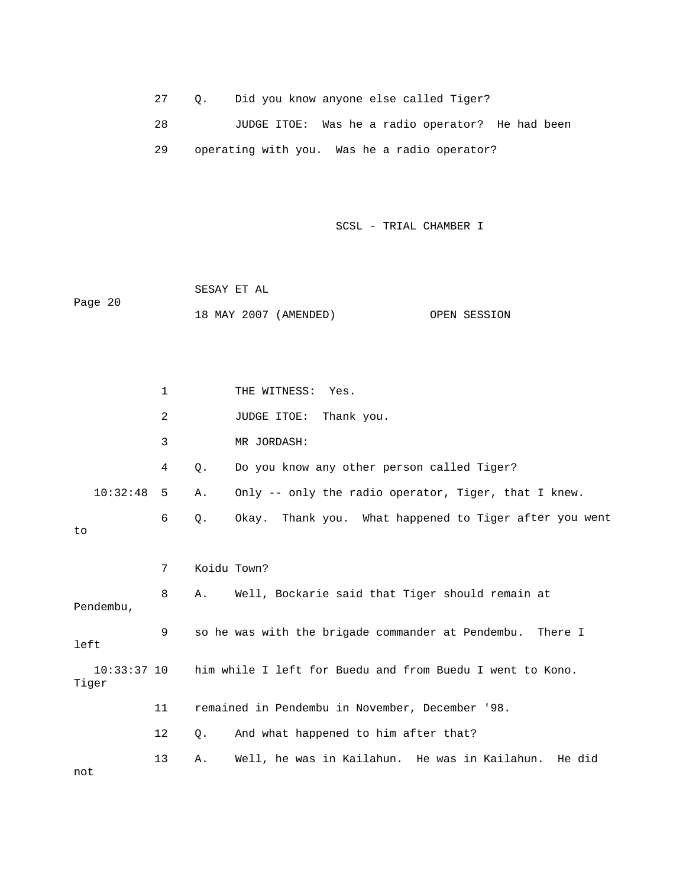27 Q. Did you know anyone else called Tiger?

28 JUDGE ITOE: Was he a radio operator? He had been

29 operating with you. Was he a radio operator?

1 THE WITNESS: Yes.

2 JUDGE ITOE: Thank you.

3 MR JORDASH:

4 Q. Do you know any other person called Tiger?

10:32:48 5 A. Only -- only the radio operator, Tiger, that I knew.

6 Q. Okay. Thank you. What happened to Tiger after you went to

7 Koidu Town?

8 A. Well, Bockarie said that Tiger should remain at Pendembu,

9 so he was with the brigade commander at Pendembu. There I left

10:33:37 10 him while I left for Buedu and from Buedu I went to Kono. Tiger

11 remained in Pendembu in November, December '98.

12 Q. And what happened to him after that?

13 A. Well, he was in Kailahun. He was in Kailahun. He did not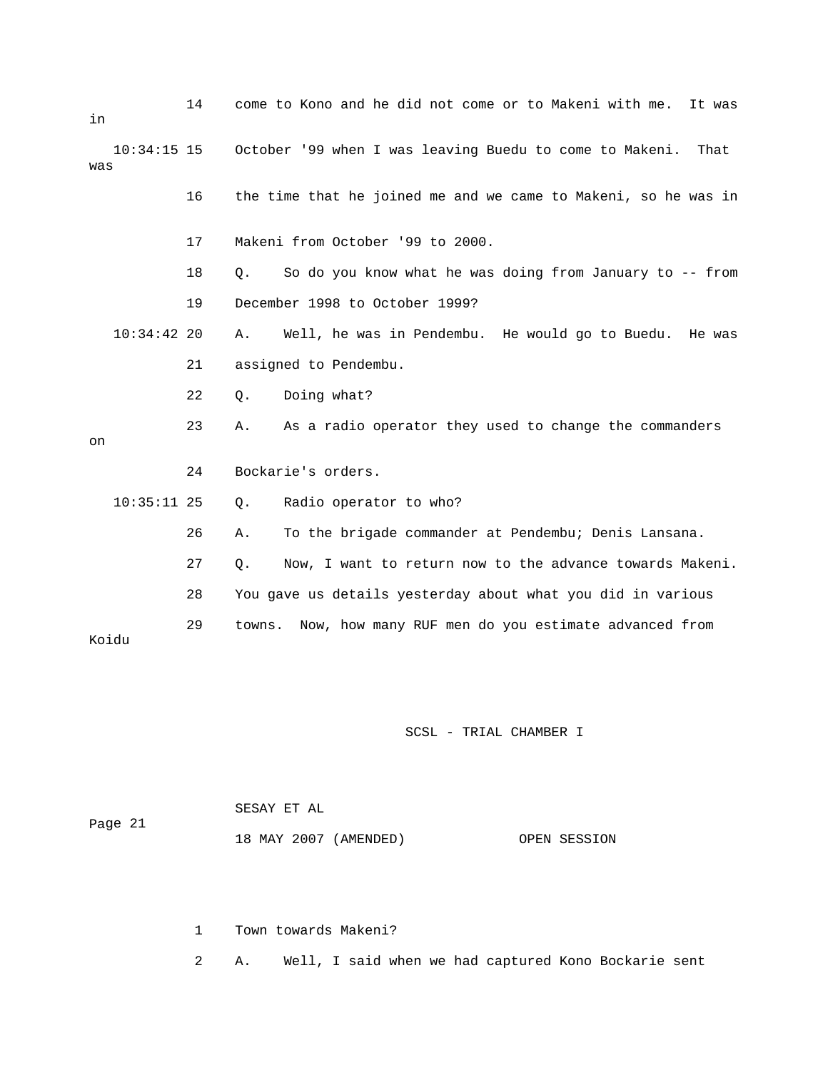14 come to Kono and he did not come or to Makeni with me. It was in

10:34:15 15 October '99 when I was leaving Buedu to come to Makeni. That was

16 the time that he joined me and we came to Makeni, so he was in

17 Makeni from October '99 to 2000.

18 Q. So do you know what he was doing from January to -- from

19 December 1998 to October 1999?

10:34:42 20 A. Well, he was in Pendembu. He would go to Buedu. He was

21 assigned to Pendembu.

22 Q. Doing what?

23 A. As a radio operator they used to change the commanders on

24 Bockarie's orders.

10:35:11 25 Q. Radio operator to who?

26 A. To the brigade commander at Pendembu; Denis Lansana.

27 Q. Now, I want to return now to the advance towards Makeni.

28 You gave us details yesterday about what you did in various

29 towns. Now, how many RUF men do you estimate advanced from Koidu

1 Town towards Makeni?

2 A. Well, I said when we had captured Kono Bockarie sent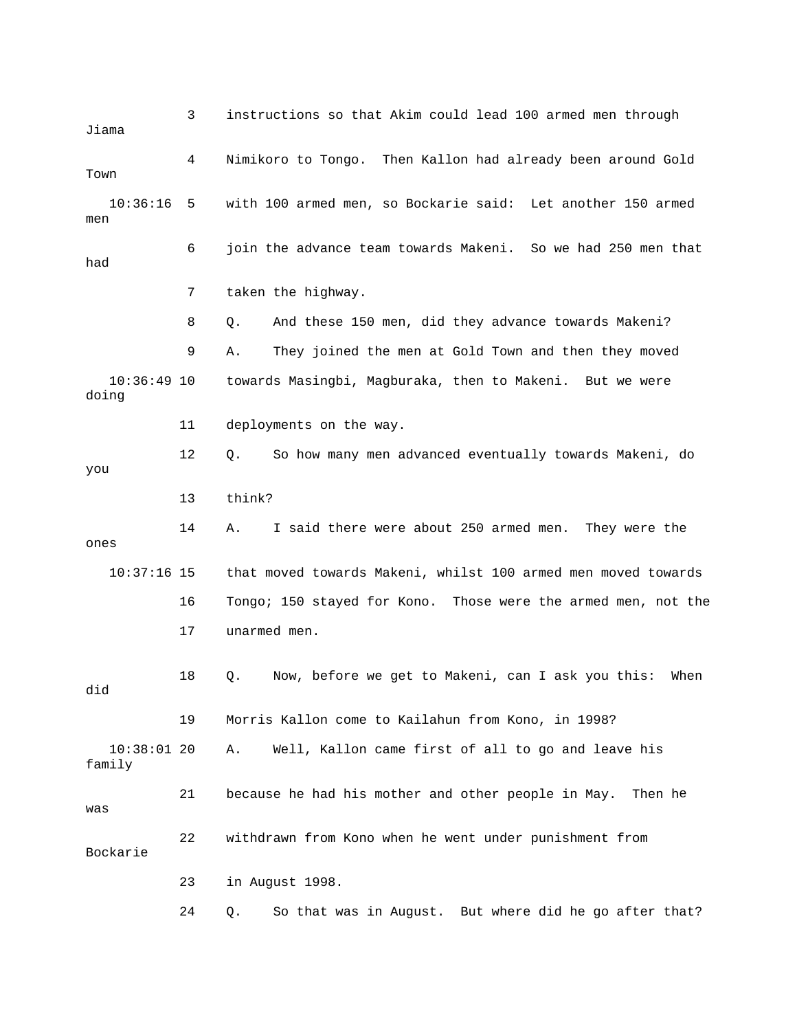3 instructions so that Akim could lead 100 armed men through Jiama

4 Nimikoro to Tongo. Then Kallon had already been around Gold Town

10:36:16 5 with 100 armed men, so Bockarie said: Let another 150 armed men

6 join the advance team towards Makeni. So we had 250 men that had

7 taken the highway.

8 Q. And these 150 men, did they advance towards Makeni?

9 A. They joined the men at Gold Town and then they moved

10:36:49 10 towards Masingbi, Magburaka, then to Makeni. But we were doing

11 deployments on the way.

12 Q. So how many men advanced eventually towards Makeni, do you

13 think?

14 A. I said there were about 250 armed men. They were the ones

10:37:16 15 that moved towards Makeni, whilst 100 armed men moved towards

16 Tongo; 150 stayed for Kono. Those were the armed men, not the

17 unarmed men.

18 Q. Now, before we get to Makeni, can I ask you this: When did

19 Morris Kallon come to Kailahun from Kono, in 1998?

10:38:01 20 A. Well, Kallon came first of all to go and leave his family

21 because he had his mother and other people in May. Then he was

22 withdrawn from Kono when he went under punishment from Bockarie

23 in August 1998.

24 Q. So that was in August. But where did he go after that?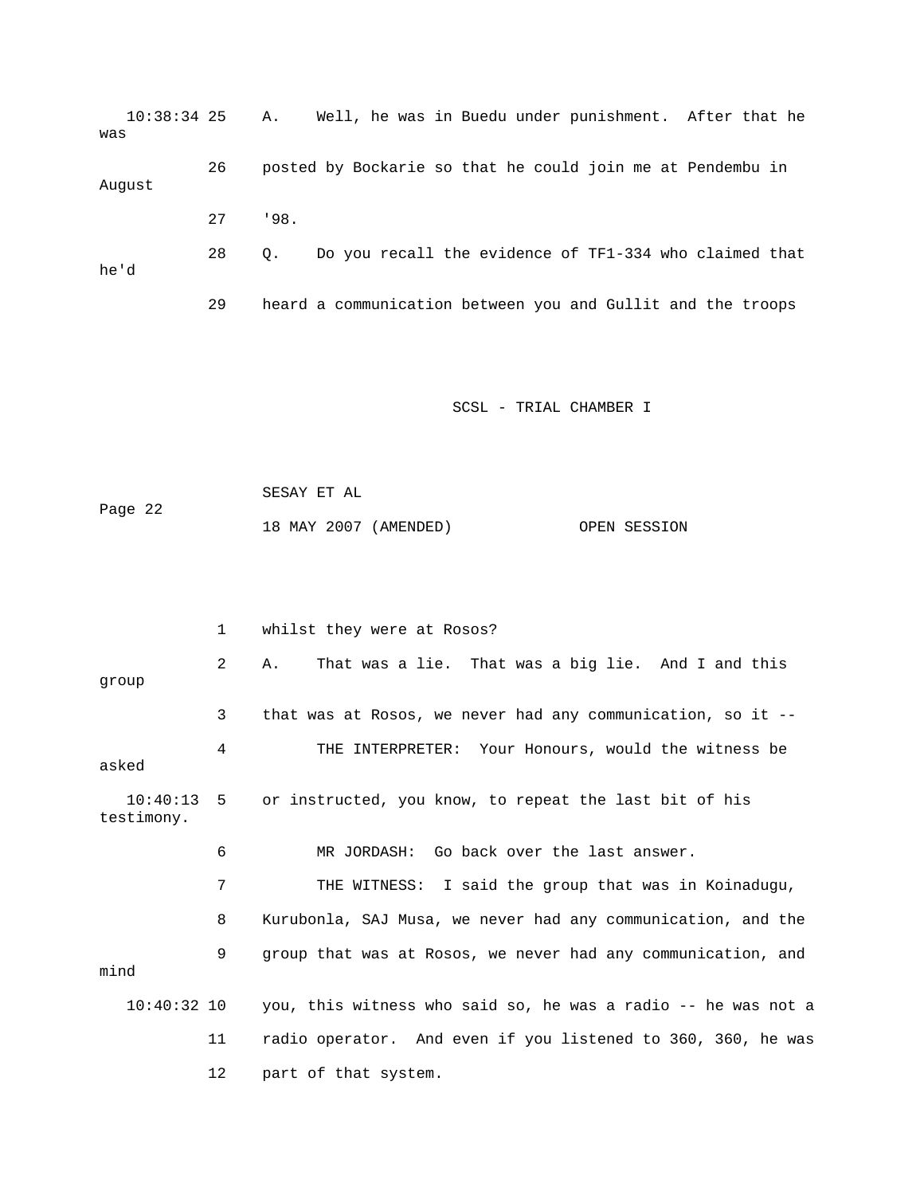10:38:34 25 A. Well, he was in Buedu under punishment. After that he was

26 posted by Bockarie so that he could join me at Pendembu in August

27 '98.

28 Q. Do you recall the evidence of TF1-334 who claimed that he'd

29 heard a communication between you and Gullit and the troops

1 whilst they were at Rosos?

2 A. That was a lie. That was a big lie. And I and this group

3 that was at Rosos, we never had any communication, so it --

4 THE INTERPRETER: Your Honours, would the witness be asked

10:40:13 5 or instructed, you know, to repeat the last bit of his testimony.

6 MR JORDASH: Go back over the last answer.

7 THE WITNESS: I said the group that was in Koinadugu,

8 Kurubonla, SAJ Musa, we never had any communication, and the

9 group that was at Rosos, we never had any communication, and mind

10:40:32 10 you, this witness who said so, he was a radio -- he was not a

11 radio operator. And even if you listened to 360, 360, he was

12 part of that system.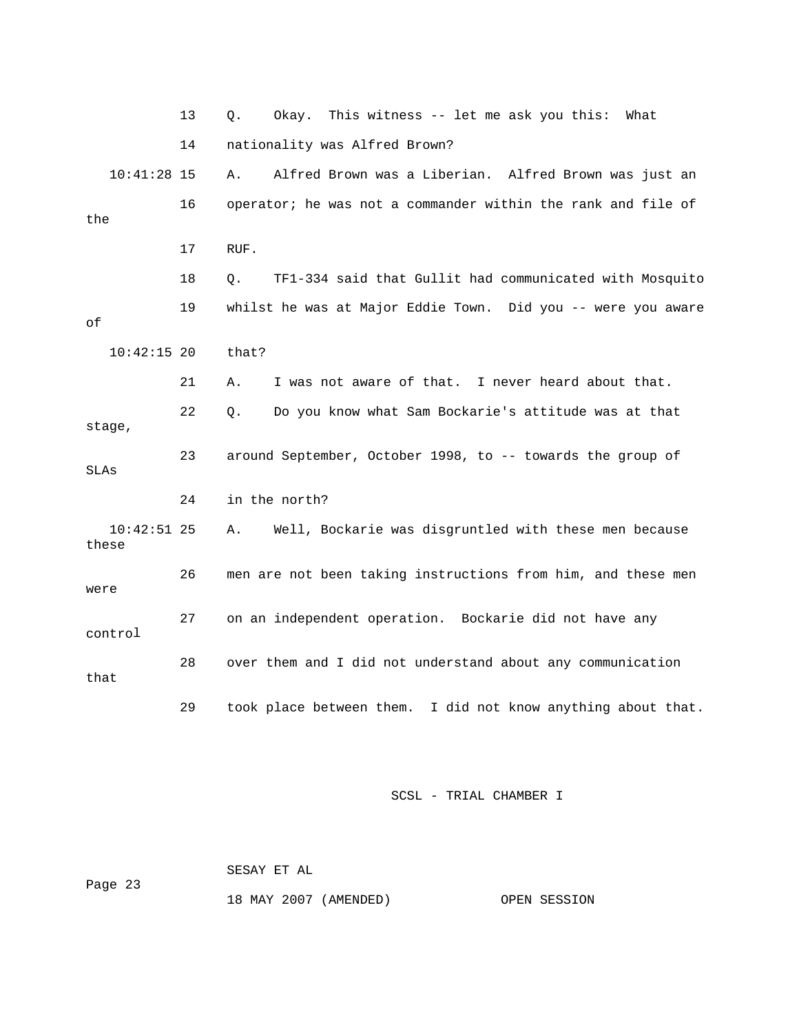13 Q. Okay. This witness -- let me ask you this: What

14 nationality was Alfred Brown?

10:41:28 15 A. Alfred Brown was a Liberian. Alfred Brown was just an

16 operator; he was not a commander within the rank and file of the

17 RUF.

18 Q. TF1-334 said that Gullit had communicated with Mosquito

19 whilst he was at Major Eddie Town. Did you -- were you aware of

10:42:15 20 that?

21 A. I was not aware of that. I never heard about that.

22 Q. Do you know what Sam Bockarie's attitude was at that stage,

23 around September, October 1998, to -- towards the group of SLAs

24 in the north?

10:42:51 25 A. Well, Bockarie was disgruntled with these men because these

26 men are not been taking instructions from him, and these men were

27 on an independent operation. Bockarie did not have any control

28 over them and I did not understand about any communication that

29 took place between them. I did not know anything about that.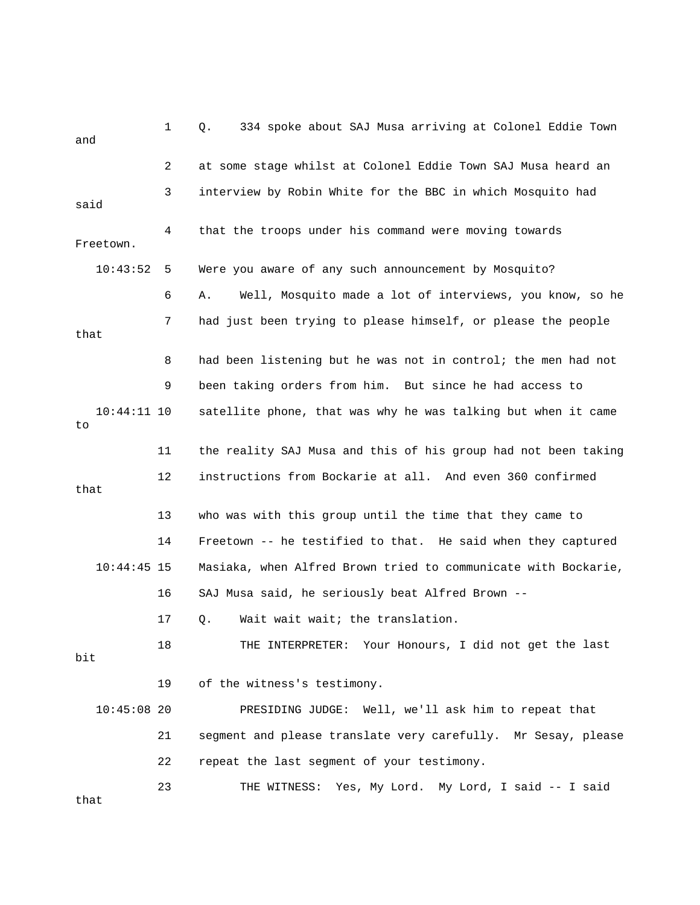1 Q. 334 spoke about SAJ Musa arriving at Colonel Eddie Town and

2 at some stage whilst at Colonel Eddie Town SAJ Musa heard an

3 interview by Robin White for the BBC in which Mosquito had said

4 that the troops under his command were moving towards Freetown.

10:43:52 5 Were you aware of any such announcement by Mosquito?

6 A. Well, Mosquito made a lot of interviews, you know, so he

7 had just been trying to please himself, or please the people that

8 had been listening but he was not in control; the men had not

9 been taking orders from him. But since he had access to

10:44:11 10 satellite phone, that was why he was talking but when it came to

11 the reality SAJ Musa and this of his group had not been taking

12 instructions from Bockarie at all. And even 360 confirmed that

13 who was with this group until the time that they came to

14 Freetown -- he testified to that. He said when they captured

10:44:45 15 Masiaka, when Alfred Brown tried to communicate with Bockarie,

16 SAJ Musa said, he seriously beat Alfred Brown --

17 Q. Wait wait wait; the translation.

18 THE INTERPRETER: Your Honours, I did not get the last bit

19 of the witness's testimony.

10:45:08 20 PRESIDING JUDGE: Well, we'll ask him to repeat that

21 segment and please translate very carefully. Mr Sesay, please

22 repeat the last segment of your testimony.

23 THE WITNESS: Yes, My Lord. My Lord, I said -- I said that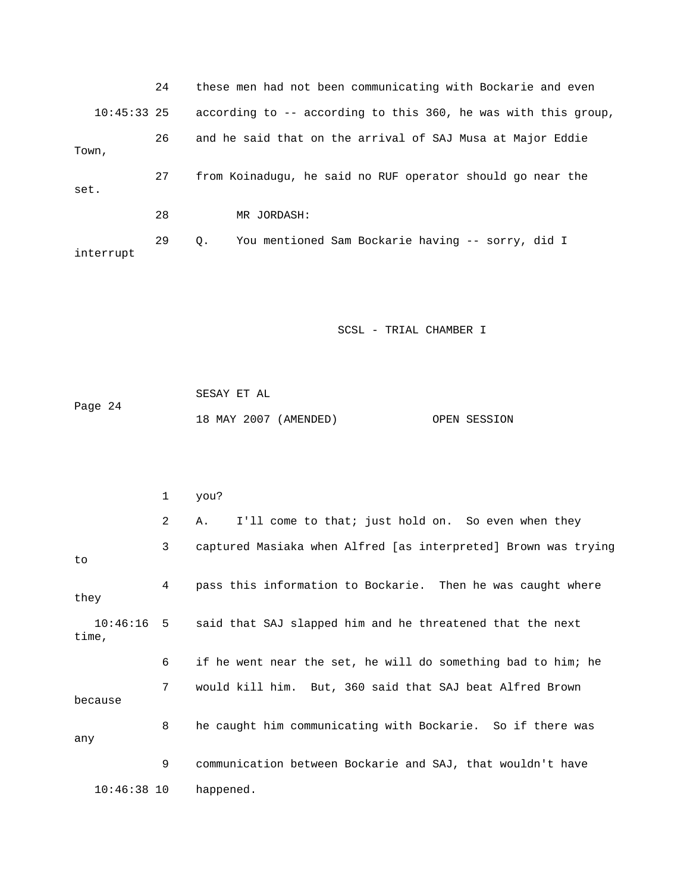24 these men had not been communicating with Bockarie and even

10:45:33 25 according to -- according to this 360, he was with this group,

26 and he said that on the arrival of SAJ Musa at Major Eddie Town,

27 from Koinadugu, he said no RUF operator should go near the set.

28 MR JORDASH:

29 Q. You mentioned Sam Bockarie having -- sorry, did I interrupt

1 you?

2 A. I'll come to that; just hold on. So even when they

3 captured Masiaka when Alfred [as interpreted] Brown was trying to

4 pass this information to Bockarie. Then he was caught where they

10:46:16 5 said that SAJ slapped him and he threatened that the next time,

6 if he went near the set, he will do something bad to him; he

7 would kill him. But, 360 said that SAJ beat Alfred Brown because

8 he caught him communicating with Bockarie. So if there was any

9 communication between Bockarie and SAJ, that wouldn't have

10:46:38 10 happened.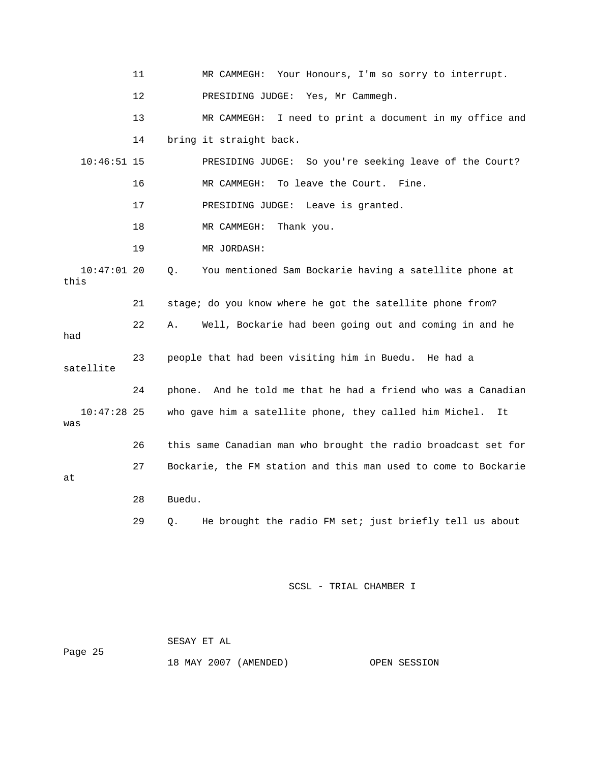11 MR CAMMEGH: Your Honours, I'm so sorry to interrupt.

12 PRESIDING JUDGE: Yes, Mr Cammegh.

13 MR CAMMEGH: I need to print a document in my office and

14 bring it straight back.

10:46:51 15 PRESIDING JUDGE: So you're seeking leave of the Court?

16 MR CAMMEGH: To leave the Court. Fine.

17 PRESIDING JUDGE: Leave is granted.

18 MR CAMMEGH: Thank you.

19 MR JORDASH:

10:47:01 20 Q. You mentioned Sam Bockarie having a satellite phone at this

21 stage; do you know where he got the satellite phone from?

22 A. Well, Bockarie had been going out and coming in and he had

23 people that had been visiting him in Buedu. He had a satellite

24 phone. And he told me that he had a friend who was a Canadian

10:47:28 25 who gave him a satellite phone, they called him Michel. It was

26 this same Canadian man who brought the radio broadcast set for

27 Bockarie, the FM station and this man used to come to Bockarie at

28 Buedu.

29 Q. He brought the radio FM set; just briefly tell us about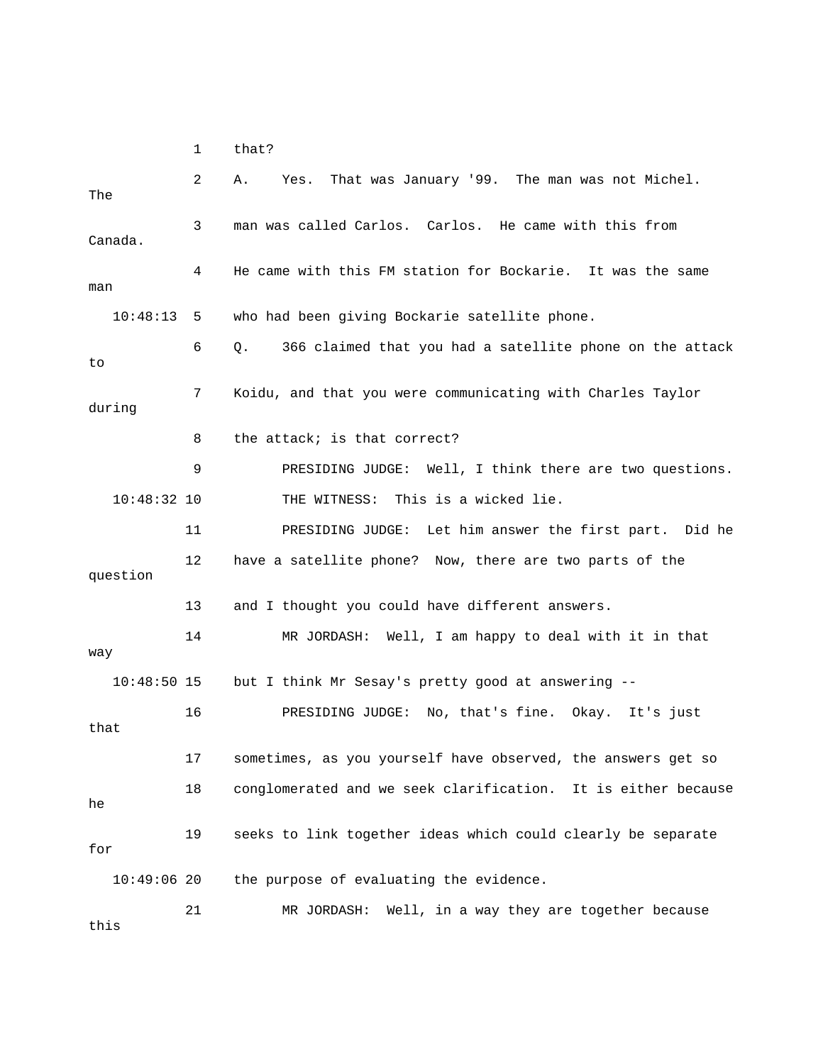1 that?

2 A. Yes. That was January '99. The man was not Michel. The

3 man was called Carlos. Carlos. He came with this from Canada.

4 He came with this FM station for Bockarie. It was the same man

10:48:13 5 who had been giving Bockarie satellite phone.

6 Q. 366 claimed that you had a satellite phone on the attack to

7 Koidu, and that you were communicating with Charles Taylor during

8 the attack; is that correct?

9 PRESIDING JUDGE: Well, I think there are two questions.

10:48:32 10 THE WITNESS: This is a wicked lie.

11 PRESIDING JUDGE: Let him answer the first part. Did he

12 have a satellite phone? Now, there are two parts of the question

13 and I thought you could have different answers.

14 MR JORDASH: Well, I am happy to deal with it in that way

10:48:50 15 but I think Mr Sesay's pretty good at answering --

16 PRESIDING JUDGE: No, that's fine. Okay. It's just that

17 sometimes, as you yourself have observed, the answers get so

18 conglomerated and we seek clarification. It is either because he

19 seeks to link together ideas which could clearly be separate for

10:49:06 20 the purpose of evaluating the evidence.

21 MR JORDASH: Well, in a way they are together because this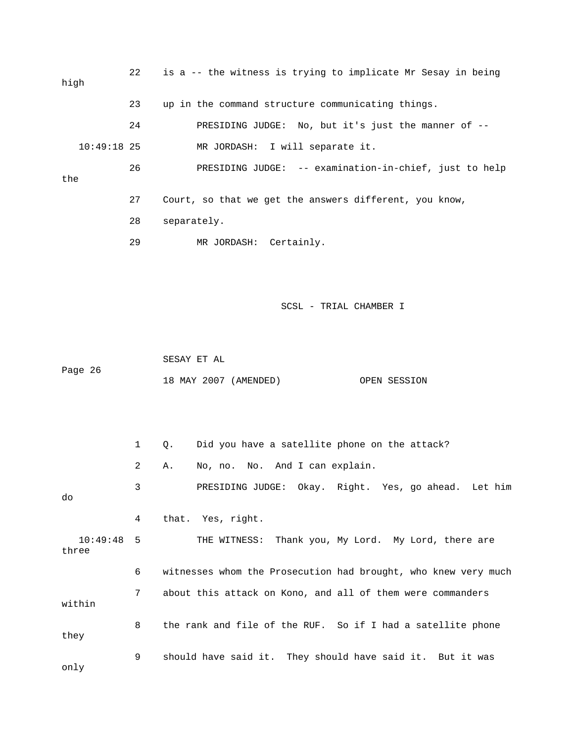22 is a -- the witness is trying to implicate Mr Sesay in being high

23 up in the command structure communicating things.

24 PRESIDING JUDGE: No, but it's just the manner of --

10:49:18 25 MR JORDASH: I will separate it.

26 PRESIDING JUDGE: -- examination-in-chief, just to help the

27 Court, so that we get the answers different, you know,

28 separately.

29 MR JORDASH: Certainly.

1 Q. Did you have a satellite phone on the attack?

2 A. No, no. No. And I can explain.

3 PRESIDING JUDGE: Okay. Right. Yes, go ahead. Let him do

4 that. Yes, right.

10:49:48 5 THE WITNESS: Thank you, My Lord. My Lord, there are three

6 witnesses whom the Prosecution had brought, who knew very much

7 about this attack on Kono, and all of them were commanders within

8 the rank and file of the RUF. So if I had a satellite phone they

9 should have said it. They should have said it. But it was only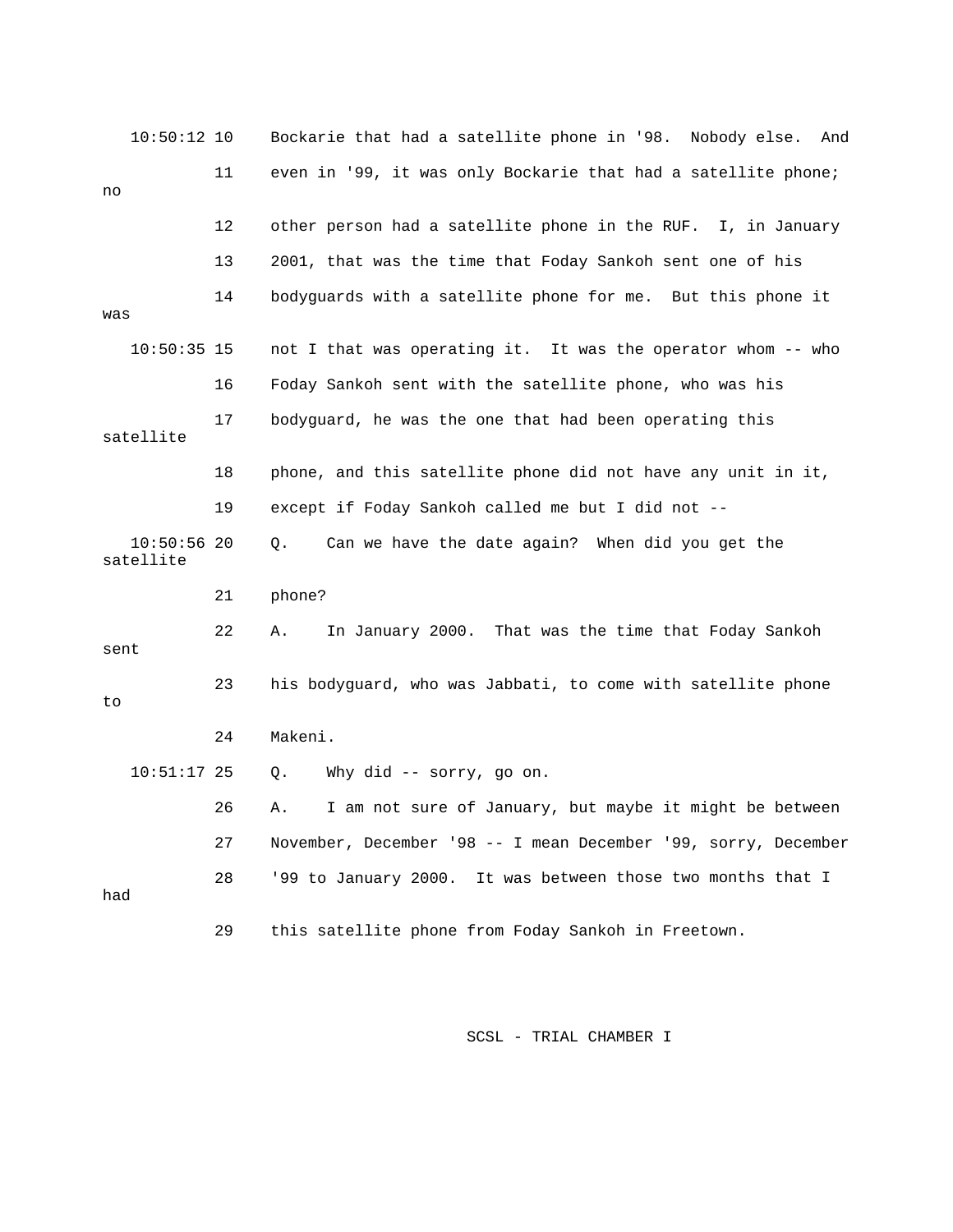10:50:12 10 Bockarie that had a satellite phone in '98. Nobody else. And

11 even in '99, it was only Bockarie that had a satellite phone; no

12 other person had a satellite phone in the RUF. I, in January

13 2001, that was the time that Foday Sankoh sent one of his

14 bodyguards with a satellite phone for me. But this phone it was

10:50:35 15 not I that was operating it. It was the operator whom -- who

16 Foday Sankoh sent with the satellite phone, who was his

17 bodyguard, he was the one that had been operating this satellite

18 phone, and this satellite phone did not have any unit in it,

19 except if Foday Sankoh called me but I did not --

10:50:56 20 Q. Can we have the date again? When did you get the satellite

21 phone?

22 A. In January 2000. That was the time that Foday Sankoh sent

23 his bodyguard, who was Jabbati, to come with satellite phone to

24 Makeni.

10:51:17 25 Q. Why did -- sorry, go on.

26 A. I am not sure of January, but maybe it might be between

27 November, December '98 -- I mean December '99, sorry, December

28 '99 to January 2000. It was between those two months that I had

29 this satellite phone from Foday Sankoh in Freetown.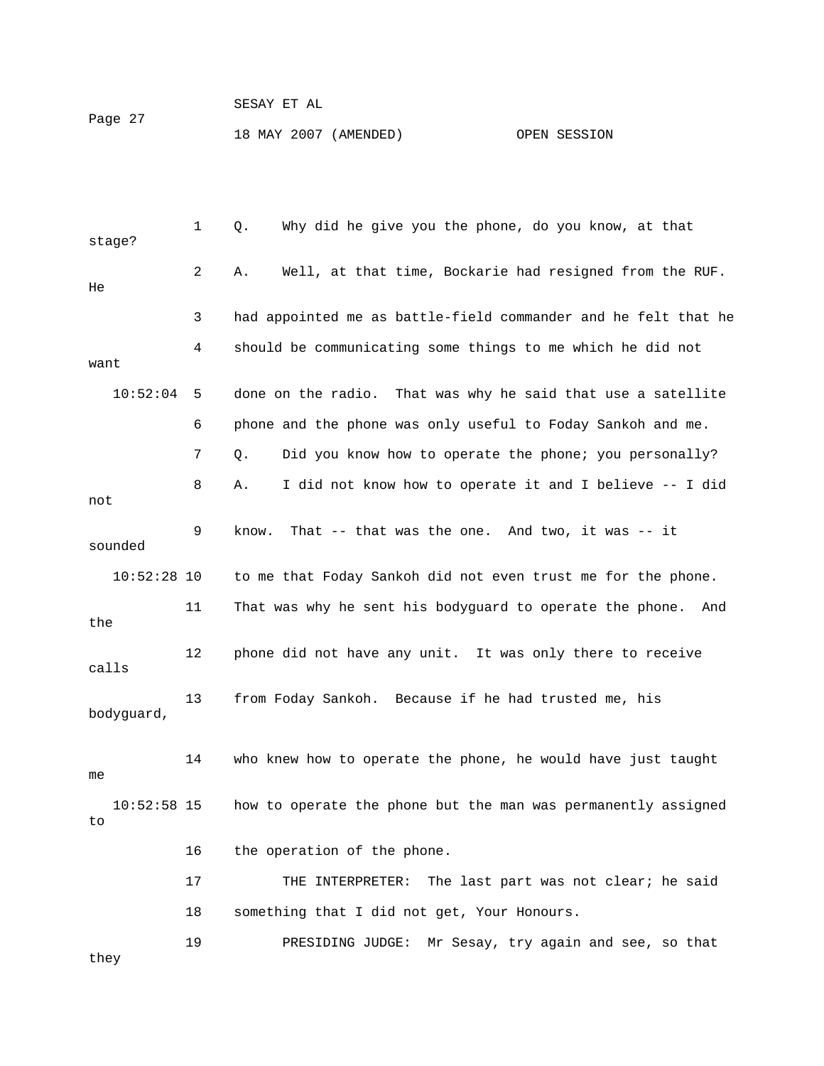1 Q. Why did he give you the phone, do you know, at that stage?

2 A. Well, at that time, Bockarie had resigned from the RUF. He

3 had appointed me as battle-field commander and he felt that he

4 should be communicating some things to me which he did not want

10:52:04 5 done on the radio. That was why he said that use a satellite

6 phone and the phone was only useful to Foday Sankoh and me.

7 Q. Did you know how to operate the phone; you personally?

8 A. I did not know how to operate it and I believe -- I did not

9 know. That -- that was the one. And two, it was -- it sounded

10:52:28 10 to me that Foday Sankoh did not even trust me for the phone.

11 That was why he sent his bodyguard to operate the phone. And the

12 phone did not have any unit. It was only there to receive calls

13 from Foday Sankoh. Because if he had trusted me, his bodyguard,

14 who knew how to operate the phone, he would have just taught me

10:52:58 15 how to operate the phone but the man was permanently assigned to

16 the operation of the phone.

17 THE INTERPRETER: The last part was not clear; he said

18 something that I did not get, Your Honours.

19 PRESIDING JUDGE: Mr Sesay, try again and see, so that they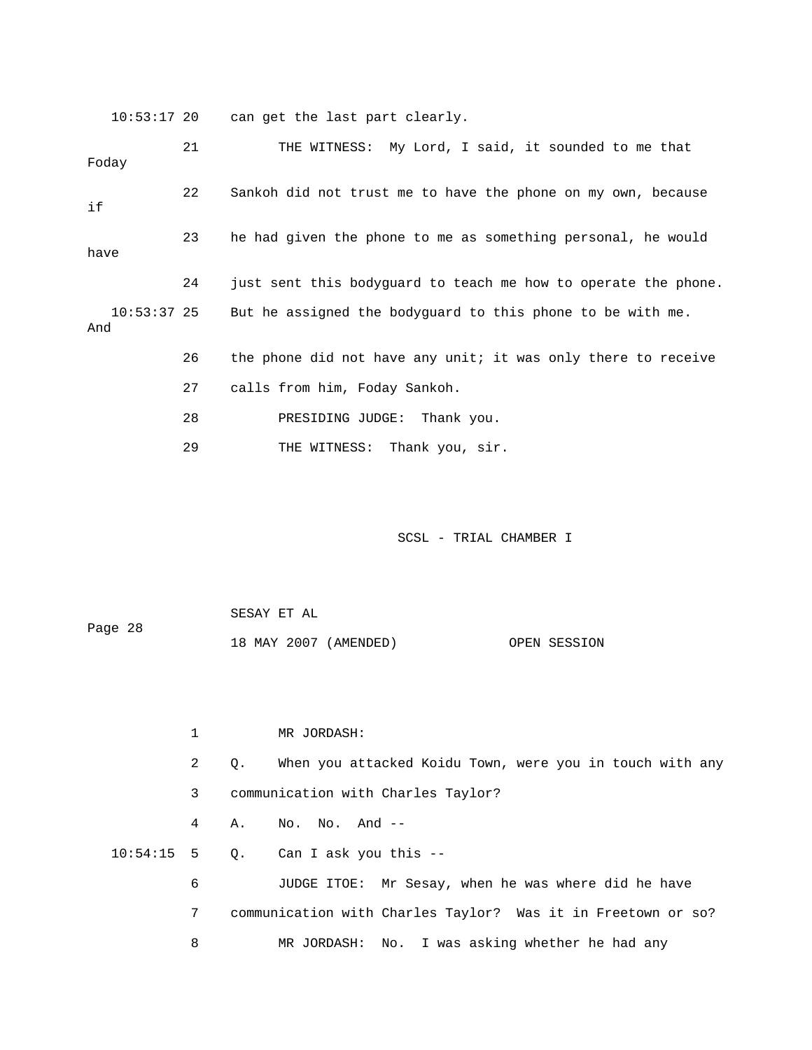10:53:17 20 can get the last part clearly.

21 THE WITNESS: My Lord, I said, it sounded to me that Foday

22 Sankoh did not trust me to have the phone on my own, because if

23 he had given the phone to me as something personal, he would have

24 just sent this bodyguard to teach me how to operate the phone.

10:53:37 25 But he assigned the bodyguard to this phone to be with me. And

26 the phone did not have any unit; it was only there to receive

27 calls from him, Foday Sankoh.

28 PRESIDING JUDGE: Thank you.

29 THE WITNESS: Thank you, sir.

1 MR JORDASH:

2 Q. When you attacked Koidu Town, were you in touch with any

3 communication with Charles Taylor?

4 A. No. No. And --

10:54:15 5 Q. Can I ask you this --

6 JUDGE ITOE: Mr Sesay, when he was where did he have

7 communication with Charles Taylor? Was it in Freetown or so?

8 MR JORDASH: No. I was asking whether he had any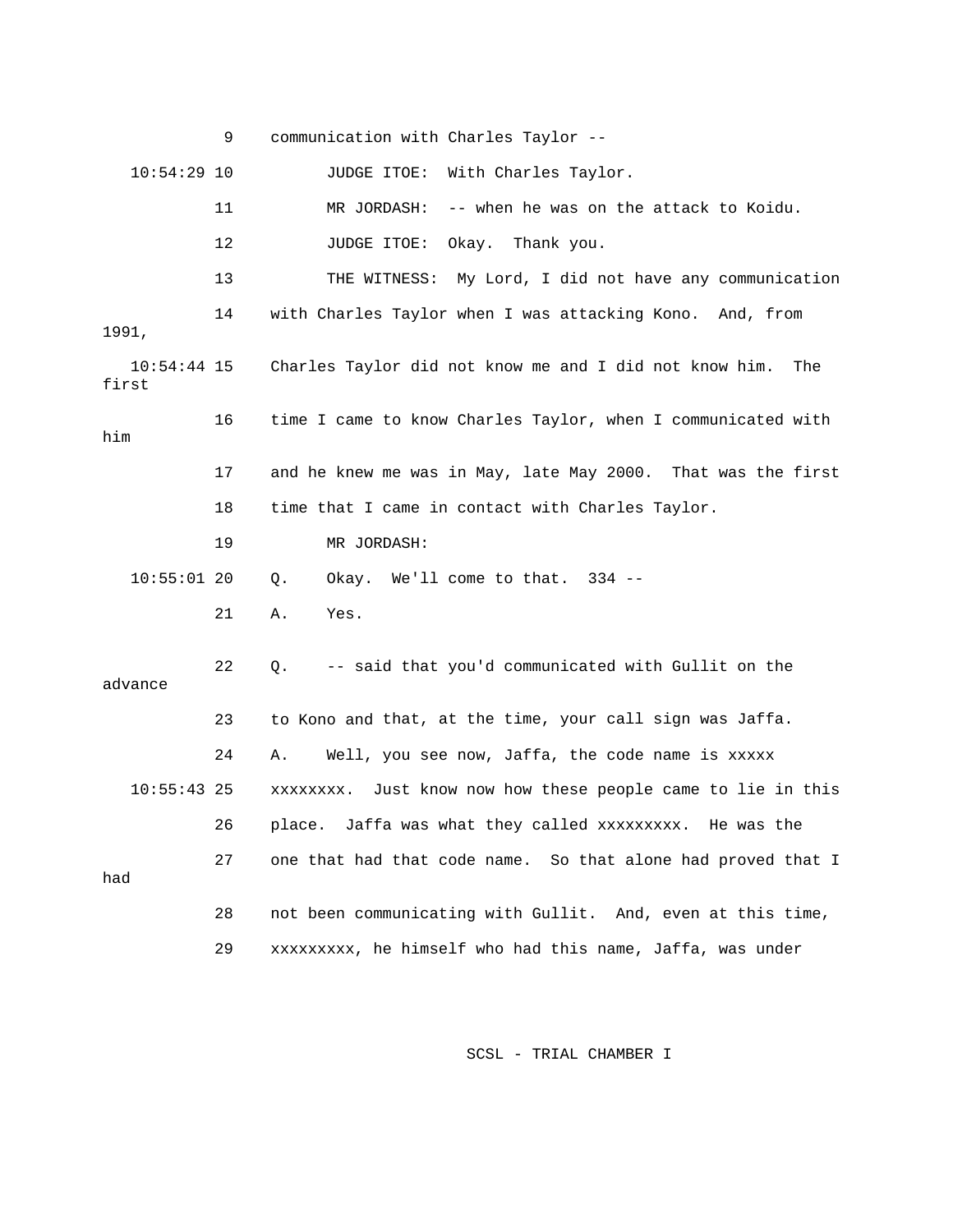9 communication with Charles Taylor --

10:54:29 10 JUDGE ITOE: With Charles Taylor.

11 MR JORDASH: -- when he was on the attack to Koidu.

12 JUDGE ITOE: Okay. Thank you.

13 THE WITNESS: My Lord, I did not have any communication

14 with Charles Taylor when I was attacking Kono. And, from 1991,

10:54:44 15 Charles Taylor did not know me and I did not know him. The first

16 time I came to know Charles Taylor, when I communicated with him

17 and he knew me was in May, late May 2000. That was the first

18 time that I came in contact with Charles Taylor.

19 MR JORDASH:

10:55:01 20 Q. Okay. We'll come to that. 334 --

21 A. Yes.

22 Q. -- said that you'd communicated with Gullit on the advance

23 to Kono and that, at the time, your call sign was Jaffa.

24 A. Well, you see now, Jaffa, the code name is xxxxx

10:55:43 25 xxxxxxxx. Just know now how these people came to lie in this

26 place. Jaffa was what they called xxxxxxxxx. He was the

27 one that had that code name. So that alone had proved that I had

28 not been communicating with Gullit. And, even at this time,

29 xxxxxxxxx, he himself who had this name, Jaffa, was under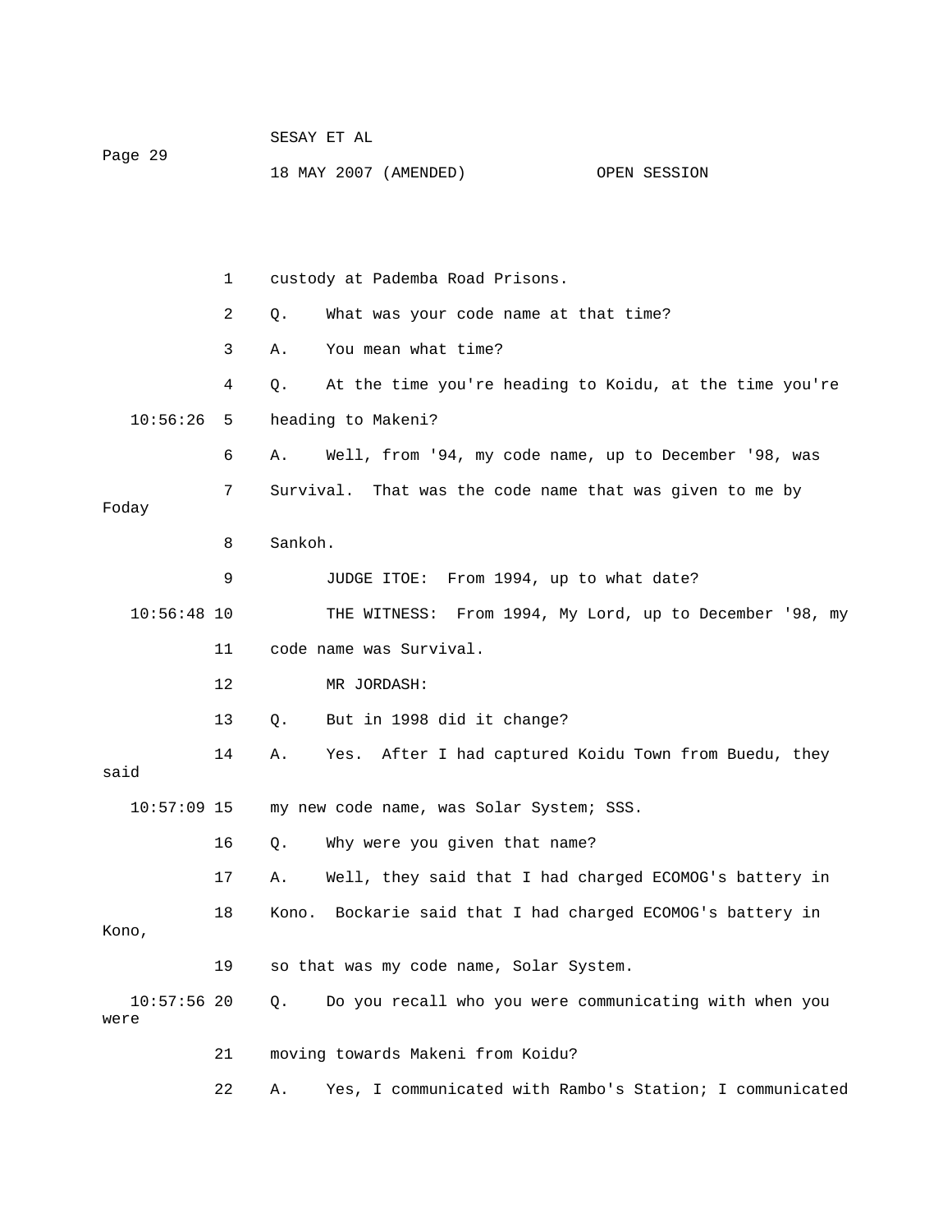custody at Pademba Road Prisons.

Q. What was your code name at that time?

A. You mean what time?

Q. At the time you're heading to Koidu, at the time you're heading to Makeni?

A. Well, from '94, my code name, up to December '98, was Survival. That was the code name that was given to me by Foday Sankoh.

JUDGE ITOE: From 1994, up to what date?

THE WITNESS: From 1994, My Lord, up to December '98, my code name was Survival.

MR JORDASH:

Q. But in 1998 did it change?

A. Yes. After I had captured Koidu Town from Buedu, they said my new code name, was Solar System; SSS.

Q. Why were you given that name?

A. Well, they said that I had charged ECOMOG's battery in Kono. Bockarie said that I had charged ECOMOG's battery in Kono, so that was my code name, Solar System.

Q. Do you recall who you were communicating with when you were moving towards Makeni from Koidu?

A. Yes, I communicated with Rambo's Station; I communicated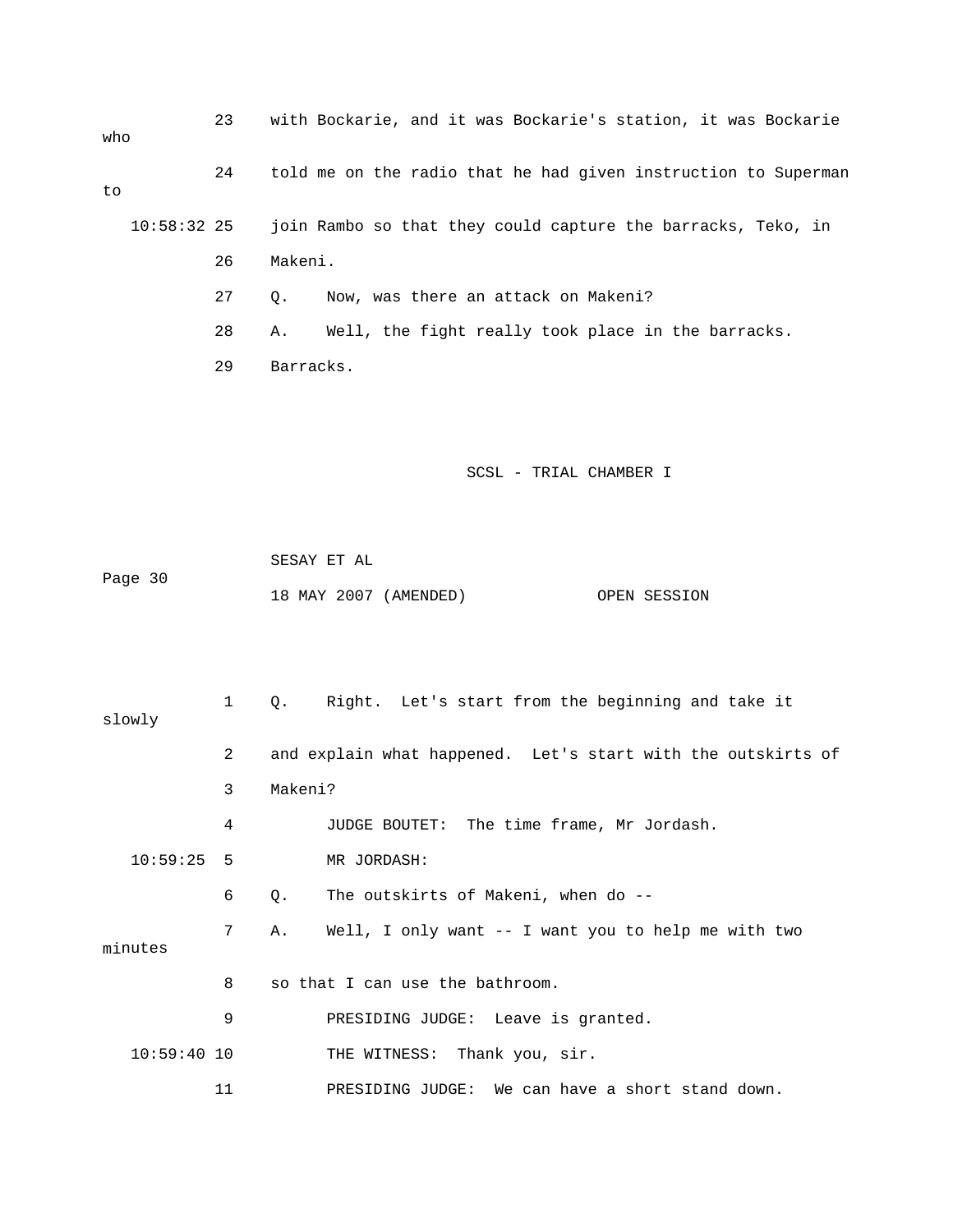23 with Bockarie, and it was Bockarie's station, it was Bockarie who

24 told me on the radio that he had given instruction to Superman to

10:58:32 25 join Rambo so that they could capture the barracks, Teko, in

26 Makeni.

27 Q. Now, was there an attack on Makeni?

28 A. Well, the fight really took place in the barracks.

29 Barracks.

SCSL - TRIAL CHAMBER I

SESAY ET AL

Page 30

18 MAY 2007 (AMENDED) OPEN SESSION

1 Q. Right. Let's start from the beginning and take it slowly

2 and explain what happened. Let's start with the outskirts of

3 Makeni?

4 JUDGE BOUTET: The time frame, Mr Jordash.

10:59:25 5 MR JORDASH:

6 Q. The outskirts of Makeni, when do --

7 A. Well, I only want -- I want you to help me with two minutes

8 so that I can use the bathroom.

9 PRESIDING JUDGE: Leave is granted.

10:59:40 10 THE WITNESS: Thank you, sir.

11 PRESIDING JUDGE: We can have a short stand down.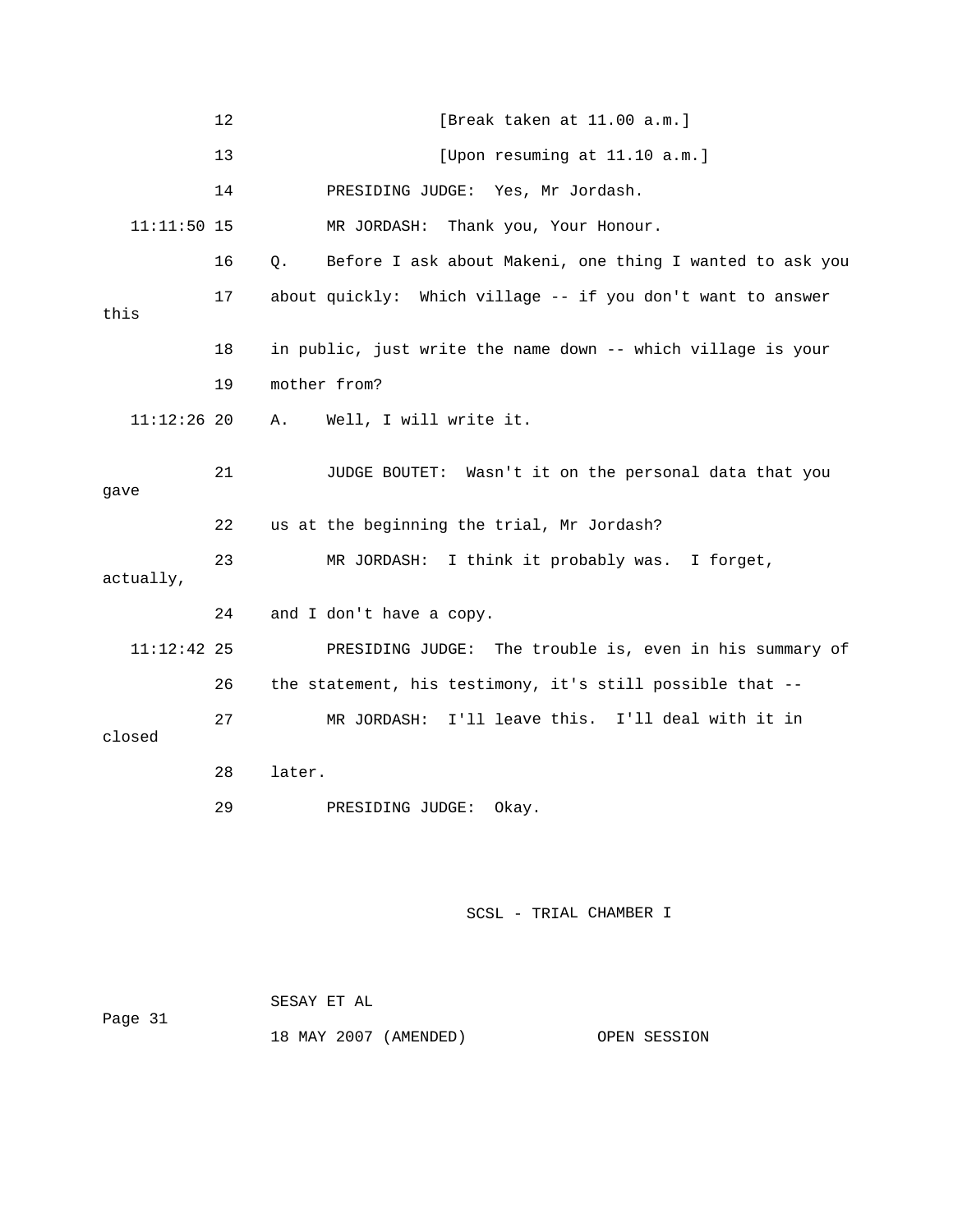12 [Break taken at 11.00 a.m.]

13 [Upon resuming at 11.10 a.m.]

14 PRESIDING JUDGE: Yes, Mr Jordash.

11:11:50 15 MR JORDASH: Thank you, Your Honour.

16 Q. Before I ask about Makeni, one thing I wanted to ask you

17 about quickly: Which village -- if you don't want to answer this

18 in public, just write the name down -- which village is your

19 mother from?

11:12:26 20 A. Well, I will write it.

21 JUDGE BOUTET: Wasn't it on the personal data that you gave

22 us at the beginning the trial, Mr Jordash?

23 MR JORDASH: I think it probably was. I forget, actually,

24 and I don't have a copy.

11:12:42 25 PRESIDING JUDGE: The trouble is, even in his summary of

26 the statement, his testimony, it's still possible that --

27 MR JORDASH: I'll leave this. I'll deal with it in closed

28 later.

29 PRESIDING JUDGE: Okay.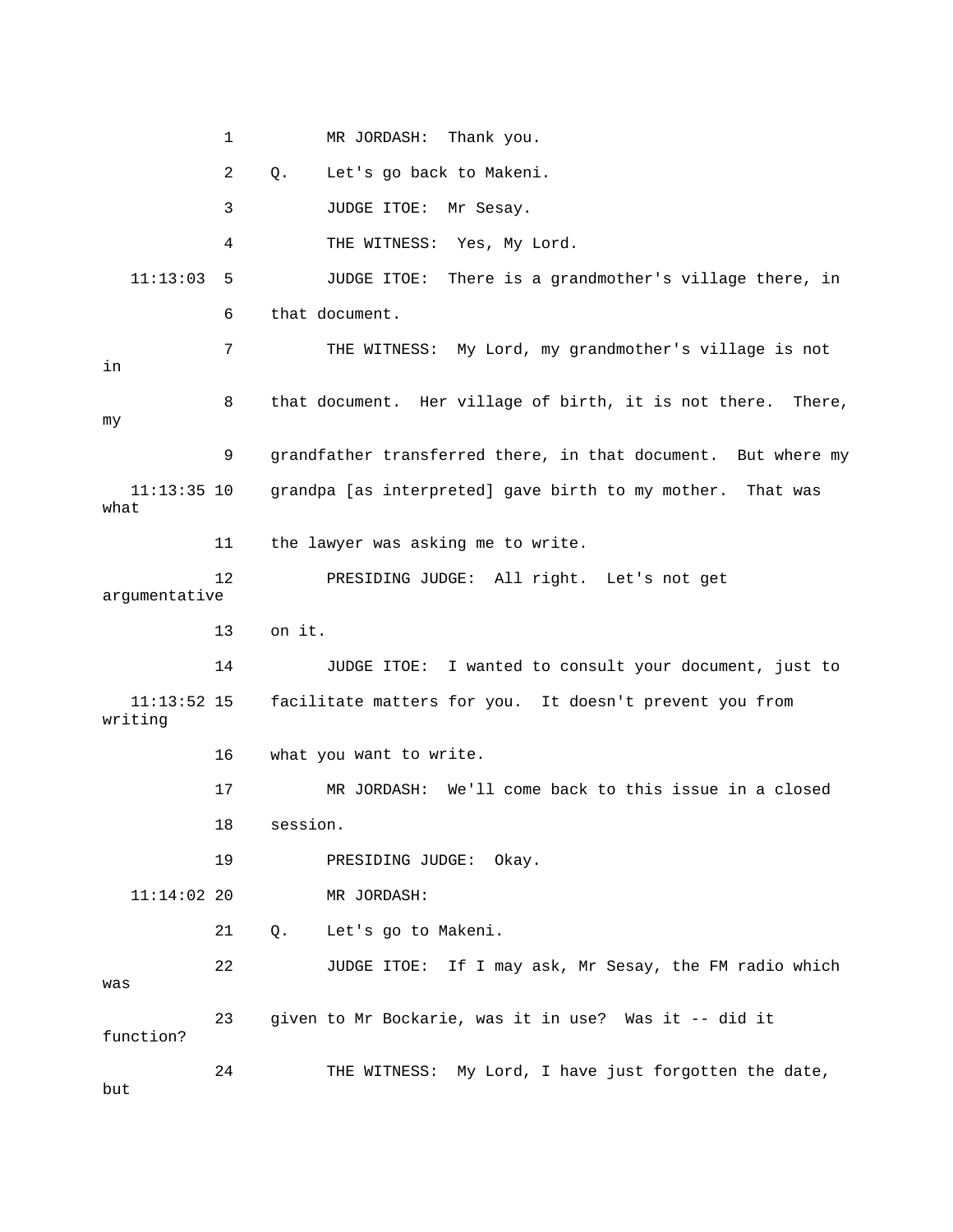1 MR JORDASH: Thank you.

2 Q. Let's go back to Makeni.

3 JUDGE ITOE: Mr Sesay.

4 THE WITNESS: Yes, My Lord.

11:13:03 5 JUDGE ITOE: There is a grandmother's village there, in

6 that document.

7 THE WITNESS: My Lord, my grandmother's village is not in

8 that document. Her village of birth, it is not there. There, my

9 grandfather transferred there, in that document. But where my

11:13:35 10 grandpa [as interpreted] gave birth to my mother. That was what

11 the lawyer was asking me to write.

12 PRESIDING JUDGE: All right. Let's not get argumentative

13 on it.

14 JUDGE ITOE: I wanted to consult your document, just to

11:13:52 15 facilitate matters for you. It doesn't prevent you from writing

16 what you want to write.

17 MR JORDASH: We'll come back to this issue in a closed

18 session.

19 PRESIDING JUDGE: Okay.

11:14:02 20 MR JORDASH:

21 Q. Let's go to Makeni.

22 JUDGE ITOE: If I may ask, Mr Sesay, the FM radio which was

23 given to Mr Bockarie, was it in use? Was it -- did it function?

24 THE WITNESS: My Lord, I have just forgotten the date, but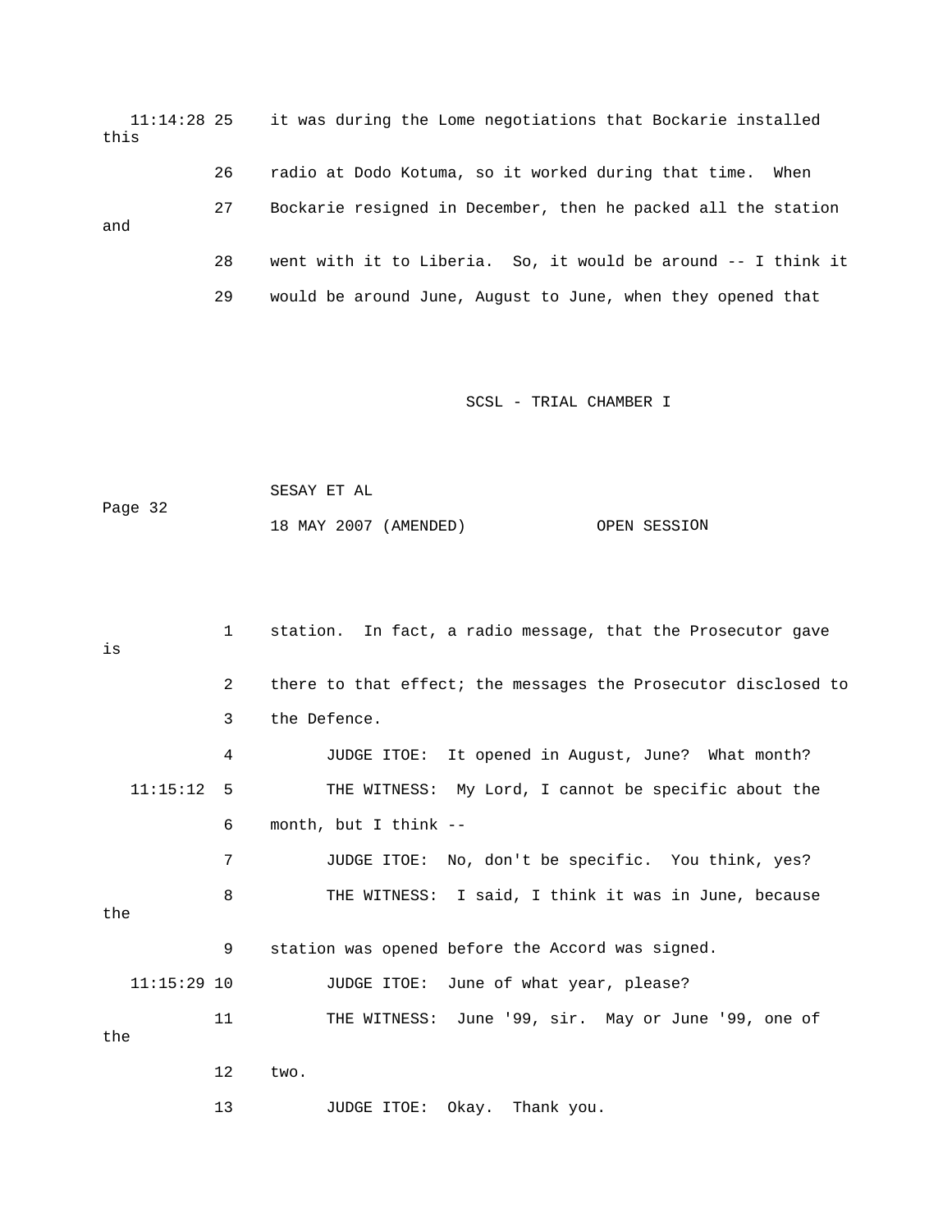11:14:28 25 it was during the Lome negotiations that Bockarie installed this

26 radio at Dodo Kotuma, so it worked during that time. When

27 Bockarie resigned in December, then he packed all the station and

28 went with it to Liberia. So, it would be around -- I think it

29 would be around June, August to June, when they opened that

1 station. In fact, a radio message, that the Prosecutor gave is

2 there to that effect; the messages the Prosecutor disclosed to

3 the Defence.

4 JUDGE ITOE: It opened in August, June? What month?

11:15:12 5 THE WITNESS: My Lord, I cannot be specific about the

6 month, but I think --

7 JUDGE ITOE: No, don't be specific. You think, yes?

8 THE WITNESS: I said, I think it was in June, because the

9 station was opened before the Accord was signed.

11:15:29 10 JUDGE ITOE: June of what year, please?

11 THE WITNESS: June '99, sir. May or June '99, one of the

12 two.

13 JUDGE ITOE: Okay. Thank you.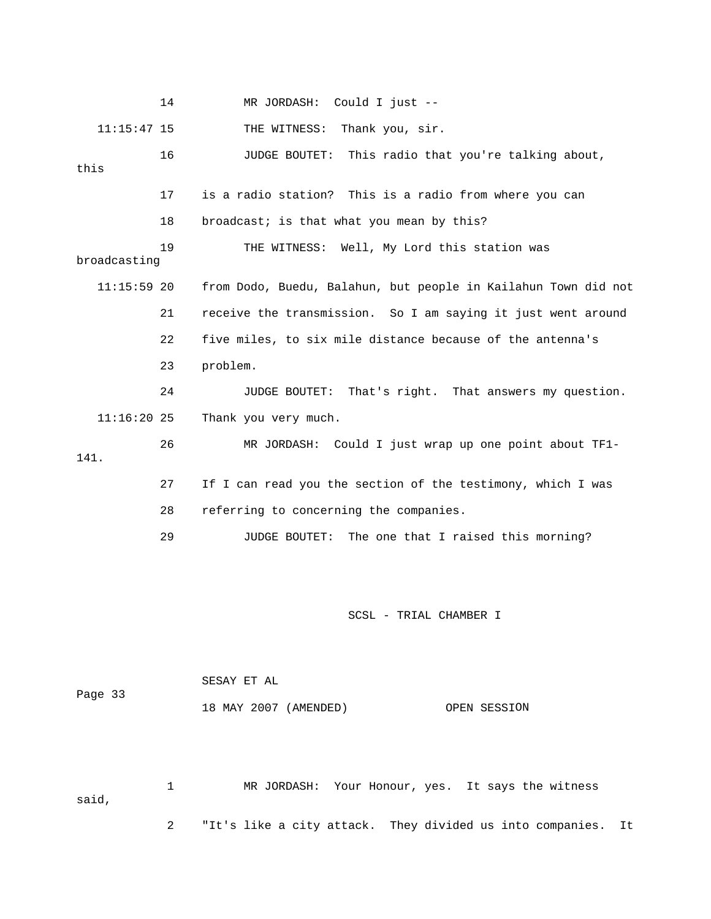14 MR JORDASH: Could I just --

11:15:47 15 THE WITNESS: Thank you, sir.

16 JUDGE BOUTET: This radio that you're talking about, this

17 is a radio station? This is a radio from where you can

18 broadcast; is that what you mean by this?

19 THE WITNESS: Well, My Lord this station was broadcasting

11:15:59 20 from Dodo, Buedu, Balahun, but people in Kailahun Town did not

21 receive the transmission. So I am saying it just went around

22 five miles, to six mile distance because of the antenna's

23 problem.

24 JUDGE BOUTET: That's right. That answers my question.

11:16:20 25 Thank you very much.

26 MR JORDASH: Could I just wrap up one point about TF1-141.

27 If I can read you the section of the testimony, which I was

28 referring to concerning the companies.

29 JUDGE BOUTET: The one that I raised this morning?

SESAY ET AL

Page 33

18 MAY 2007 (AMENDED) OPEN SESSION

1 MR JORDASH: Your Honour, yes. It says the witness said,

2 "It's like a city attack. They divided us into companies. It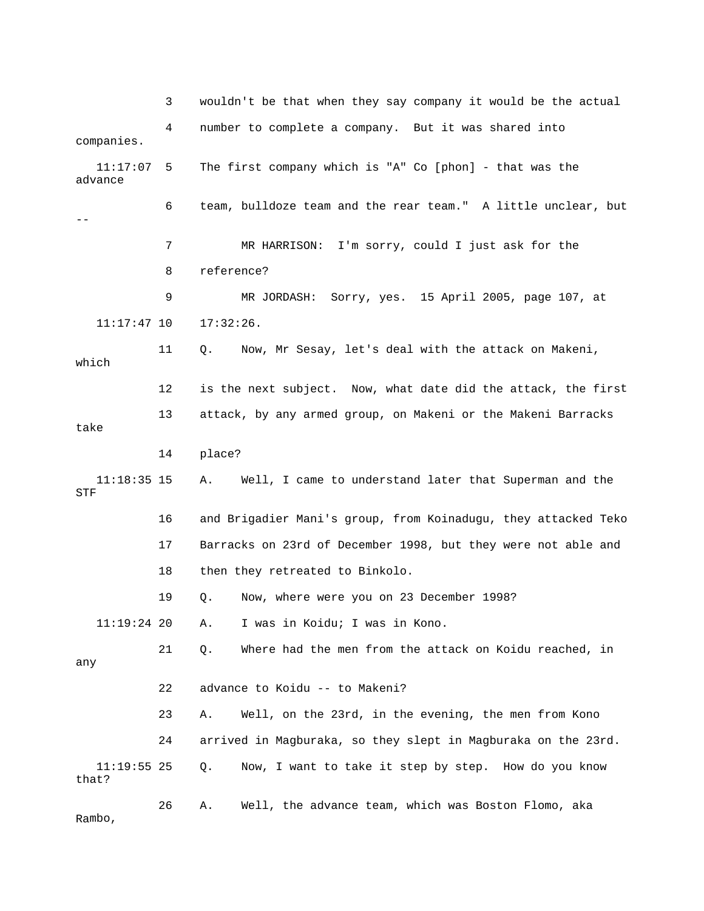3 wouldn't be that when they say company it would be the actual

4 number to complete a company. But it was shared into companies.

11:17:07 5 The first company which is "A" Co [phon] - that was the advance

6 team, bulldoze team and the rear team." A little unclear, but --

7 MR HARRISON: I'm sorry, could I just ask for the

8 reference?

9 MR JORDASH: Sorry, yes. 15 April 2005, page 107, at

11:17:47 10 17:32:26.

11 Q. Now, Mr Sesay, let's deal with the attack on Makeni, which

12 is the next subject. Now, what date did the attack, the first

13 attack, by any armed group, on Makeni or the Makeni Barracks take

14 place?

11:18:35 15 A. Well, I came to understand later that Superman and the STF

16 and Brigadier Mani's group, from Koinadugu, they attacked Teko

17 Barracks on 23rd of December 1998, but they were not able and

18 then they retreated to Binkolo.

19 Q. Now, where were you on 23 December 1998?

11:19:24 20 A. I was in Koidu; I was in Kono.

21 Q. Where had the men from the attack on Koidu reached, in any

22 advance to Koidu -- to Makeni?

23 A. Well, on the 23rd, in the evening, the men from Kono

24 arrived in Magburaka, so they slept in Magburaka on the 23rd.

11:19:55 25 Q. Now, I want to take it step by step. How do you know that?

26 A. Well, the advance team, which was Boston Flomo, aka Rambo,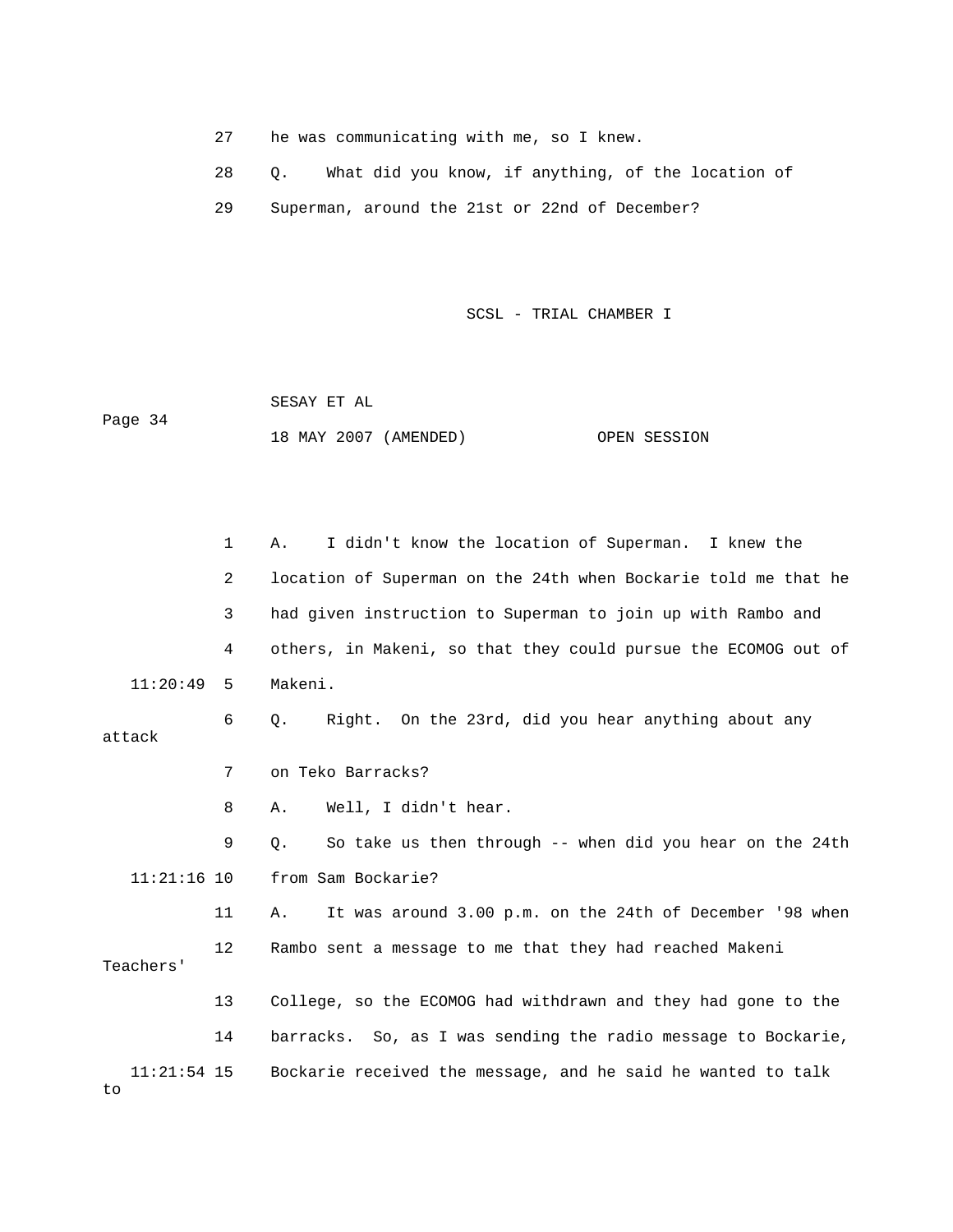27 he was communicating with me, so I knew.

28 Q. What did you know, if anything, of the location of

29 Superman, around the 21st or 22nd of December?

1 A. I didn't know the location of Superman. I knew the

2 location of Superman on the 24th when Bockarie told me that he

3 had given instruction to Superman to join up with Rambo and

4 others, in Makeni, so that they could pursue the ECOMOG out of

11:20:49 5 Makeni.

6 Q. Right. On the 23rd, did you hear anything about any attack

7 on Teko Barracks?

8 A. Well, I didn't hear.

9 Q. So take us then through -- when did you hear on the 24th

11:21:16 10 from Sam Bockarie?

11 A. It was around 3.00 p.m. on the 24th of December '98 when

12 Rambo sent a message to me that they had reached Makeni Teachers'

13 College, so the ECOMOG had withdrawn and they had gone to the

14 barracks. So, as I was sending the radio message to Bockarie,

11:21:54 15 Bockarie received the message, and he said he wanted to talk to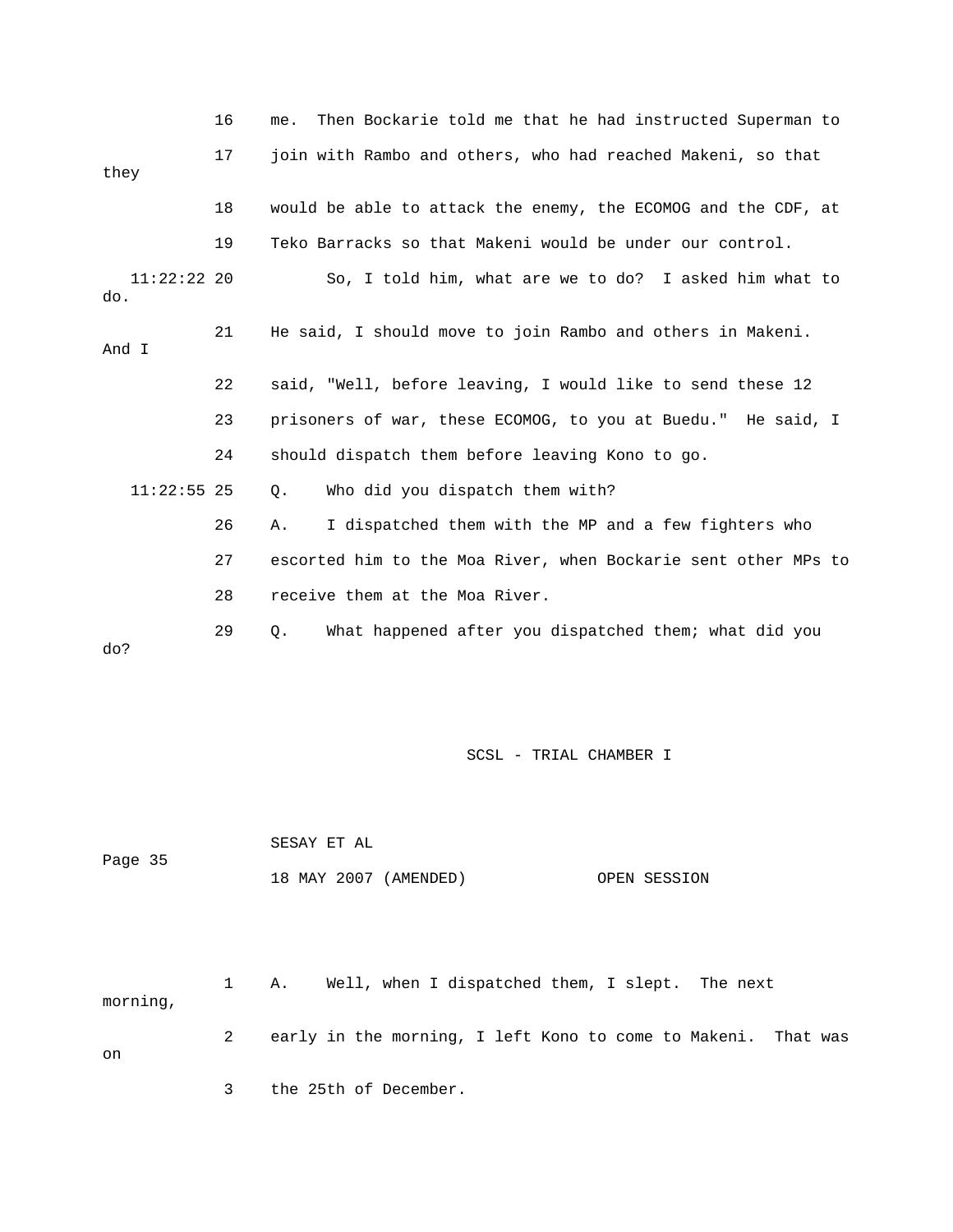16 me. Then Bockarie told me that he had instructed Superman to

17 join with Rambo and others, who had reached Makeni, so that they

18 would be able to attack the enemy, the ECOMOG and the CDF, at

19 Teko Barracks so that Makeni would be under our control.

11:22:22 20 So, I told him, what are we to do? I asked him what to do.

21 He said, I should move to join Rambo and others in Makeni. And I

22 said, "Well, before leaving, I would like to send these 12

23 prisoners of war, these ECOMOG, to you at Buedu." He said, I

24 should dispatch them before leaving Kono to go.

11:22:55 25 Q. Who did you dispatch them with?

26 A. I dispatched them with the MP and a few fighters who

27 escorted him to the Moa River, when Bockarie sent other MPs to

28 receive them at the Moa River.

29 Q. What happened after you dispatched them; what did you do?

SESAY ET AL

18 MAY 2007 (AMENDED) OPEN SESSION

1 A. Well, when I dispatched them, I slept. The next morning,

2 early in the morning, I left Kono to come to Makeni. That was on

3 the 25th of December.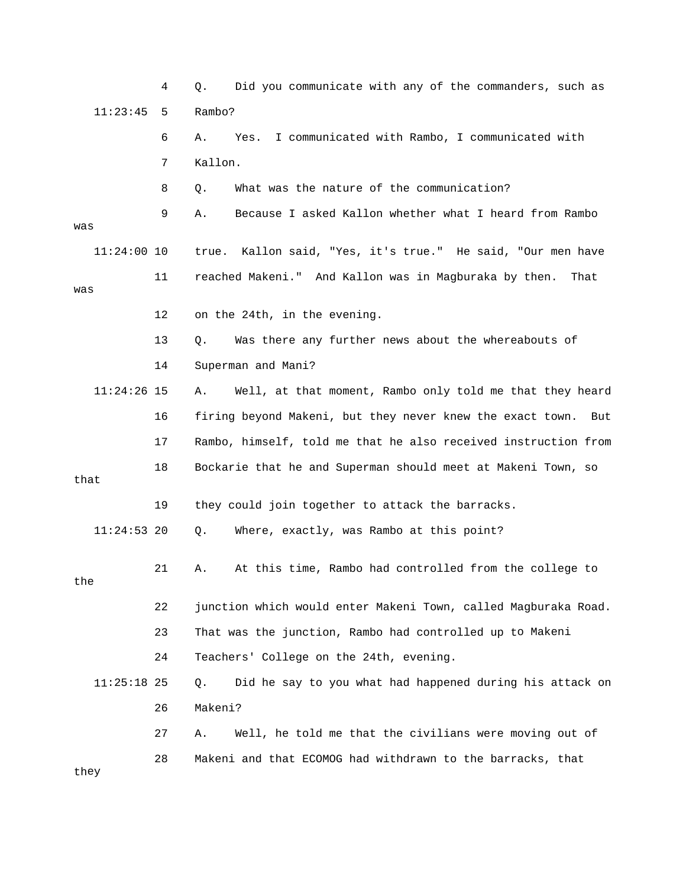4 Q. Did you communicate with any of the commanders, such as

11:23:45 5 Rambo?

6 A. Yes. I communicated with Rambo, I communicated with

7 Kallon.

8 Q. What was the nature of the communication?

9 A. Because I asked Kallon whether what I heard from Rambo was

11:24:00 10 true. Kallon said, "Yes, it's true." He said, "Our men have

11 reached Makeni." And Kallon was in Magburaka by then. That was

12 on the 24th, in the evening.

13 Q. Was there any further news about the whereabouts of

14 Superman and Mani?

11:24:26 15 A. Well, at that moment, Rambo only told me that they heard

16 firing beyond Makeni, but they never knew the exact town. But

17 Rambo, himself, told me that he also received instruction from

18 Bockarie that he and Superman should meet at Makeni Town, so that

19 they could join together to attack the barracks.

11:24:53 20 Q. Where, exactly, was Rambo at this point?

21 A. At this time, Rambo had controlled from the college to the

22 junction which would enter Makeni Town, called Magburaka Road.

23 That was the junction, Rambo had controlled up to Makeni

24 Teachers' College on the 24th, evening.

11:25:18 25 Q. Did he say to you what had happened during his attack on

26 Makeni?

27 A. Well, he told me that the civilians were moving out of

28 Makeni and that ECOMOG had withdrawn to the barracks, that they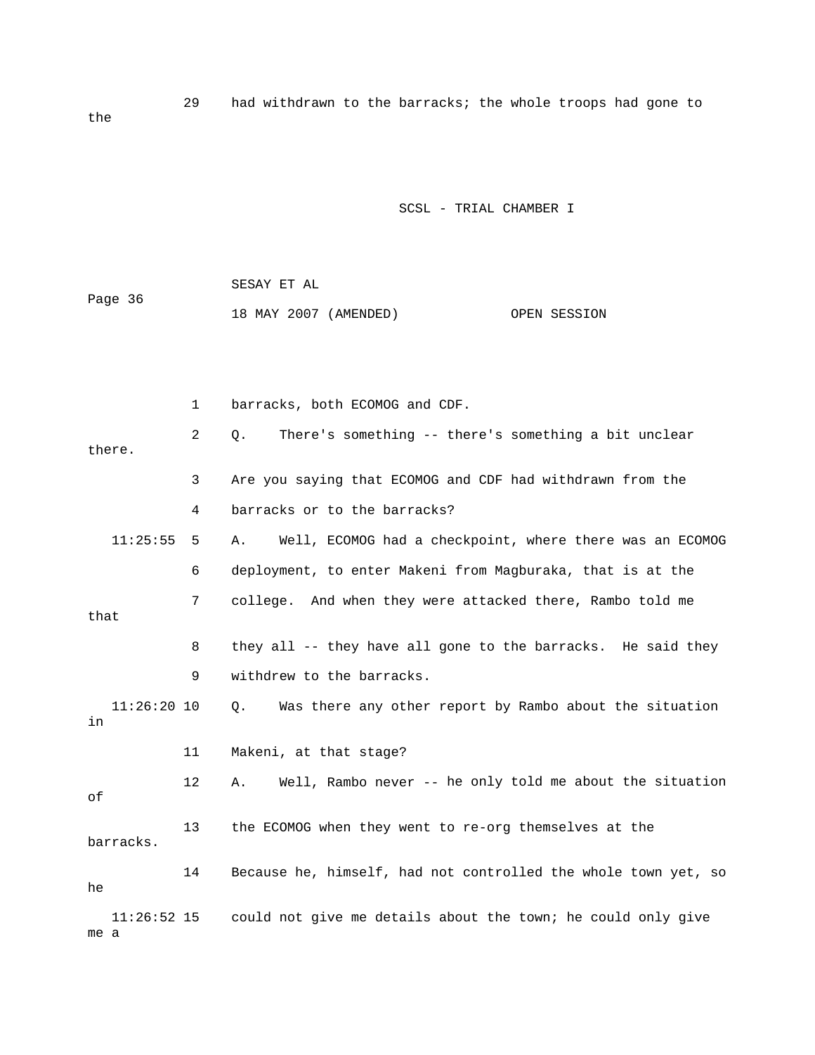29 had withdrawn to the barracks; the whole troops had gone to the

1 barracks, both ECOMOG and CDF.

2 Q. There's something -- there's something a bit unclear there.

3 Are you saying that ECOMOG and CDF had withdrawn from the

4 barracks or to the barracks?

11:25:55 5 A. Well, ECOMOG had a checkpoint, where there was an ECOMOG

6 deployment, to enter Makeni from Magburaka, that is at the

7 college. And when they were attacked there, Rambo told me that

8 they all -- they have all gone to the barracks. He said they

9 withdrew to the barracks.

11:26:20 10 Q. Was there any other report by Rambo about the situation in

11 Makeni, at that stage?

12 A. Well, Rambo never -- he only told me about the situation of

13 the ECOMOG when they went to re-org themselves at the barracks.

14 Because he, himself, had not controlled the whole town yet, so he

11:26:52 15 could not give me details about the town; he could only give me a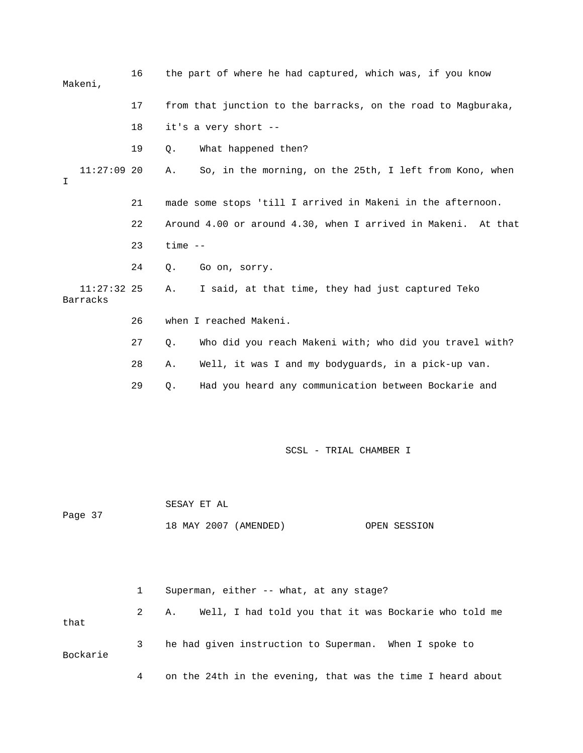16 the part of where he had captured, which was, if you know Makeni,

17 from that junction to the barracks, on the road to Magburaka,

18 it's a very short --

19 Q. What happened then?

11:27:09 20 A. So, in the morning, on the 25th, I left from Kono, when I

21 made some stops 'till I arrived in Makeni in the afternoon.

22 Around 4.00 or around 4.30, when I arrived in Makeni. At that

23 time --

24 Q. Go on, sorry.

11:27:32 25 A. I said, at that time, they had just captured Teko Barracks

26 when I reached Makeni.

27 Q. Who did you reach Makeni with; who did you travel with?

28 A. Well, it was I and my bodyguards, in a pick-up van.

29 Q. Had you heard any communication between Bockarie and

1 Superman, either -- what, at any stage?

2 A. Well, I had told you that it was Bockarie who told me that

3 he had given instruction to Superman. When I spoke to Bockarie

4 on the 24th in the evening, that was the time I heard about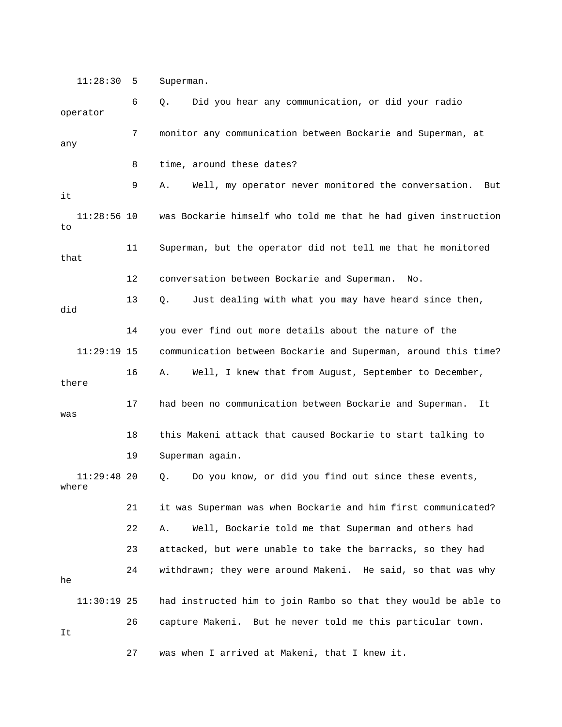11:28:30 5 Superman.

6 Q. Did you hear any communication, or did your radio operator

7 monitor any communication between Bockarie and Superman, at any

8 time, around these dates?

9 A. Well, my operator never monitored the conversation. But it

11:28:56 10 was Bockarie himself who told me that he had given instruction to

11 Superman, but the operator did not tell me that he monitored that

12 conversation between Bockarie and Superman. No.

13 Q. Just dealing with what you may have heard since then, did

14 you ever find out more details about the nature of the

11:29:19 15 communication between Bockarie and Superman, around this time?

16 A. Well, I knew that from August, September to December, there

17 had been no communication between Bockarie and Superman. It was

18 this Makeni attack that caused Bockarie to start talking to

19 Superman again.

11:29:48 20 Q. Do you know, or did you find out since these events, where

21 it was Superman was when Bockarie and him first communicated?

22 A. Well, Bockarie told me that Superman and others had

23 attacked, but were unable to take the barracks, so they had

24 withdrawn; they were around Makeni. He said, so that was why he

11:30:19 25 had instructed him to join Rambo so that they would be able to

26 capture Makeni. But he never told me this particular town. It

27 was when I arrived at Makeni, that I knew it.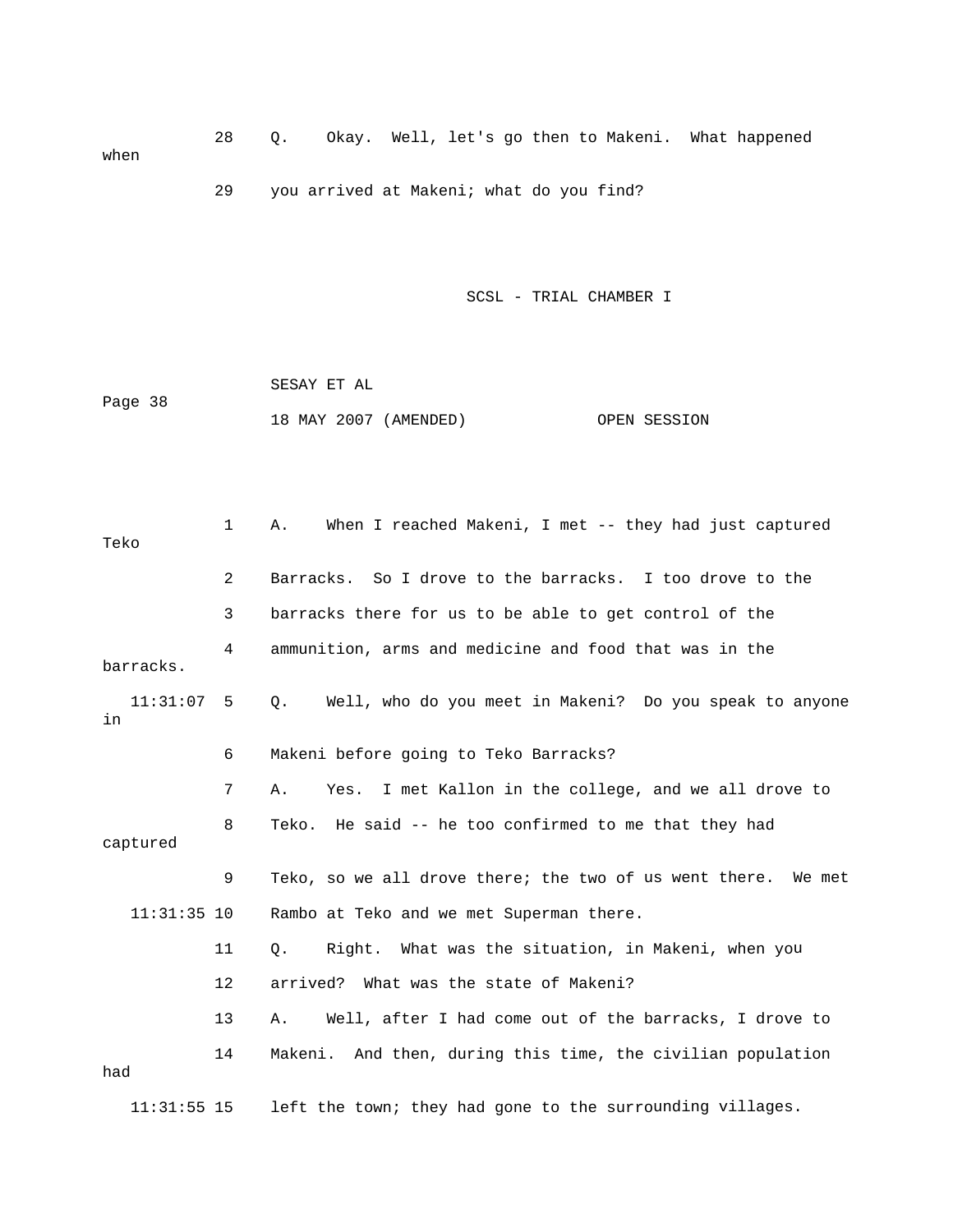28 Q. Okay. Well, let's go then to Makeni. What happened when

29 you arrived at Makeni; what do you find?

SCSL - TRIAL CHAMBER I

SESAY ET AL

18 MAY 2007 (AMENDED) OPEN SESSION

1 A. When I reached Makeni, I met -- they had just captured Teko

2 Barracks. So I drove to the barracks. I too drove to the

3 barracks there for us to be able to get control of the

4 ammunition, arms and medicine and food that was in the barracks.

11:31:07 5 Q. Well, who do you meet in Makeni? Do you speak to anyone in

6 Makeni before going to Teko Barracks?

7 A. Yes. I met Kallon in the college, and we all drove to

8 Teko. He said -- he too confirmed to me that they had captured

9 Teko, so we all drove there; the two of us went there. We met

11:31:35 10 Rambo at Teko and we met Superman there.

11 Q. Right. What was the situation, in Makeni, when you

12 arrived? What was the state of Makeni?

13 A. Well, after I had come out of the barracks, I drove to

14 Makeni. And then, during this time, the civilian population had

11:31:55 15 left the town; they had gone to the surrounding villages.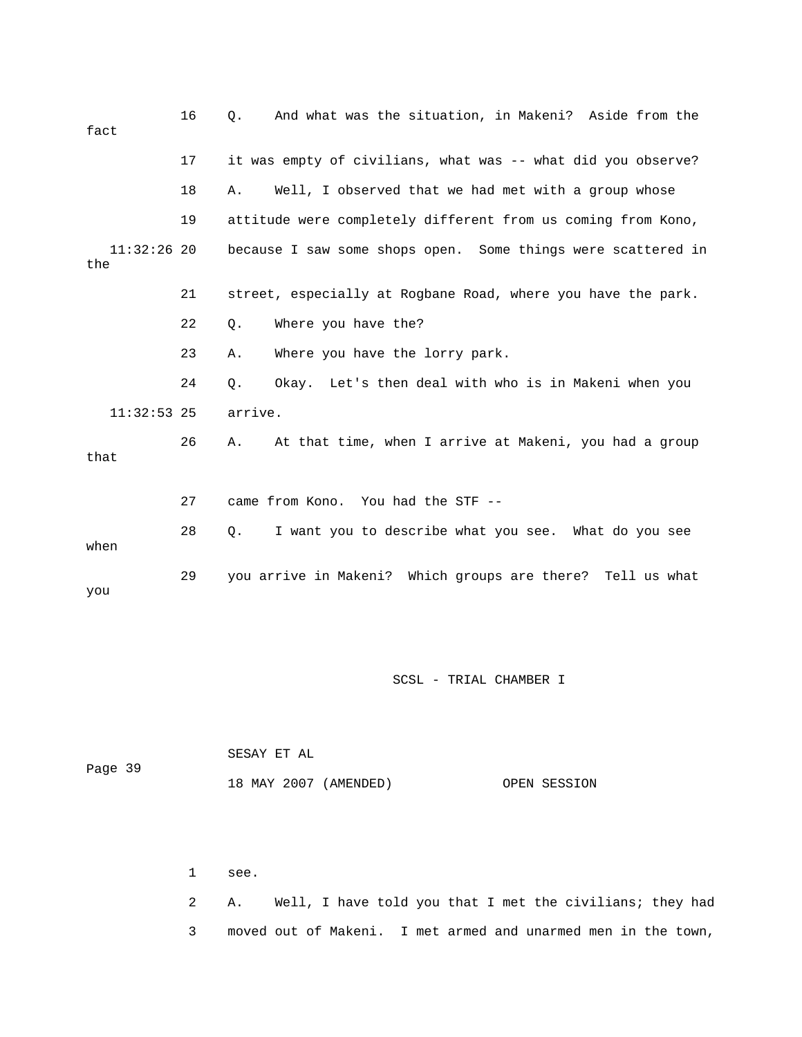16 Q. And what was the situation, in Makeni? Aside from the fact

17 it was empty of civilians, what was -- what did you observe?

18 A. Well, I observed that we had met with a group whose

19 attitude were completely different from us coming from Kono,

11:32:26 20 because I saw some shops open. Some things were scattered in the

21 street, especially at Rogbane Road, where you have the park.

22 Q. Where you have the?

23 A. Where you have the lorry park.

24 Q. Okay. Let's then deal with who is in Makeni when you

11:32:53 25 arrive.

26 A. At that time, when I arrive at Makeni, you had a group that

27 came from Kono. You had the STF --

28 Q. I want you to describe what you see. What do you see when

29 you arrive in Makeni? Which groups are there? Tell us what you

SESAY ET AL

18 MAY 2007 (AMENDED) OPEN SESSION

1 see.

2 A. Well, I have told you that I met the civilians; they had

3 moved out of Makeni. I met armed and unarmed men in the town,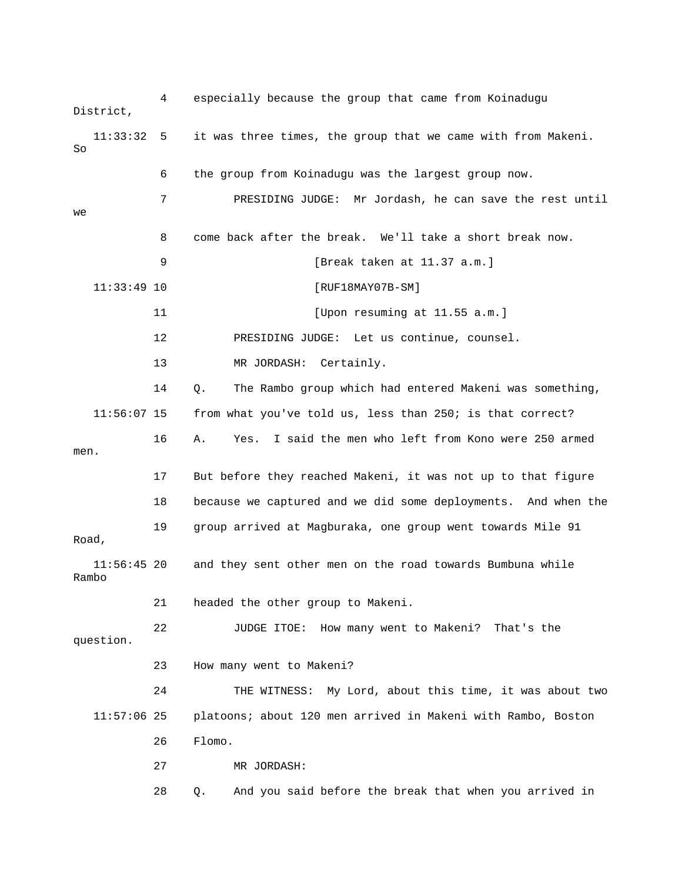4 especially because the group that came from Koinadugu District,

11:33:32 5 it was three times, the group that we came with from Makeni. So

6 the group from Koinadugu was the largest group now.

7 PRESIDING JUDGE: Mr Jordash, he can save the rest until we

8 come back after the break. We'll take a short break now.

9 [Break taken at 11.37 a.m.]

11:33:49 10 [RUF18MAY07B-SM]

11 [Upon resuming at 11.55 a.m.]

12 PRESIDING JUDGE: Let us continue, counsel.

13 MR JORDASH: Certainly.

14 Q. The Rambo group which had entered Makeni was something,

11:56:07 15 from what you've told us, less than 250; is that correct?

16 A. Yes. I said the men who left from Kono were 250 armed men.

17 But before they reached Makeni, it was not up to that figure

18 because we captured and we did some deployments. And when the

19 group arrived at Magburaka, one group went towards Mile 91 Road,

11:56:45 20 and they sent other men on the road towards Bumbuna while Rambo

21 headed the other group to Makeni.

22 JUDGE ITOE: How many went to Makeni? That's the question.

23 How many went to Makeni?

24 THE WITNESS: My Lord, about this time, it was about two

11:57:06 25 platoons; about 120 men arrived in Makeni with Rambo, Boston

26 Flomo.

27 MR JORDASH:

28 Q. And you said before the break that when you arrived in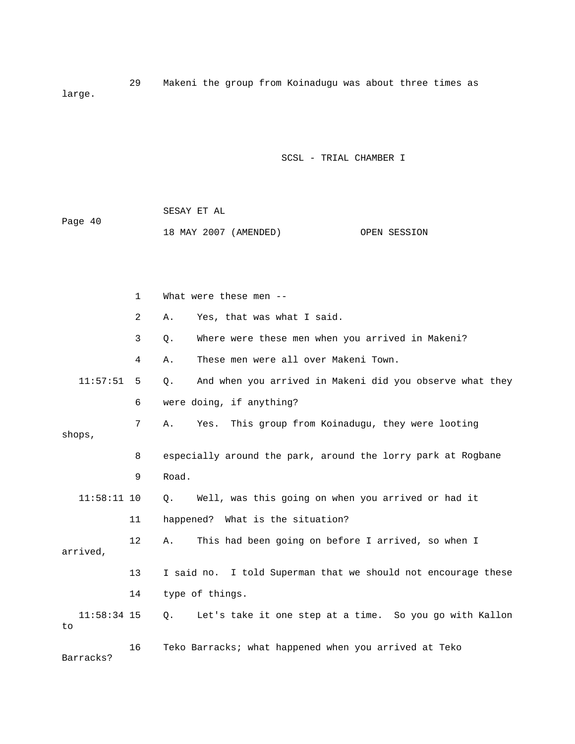29 Makeni the group from Koinadugu was about three times as large.

1 What were these men --

2 A. Yes, that was what I said.

3 Q. Where were these men when you arrived in Makeni?

4 A. These men were all over Makeni Town.

11:57:51 5 Q. And when you arrived in Makeni did you observe what they

6 were doing, if anything?

7 A. Yes. This group from Koinadugu, they were looting shops,

8 especially around the park, around the lorry park at Rogbane

9 Road.

11:58:11 10 Q. Well, was this going on when you arrived or had it

11 happened? What is the situation?

12 A. This had been going on before I arrived, so when I arrived,

13 I said no. I told Superman that we should not encourage these

14 type of things.

11:58:34 15 Q. Let's take it one step at a time. So you go with Kallon to

16 Teko Barracks; what happened when you arrived at Teko Barracks?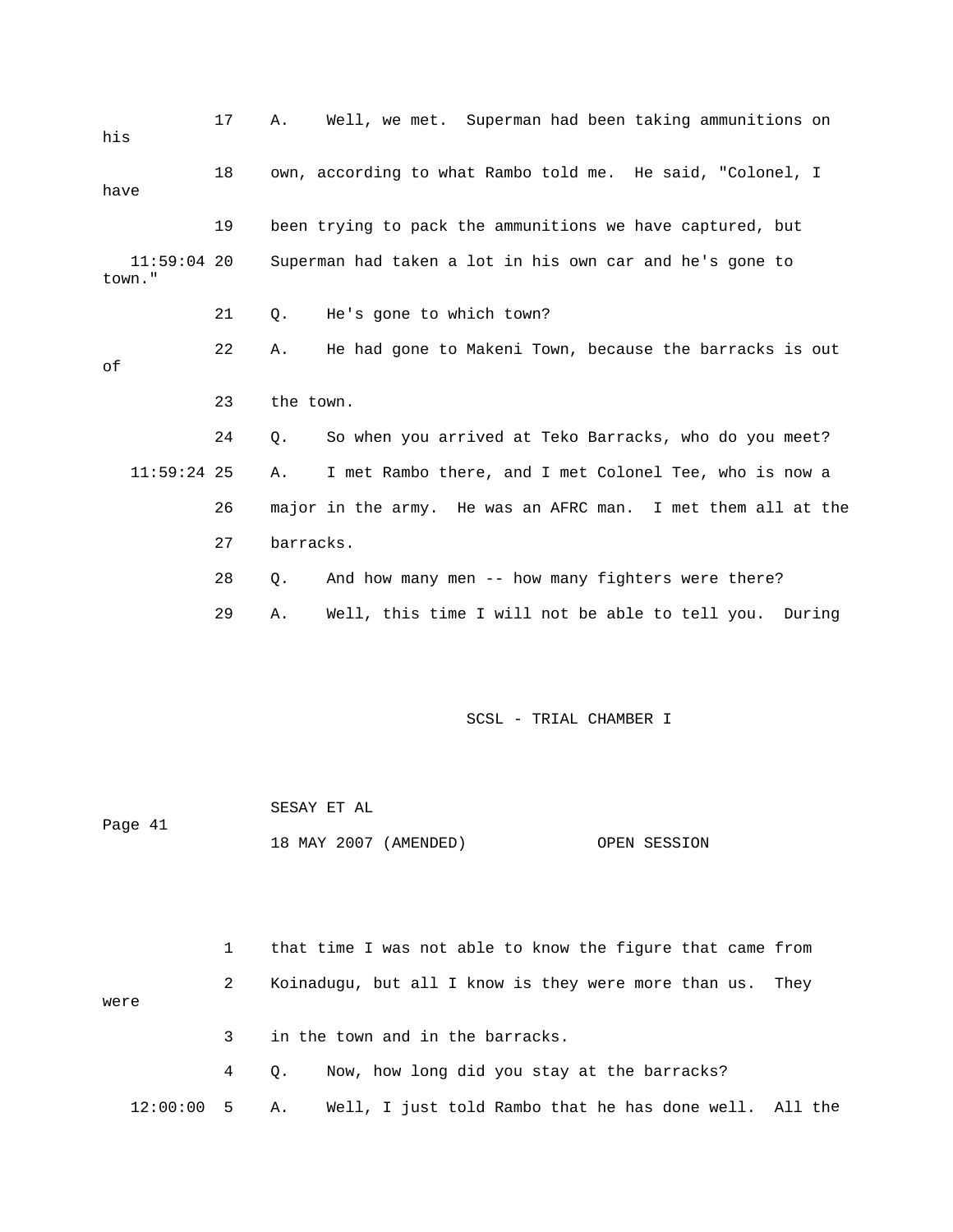17 A. Well, we met. Superman had been taking ammunitions on his

18 own, according to what Rambo told me. He said, "Colonel, I have

19 been trying to pack the ammunitions we have captured, but

11:59:04 20 Superman had taken a lot in his own car and he's gone to town."

21 Q. He's gone to which town?

22 A. He had gone to Makeni Town, because the barracks is out of

23 the town.

24 Q. So when you arrived at Teko Barracks, who do you meet?

11:59:24 25 A. I met Rambo there, and I met Colonel Tee, who is now a

26 major in the army. He was an AFRC man. I met them all at the

27 barracks.

28 Q. And how many men -- how many fighters were there?

29 A. Well, this time I will not be able to tell you. During

1 that time I was not able to know the figure that came from

2 Koinadugu, but all I know is they were more than us. They were

3 in the town and in the barracks.

4 Q. Now, how long did you stay at the barracks?

12:00:00 5 A. Well, I just told Rambo that he has done well. All the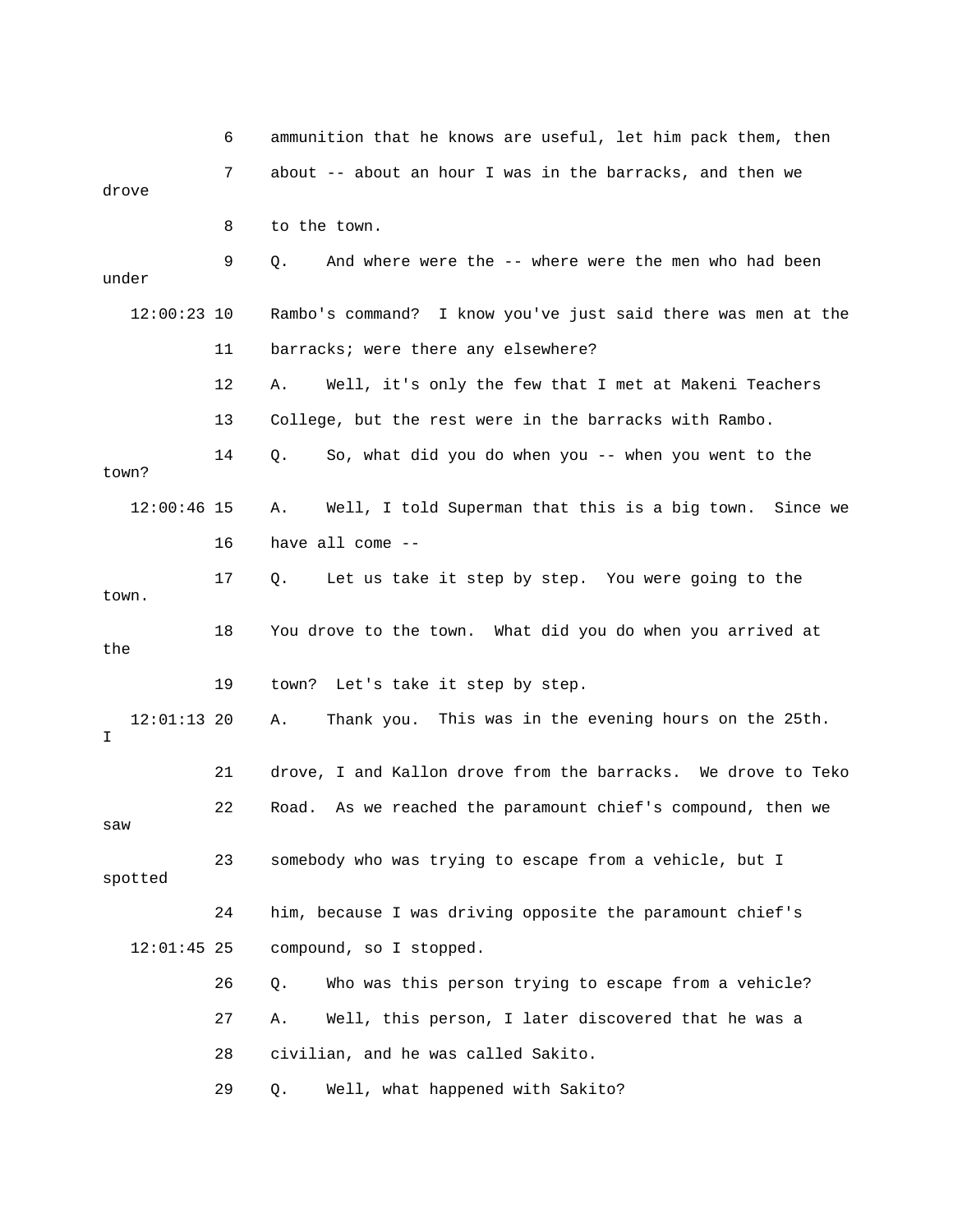6 ammunition that he knows are useful, let him pack them, then

7 about -- about an hour I was in the barracks, and then we drove

8 to the town.

9 Q. And where were the -- where were the men who had been under

12:00:23 10 Rambo's command? I know you've just said there was men at the

11 barracks; were there any elsewhere?

12 A. Well, it's only the few that I met at Makeni Teachers

13 College, but the rest were in the barracks with Rambo.

14 Q. So, what did you do when you -- when you went to the town?

12:00:46 15 A. Well, I told Superman that this is a big town. Since we

16 have all come --

17 Q. Let us take it step by step. You were going to the town.

18 You drove to the town. What did you do when you arrived at the

19 town? Let's take it step by step.

12:01:13 20 A. Thank you. This was in the evening hours on the 25th. I

21 drove, I and Kallon drove from the barracks. We drove to Teko

22 Road. As we reached the paramount chief's compound, then we saw

23 somebody who was trying to escape from a vehicle, but I spotted

24 him, because I was driving opposite the paramount chief's

12:01:45 25 compound, so I stopped.

26 Q. Who was this person trying to escape from a vehicle?

27 A. Well, this person, I later discovered that he was a

28 civilian, and he was called Sakito.

29 Q. Well, what happened with Sakito?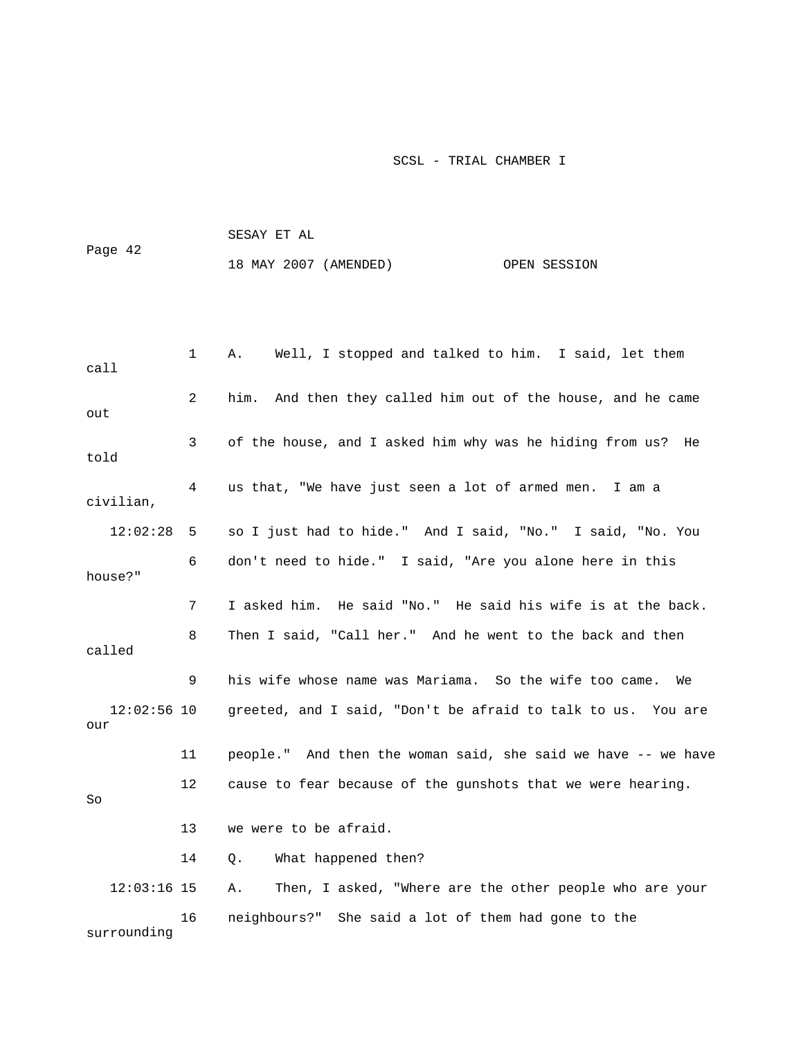A. Well, I stopped and talked to him. I said, let them call him. And then they called him out of the house, and he came out of the house, and I asked him why was he hiding from us? He told us that, "We have just seen a lot of armed men. I am a civilian, so I just had to hide." And I said, "No." I said, "No. You don't need to hide." I said, "Are you alone here in this house?" I asked him. He said "No." He said his wife is at the back. Then I said, "Call her." And he went to the back and then called his wife whose name was Mariama. So the wife too came. We greeted, and I said, "Don't be afraid to talk to us. You are our people." And then the woman said, she said we have -- we have cause to fear because of the gunshots that we were hearing. So we were to be afraid.

Q. What happened then?

A. Then, I asked, "Where are the other people who are your neighbours?" She said a lot of them had gone to the surrounding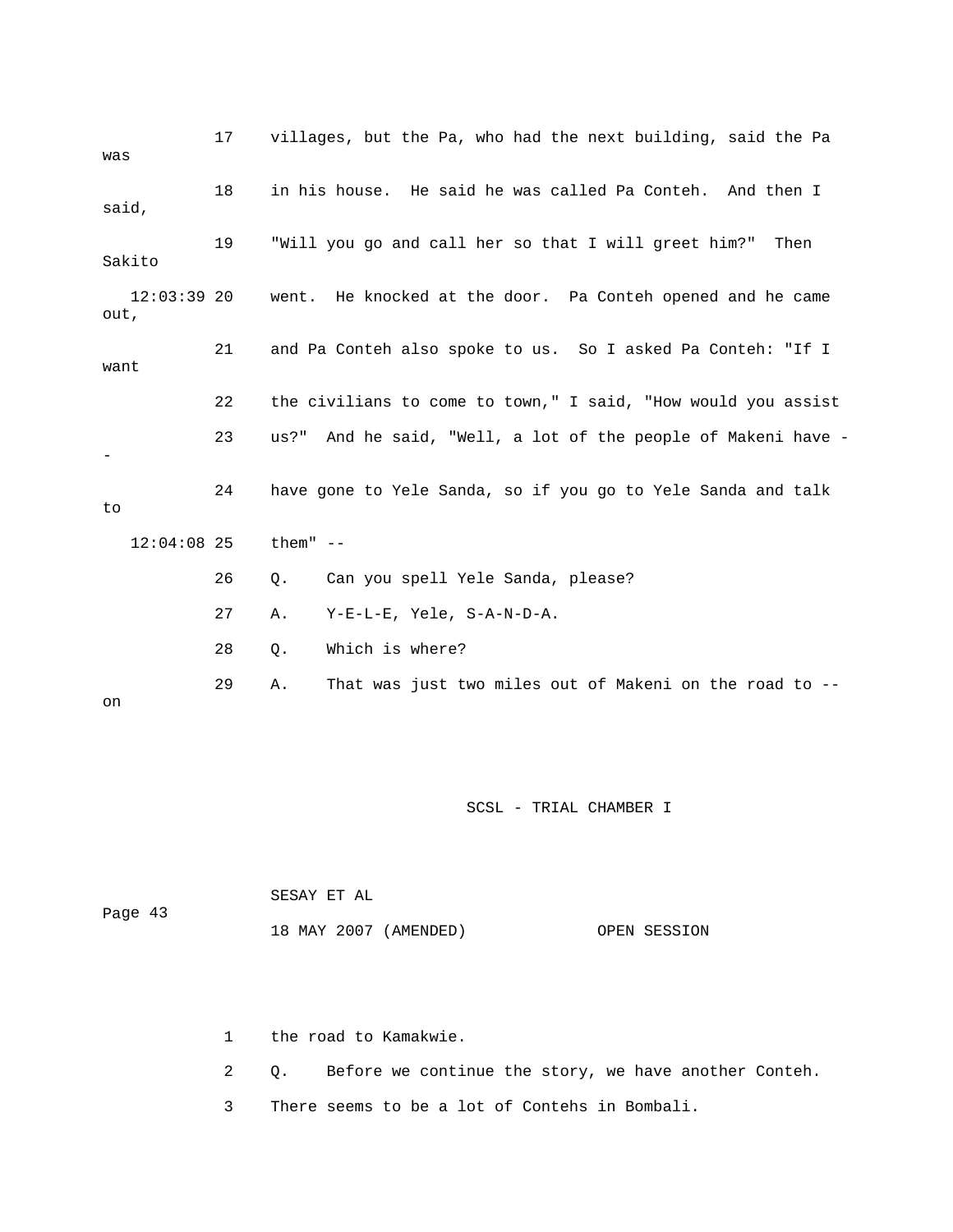17 villages, but the Pa, who had the next building, said the Pa was

18 in his house. He said he was called Pa Conteh. And then I said,

19 "Will you go and call her so that I will greet him?" Then Sakito

12:03:39 20 went. He knocked at the door. Pa Conteh opened and he came out,

21 and Pa Conteh also spoke to us. So I asked Pa Conteh: "If I want

22 the civilians to come to town," I said, "How would you assist

23 us?" And he said, "Well, a lot of the people of Makeni have --

24 have gone to Yele Sanda, so if you go to Yele Sanda and talk to

12:04:08 25 them" --

26 Q. Can you spell Yele Sanda, please?

27 A. Y-E-L-E, Yele, S-A-N-D-A.

28 Q. Which is where?

29 A. That was just two miles out of Makeni on the road to -- on

1 the road to Kamakwie.

2 Q. Before we continue the story, we have another Conteh.

3 There seems to be a lot of Contehs in Bombali.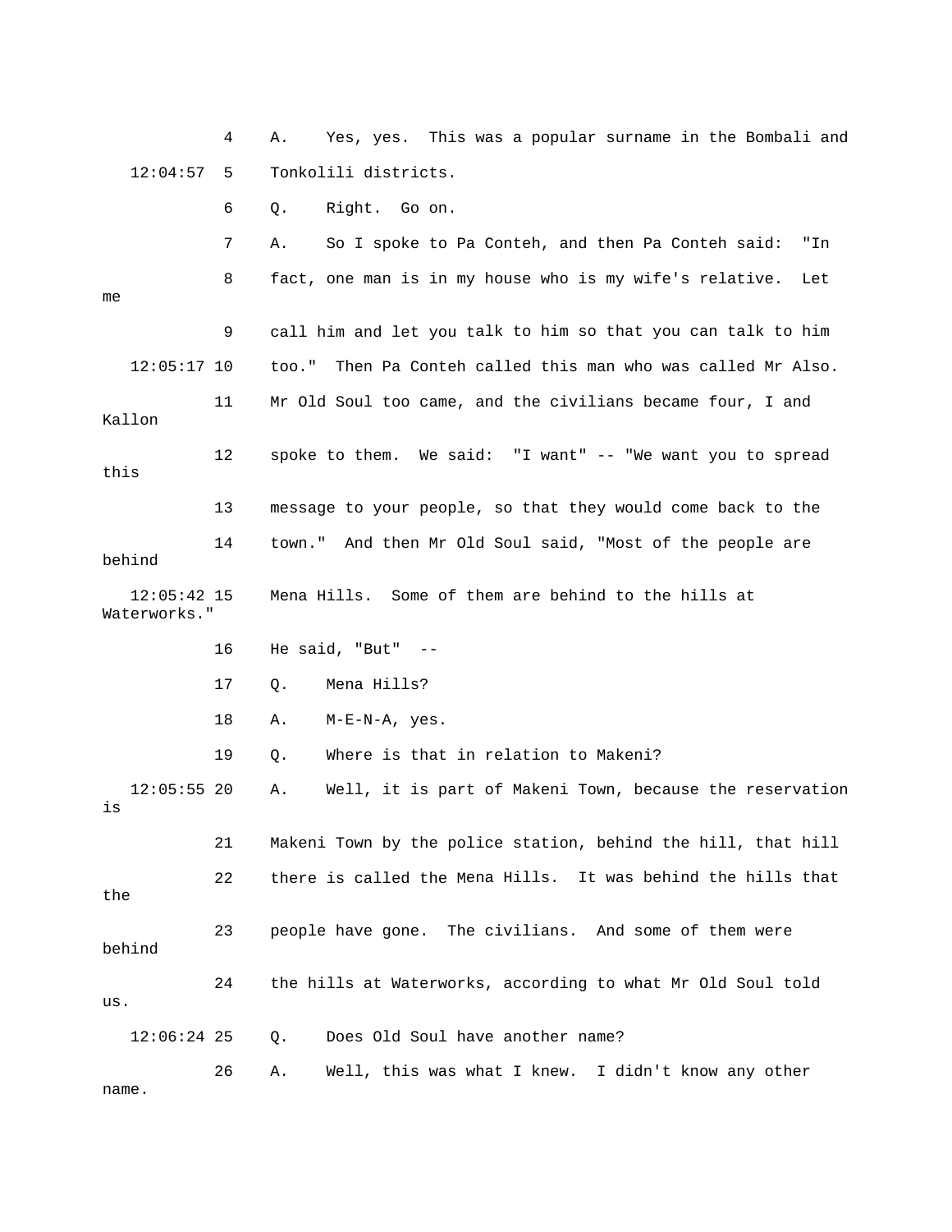4 A. Yes, yes. This was a popular surname in the Bombali and

12:04:57 5 Tonkolili districts.

6 Q. Right. Go on.

7 A. So I spoke to Pa Conteh, and then Pa Conteh said: "In

8 fact, one man is in my house who is my wife's relative. Let me

9 call him and let you talk to him so that you can talk to him

12:05:17 10 too." Then Pa Conteh called this man who was called Mr Also.

11 Mr Old Soul too came, and the civilians became four, I and Kallon

12 spoke to them. We said: "I want" -- "We want you to spread this

13 message to your people, so that they would come back to the

14 town." And then Mr Old Soul said, "Most of the people are behind

12:05:42 15 Mena Hills. Some of them are behind to the hills at Waterworks."

16 He said, "But" --

17 Q. Mena Hills?

18 A. M-E-N-A, yes.

19 Q. Where is that in relation to Makeni?

12:05:55 20 A. Well, it is part of Makeni Town, because the reservation is

21 Makeni Town by the police station, behind the hill, that hill

22 there is called the Mena Hills. It was behind the hills that the

23 people have gone. The civilians. And some of them were behind

24 the hills at Waterworks, according to what Mr Old Soul told us.

12:06:24 25 Q. Does Old Soul have another name?

26 A. Well, this was what I knew. I didn't know any other name.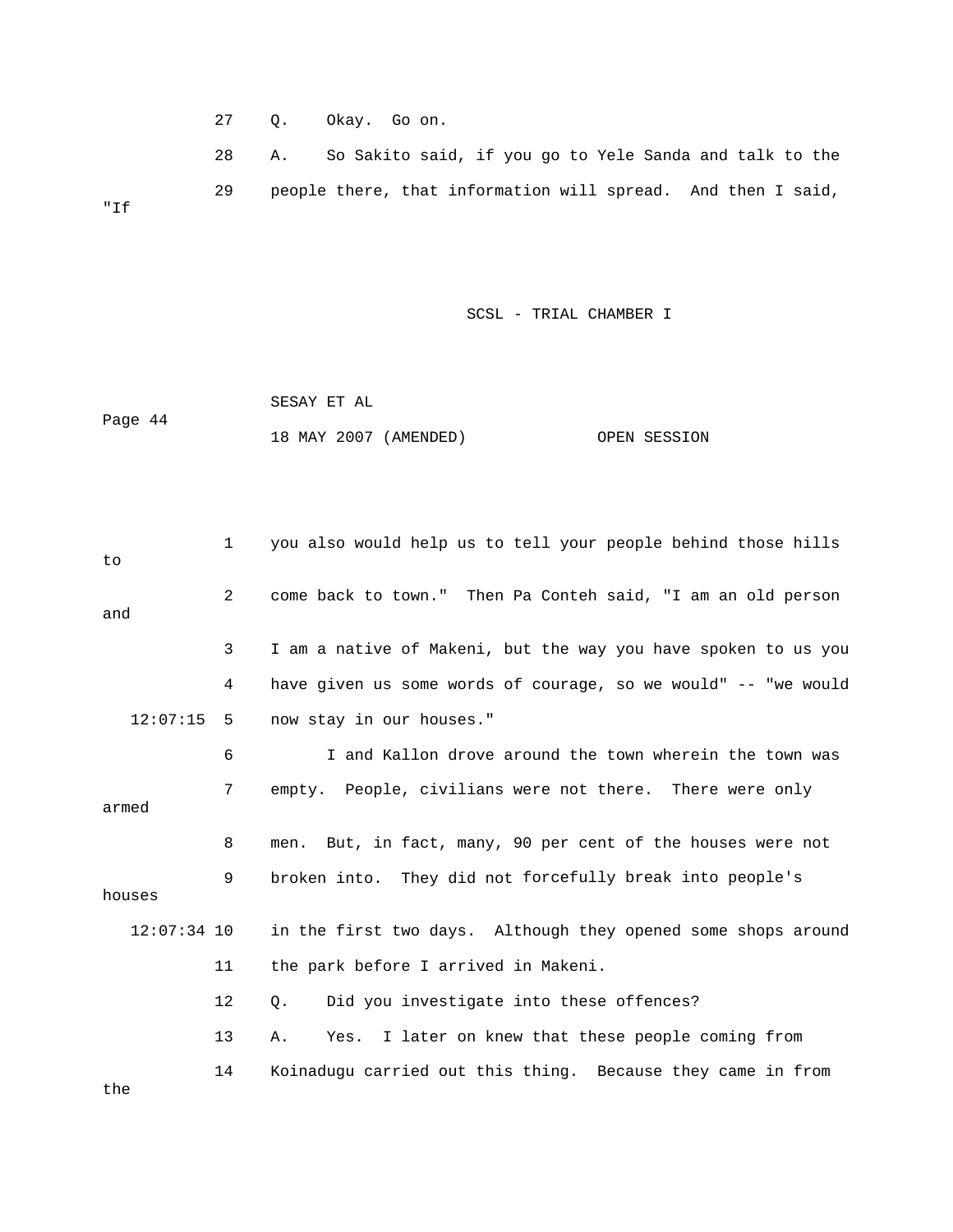27 Q. Okay. Go on.

28 A. So Sakito said, if you go to Yele Sanda and talk to the

29 people there, that information will spread. And then I said, "If

1 you also would help us to tell your people behind those hills to

2 come back to town." Then Pa Conteh said, "I am an old person and

3 I am a native of Makeni, but the way you have spoken to us you

4 have given us some words of courage, so we would" -- "we would

12:07:15 5 now stay in our houses."

6 I and Kallon drove around the town wherein the town was

7 empty. People, civilians were not there. There were only armed

8 men. But, in fact, many, 90 per cent of the houses were not

9 broken into. They did not forcefully break into people's houses

12:07:34 10 in the first two days. Although they opened some shops around

11 the park before I arrived in Makeni.

12 Q. Did you investigate into these offences?

13 A. Yes. I later on knew that these people coming from

14 Koinadugu carried out this thing. Because they came in from the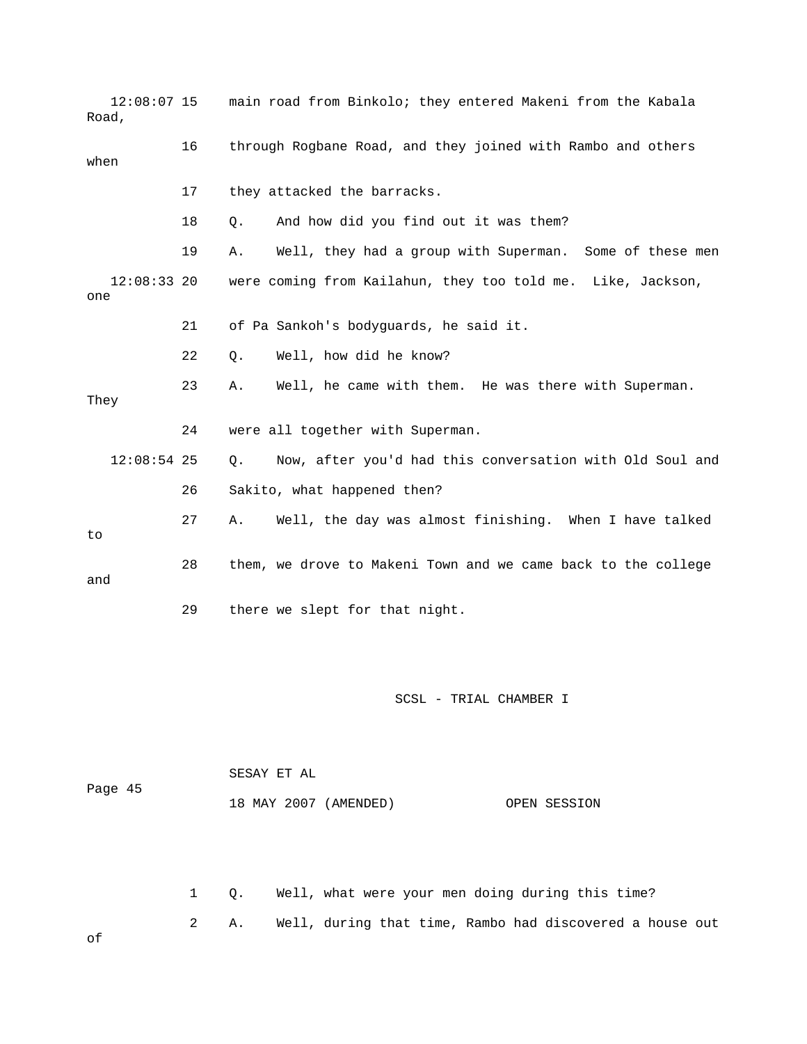12:08:07 15 main road from Binkolo; they entered Makeni from the Kabala Road,

16 through Rogbane Road, and they joined with Rambo and others when

17 they attacked the barracks.

18 Q. And how did you find out it was them?

19 A. Well, they had a group with Superman. Some of these men

12:08:33 20 were coming from Kailahun, they too told me. Like, Jackson, one

21 of Pa Sankoh's bodyguards, he said it.

22 Q. Well, how did he know?

23 A. Well, he came with them. He was there with Superman. They

24 were all together with Superman.

12:08:54 25 Q. Now, after you'd had this conversation with Old Soul and

26 Sakito, what happened then?

27 A. Well, the day was almost finishing. When I have talked to

28 them, we drove to Makeni Town and we came back to the college and

29 there we slept for that night.

SCSL - TRIAL CHAMBER I

SESAY ET AL

Page 45

18 MAY 2007 (AMENDED) OPEN SESSION

1 Q. Well, what were your men doing during this time?

2 A. Well, during that time, Rambo had discovered a house out of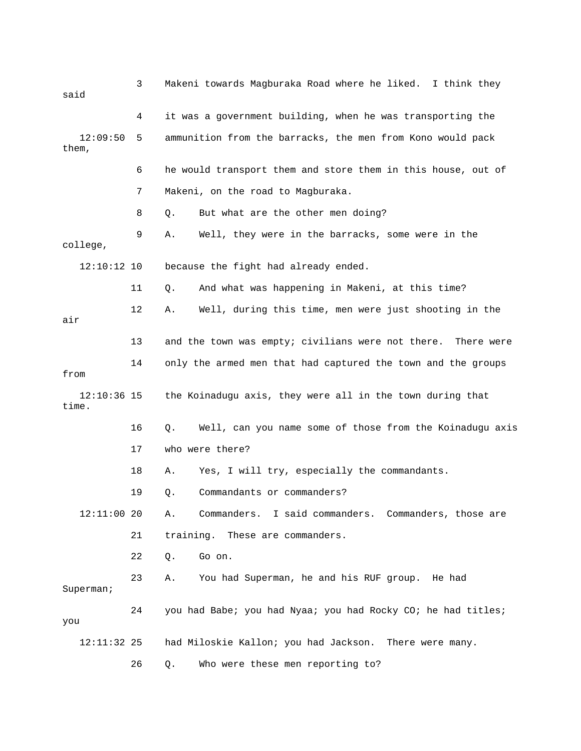3 Makeni towards Magburaka Road where he liked. I think they said

4 it was a government building, when he was transporting the

12:09:50 5 ammunition from the barracks, the men from Kono would pack them,

6 he would transport them and store them in this house, out of

7 Makeni, on the road to Magburaka.

8 Q. But what are the other men doing?

9 A. Well, they were in the barracks, some were in the college,

12:10:12 10 because the fight had already ended.

11 Q. And what was happening in Makeni, at this time?

12 A. Well, during this time, men were just shooting in the air

13 and the town was empty; civilians were not there. There were

14 only the armed men that had captured the town and the groups from

12:10:36 15 the Koinadugu axis, they were all in the town during that time.

16 Q. Well, can you name some of those from the Koinadugu axis

17 who were there?

18 A. Yes, I will try, especially the commandants.

19 Q. Commandants or commanders?

12:11:00 20 A. Commanders. I said commanders. Commanders, those are

21 training. These are commanders.

22 Q. Go on.

23 A. You had Superman, he and his RUF group. He had Superman;

24 you had Babe; you had Nyaa; you had Rocky CO; he had titles; you

12:11:32 25 had Miloskie Kallon; you had Jackson. There were many.

26 Q. Who were these men reporting to?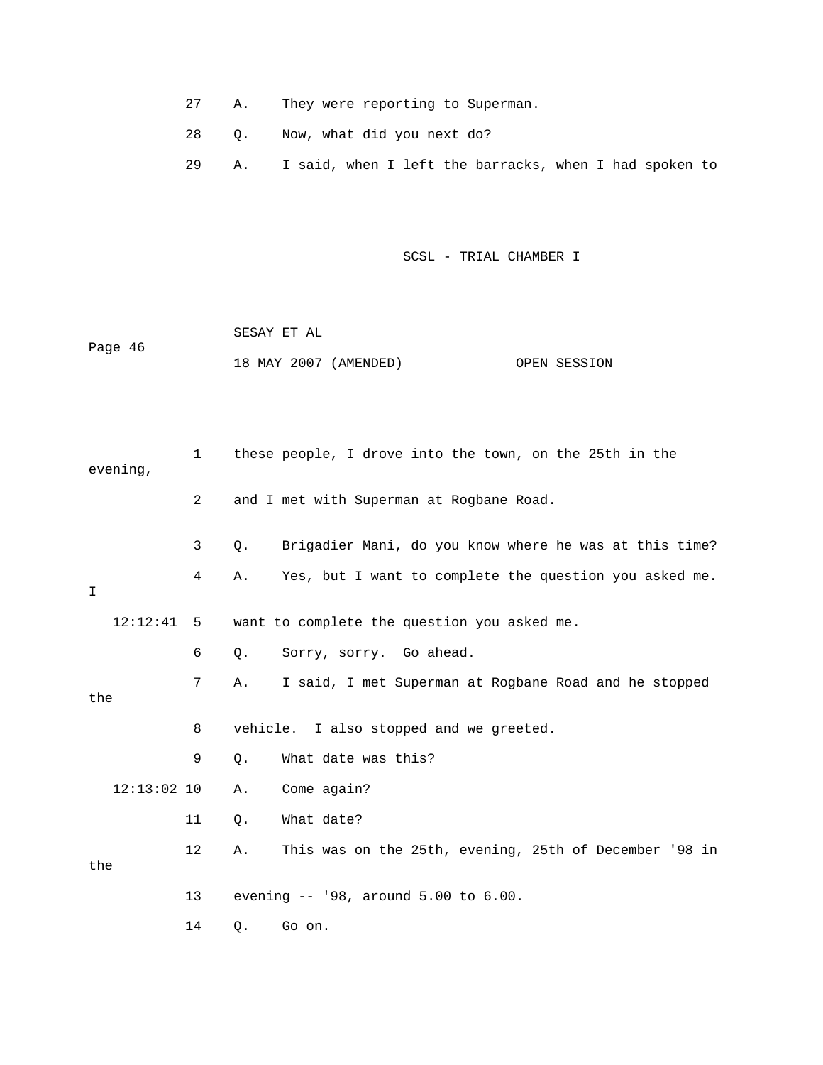27 A. They were reporting to Superman.

28 Q. Now, what did you next do?

29 A. I said, when I left the barracks, when I had spoken to

1 these people, I drove into the town, on the 25th in the evening,

2 and I met with Superman at Rogbane Road.

3 Q. Brigadier Mani, do you know where he was at this time?

4 A. Yes, but I want to complete the question you asked me. I

12:12:41 5 want to complete the question you asked me.

6 Q. Sorry, sorry. Go ahead.

7 A. I said, I met Superman at Rogbane Road and he stopped the

8 vehicle. I also stopped and we greeted.

9 Q. What date was this?

12:13:02 10 A. Come again?

11 Q. What date?

12 A. This was on the 25th, evening, 25th of December '98 in the

13 evening -- '98, around 5.00 to 6.00.

14 Q. Go on.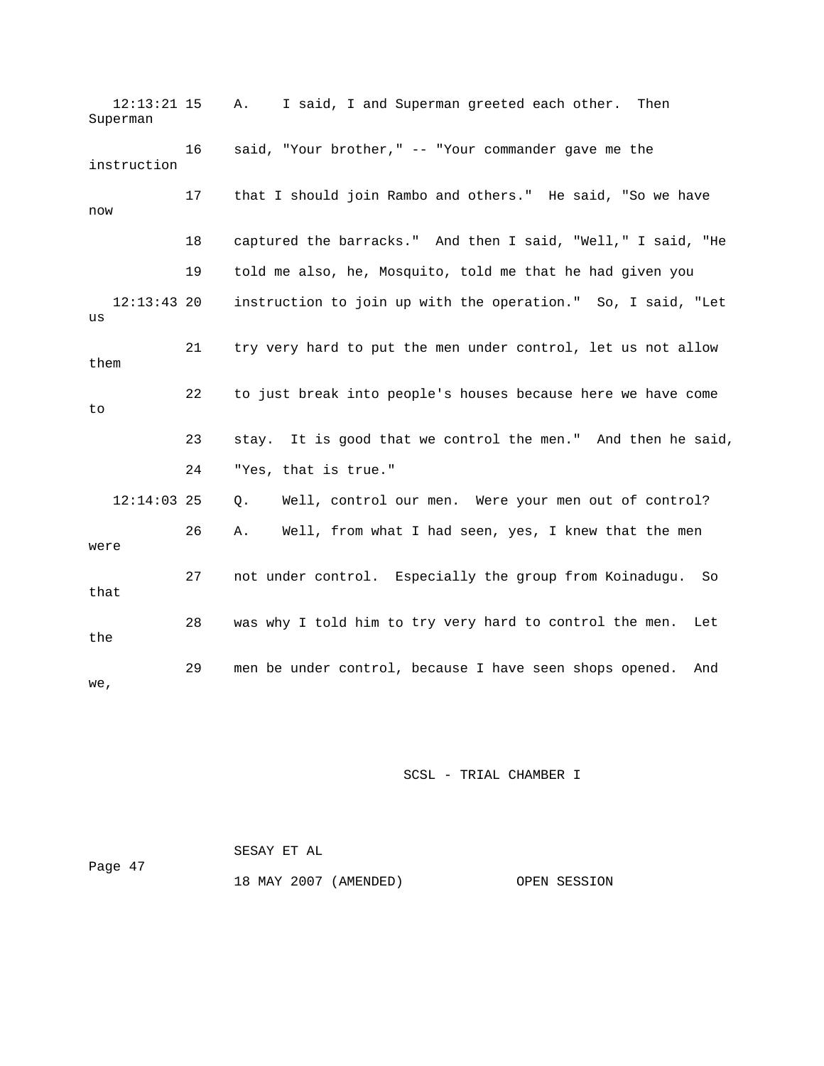A. I said, I and Superman greeted each other. Then Superman said, "Your brother," -- "Your commander gave me the instruction that I should join Rambo and others." He said, "So we have now captured the barracks." And then I said, "Well," I said, "He told me also, he, Mosquito, told me that he had given you instruction to join up with the operation." So, I said, "Let us try very hard to put the men under control, let us not allow them to just break into people's houses because here we have come to stay. It is good that we control the men." And then he said, "Yes, that is true."

Q. Well, control our men. Were your men out of control?

A. Well, from what I had seen, yes, I knew that the men were not under control. Especially the group from Koinadugu. So that was why I told him to try very hard to control the men. Let the men be under control, because I have seen shops opened. And we,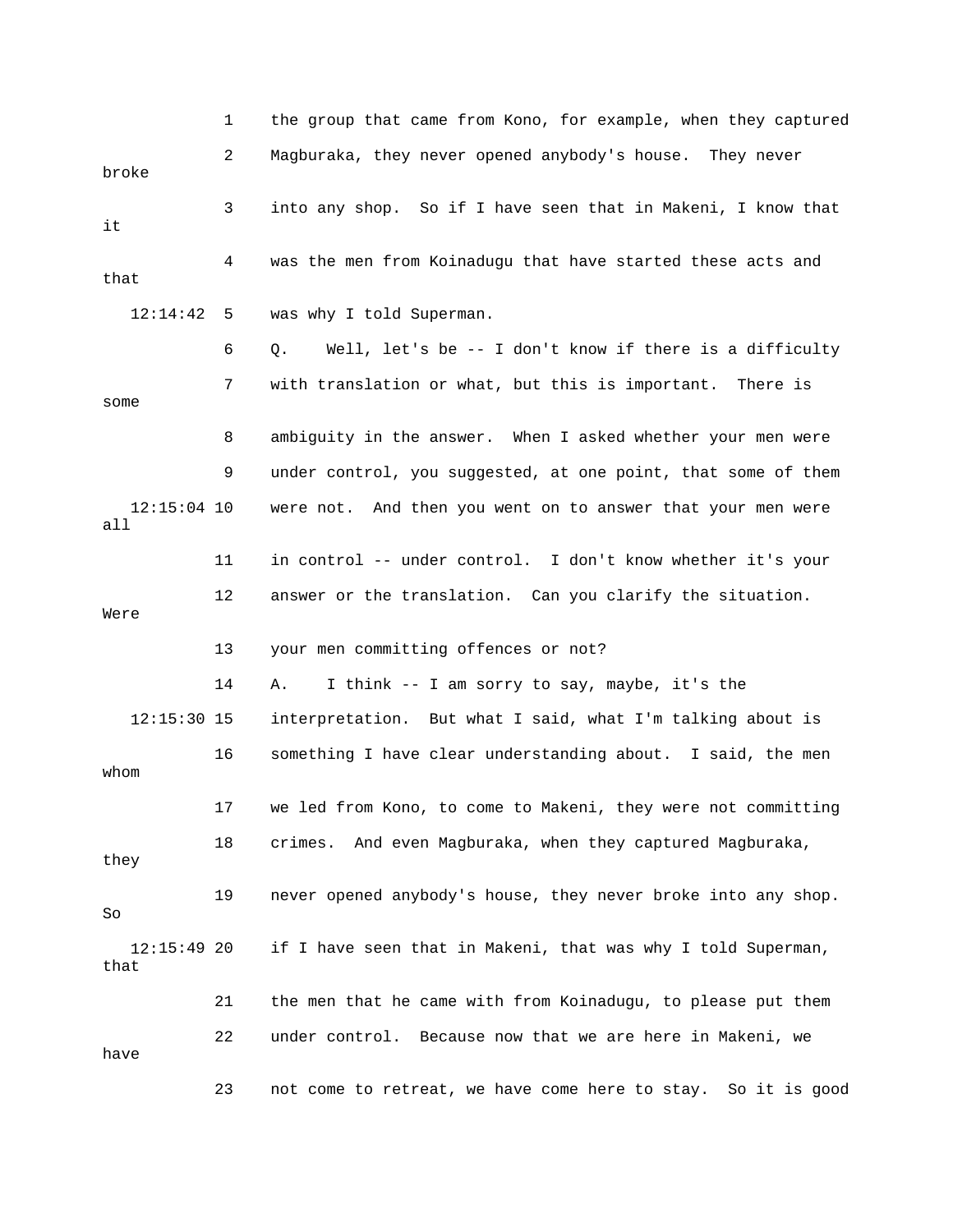1 the group that came from Kono, for example, when they captured

2 Magburaka, they never opened anybody's house. They never broke

3 into any shop. So if I have seen that in Makeni, I know that it

4 was the men from Koinadugu that have started these acts and that

12:14:42 5 was why I told Superman.

6 Q. Well, let's be -- I don't know if there is a difficulty

7 with translation or what, but this is important. There is some

8 ambiguity in the answer. When I asked whether your men were

9 under control, you suggested, at one point, that some of them

12:15:04 10 were not. And then you went on to answer that your men were all

11 in control -- under control. I don't know whether it's your

12 answer or the translation. Can you clarify the situation. Were

13 your men committing offences or not?

14 A. I think -- I am sorry to say, maybe, it's the

12:15:30 15 interpretation. But what I said, what I'm talking about is

16 something I have clear understanding about. I said, the men whom

17 we led from Kono, to come to Makeni, they were not committing

18 crimes. And even Magburaka, when they captured Magburaka, they

19 never opened anybody's house, they never broke into any shop. So

12:15:49 20 if I have seen that in Makeni, that was why I told Superman, that

21 the men that he came with from Koinadugu, to please put them

22 under control. Because now that we are here in Makeni, we have

23 not come to retreat, we have come here to stay. So it is good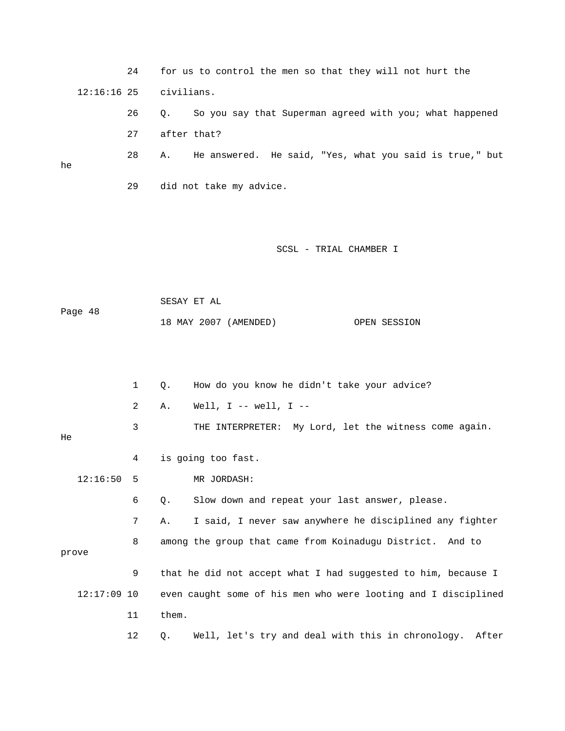24 for us to control the men so that they will not hurt the

12:16:16 25 civilians.

26 Q. So you say that Superman agreed with you; what happened

27 after that?

28 A. He answered. He said, "Yes, what you said is true," but he

29 did not take my advice.

1 Q. How do you know he didn't take your advice?

2 A. Well, I -- well, I --

3 THE INTERPRETER: My Lord, let the witness come again. He

4 is going too fast.

12:16:50 5 MR JORDASH:

6 Q. Slow down and repeat your last answer, please.

7 A. I said, I never saw anywhere he disciplined any fighter

8 among the group that came from Koinadugu District. And to prove

9 that he did not accept what I had suggested to him, because I

12:17:09 10 even caught some of his men who were looting and I disciplined

11 them.

12 Q. Well, let's try and deal with this in chronology. After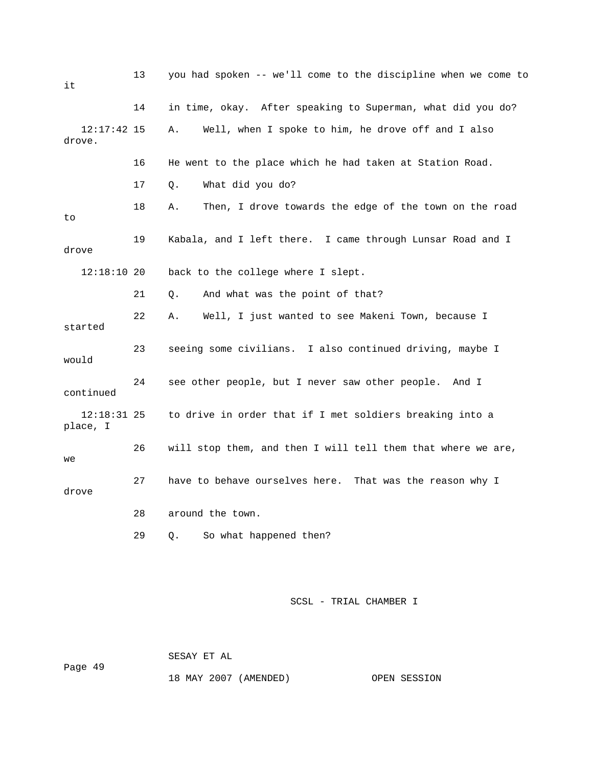13 you had spoken -- we'll come to the discipline when we come to it

14 in time, okay. After speaking to Superman, what did you do?

12:17:42 15 A. Well, when I spoke to him, he drove off and I also drove.

16 He went to the place which he had taken at Station Road.

17 Q. What did you do?

18 A. Then, I drove towards the edge of the town on the road to

19 Kabala, and I left there. I came through Lunsar Road and I drove

12:18:10 20 back to the college where I slept.

21 Q. And what was the point of that?

22 A. Well, I just wanted to see Makeni Town, because I started

23 seeing some civilians. I also continued driving, maybe I would

24 see other people, but I never saw other people. And I continued

12:18:31 25 to drive in order that if I met soldiers breaking into a place, I

26 will stop them, and then I will tell them that where we are, we

27 have to behave ourselves here. That was the reason why I drove

28 around the town.

29 Q. So what happened then?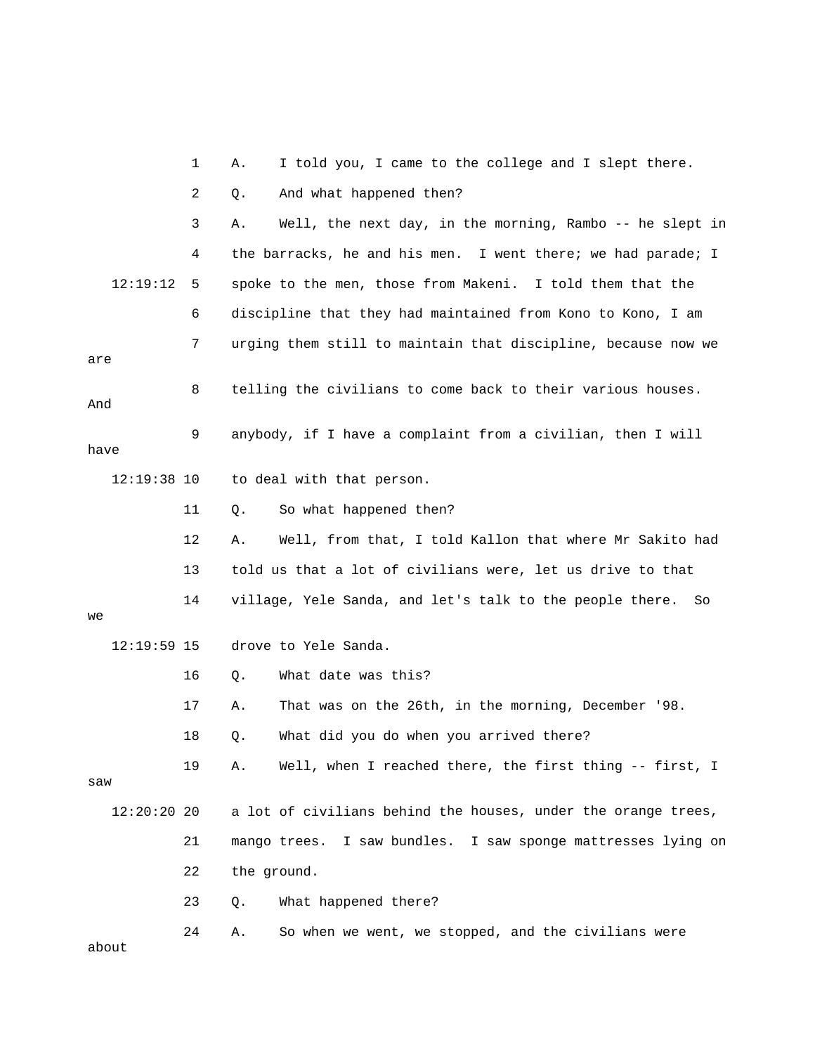1 A. I told you, I came to the college and I slept there.

2 Q. And what happened then?

3 A. Well, the next day, in the morning, Rambo -- he slept in

4 the barracks, he and his men. I went there; we had parade; I

12:19:12 5 spoke to the men, those from Makeni. I told them that the

6 discipline that they had maintained from Kono to Kono, I am

7 urging them still to maintain that discipline, because now we are

8 telling the civilians to come back to their various houses. And

9 anybody, if I have a complaint from a civilian, then I will have

12:19:38 10 to deal with that person.

11 Q. So what happened then?

12 A. Well, from that, I told Kallon that where Mr Sakito had

13 told us that a lot of civilians were, let us drive to that

14 village, Yele Sanda, and let's talk to the people there. So we

12:19:59 15 drove to Yele Sanda.

16 Q. What date was this?

17 A. That was on the 26th, in the morning, December '98.

18 Q. What did you do when you arrived there?

19 A. Well, when I reached there, the first thing -- first, I saw

12:20:20 20 a lot of civilians behind the houses, under the orange trees,

21 mango trees. I saw bundles. I saw sponge mattresses lying on

22 the ground.

23 Q. What happened there?

24 A. So when we went, we stopped, and the civilians were about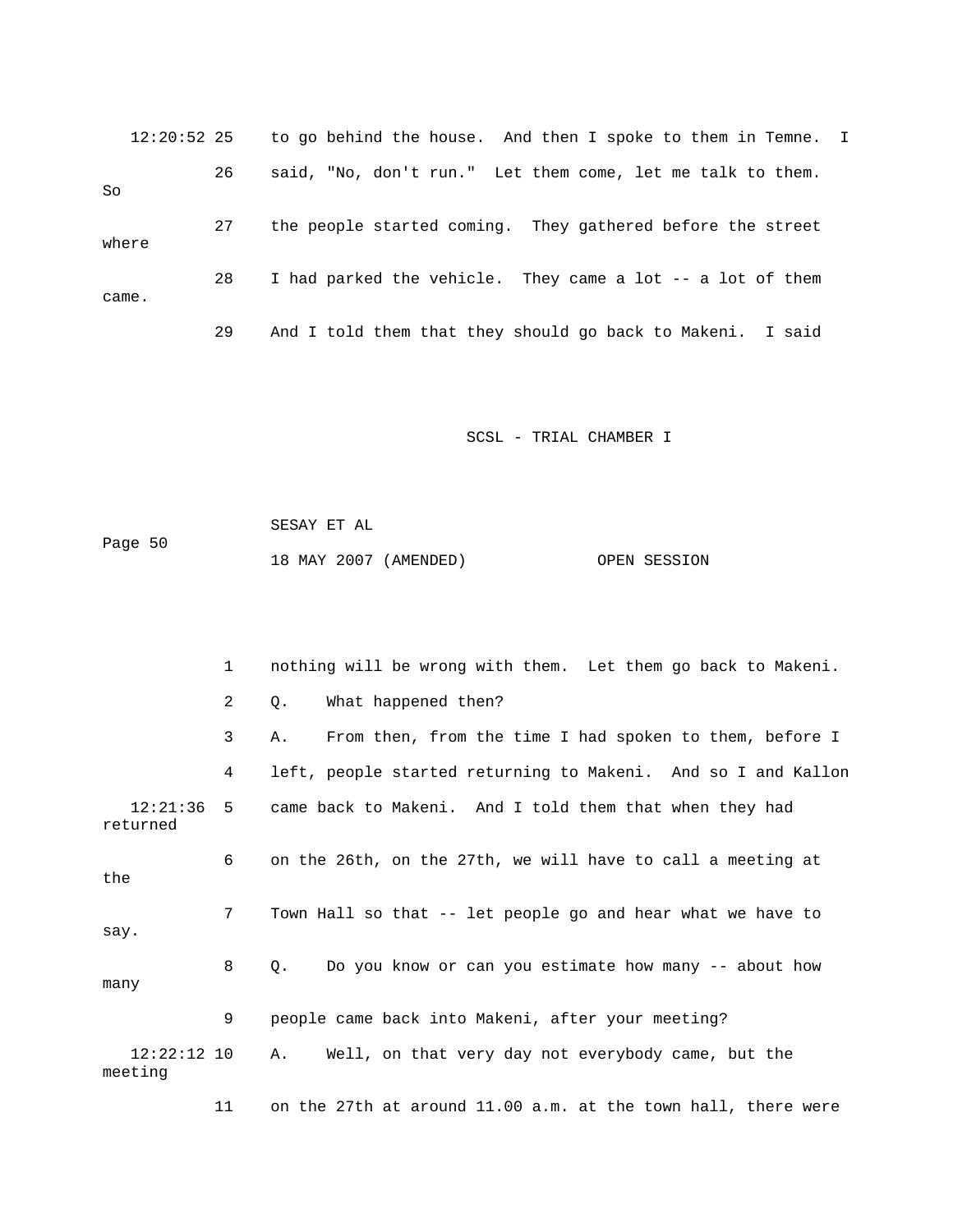12:20:52 25 to go behind the house. And then I spoke to them in Temne. I

26 said, "No, don't run." Let them come, let me talk to them. So

27 the people started coming. They gathered before the street where

28 I had parked the vehicle. They came a lot -- a lot of them came.

29 And I told them that they should go back to Makeni. I said

1 nothing will be wrong with them. Let them go back to Makeni.

2 Q. What happened then?

3 A. From then, from the time I had spoken to them, before I

4 left, people started returning to Makeni. And so I and Kallon

12:21:36 5 came back to Makeni. And I told them that when they had returned

6 on the 26th, on the 27th, we will have to call a meeting at the

7 Town Hall so that -- let people go and hear what we have to say.

8 Q. Do you know or can you estimate how many -- about how many

9 people came back into Makeni, after your meeting?

12:22:12 10 A. Well, on that very day not everybody came, but the meeting

11 on the 27th at around 11.00 a.m. at the town hall, there were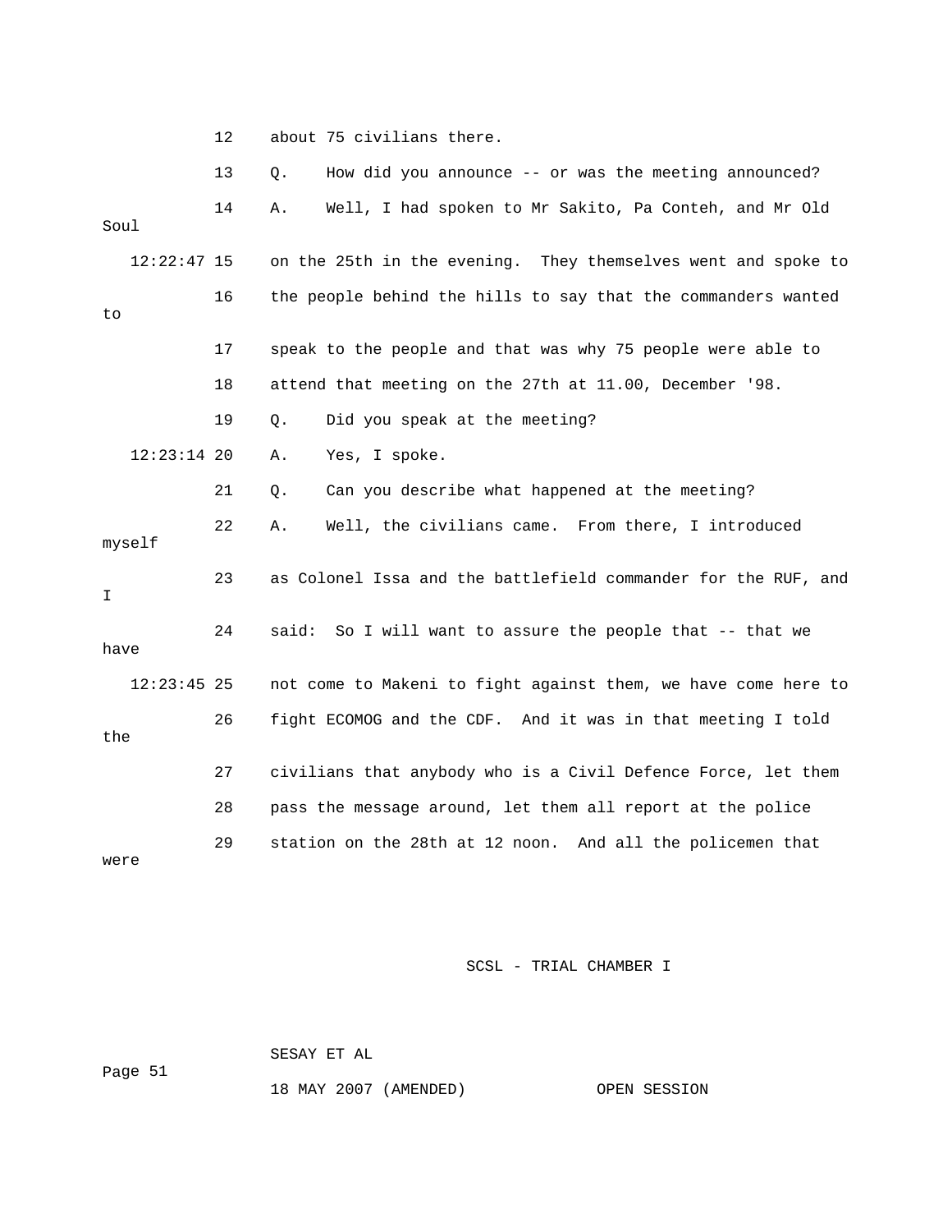12 about 75 civilians there.

13 Q. How did you announce -- or was the meeting announced?

14 A. Well, I had spoken to Mr Sakito, Pa Conteh, and Mr Old Soul

12:22:47 15 on the 25th in the evening. They themselves went and spoke to

16 the people behind the hills to say that the commanders wanted to

17 speak to the people and that was why 75 people were able to

18 attend that meeting on the 27th at 11.00, December '98.

19 Q. Did you speak at the meeting?

12:23:14 20 A. Yes, I spoke.

21 Q. Can you describe what happened at the meeting?

22 A. Well, the civilians came. From there, I introduced myself

23 as Colonel Issa and the battlefield commander for the RUF, and I

24 said: So I will want to assure the people that -- that we have

12:23:45 25 not come to Makeni to fight against them, we have come here to

26 fight ECOMOG and the CDF. And it was in that meeting I told the

27 civilians that anybody who is a Civil Defence Force, let them

28 pass the message around, let them all report at the police

29 station on the 28th at 12 noon. And all the policemen that were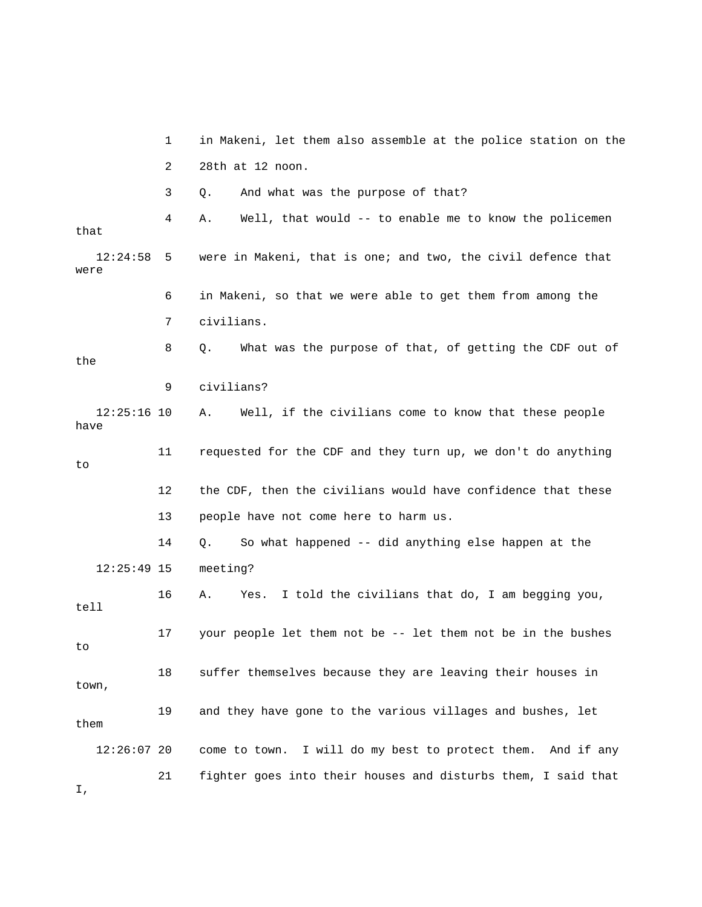1 in Makeni, let them also assemble at the police station on the

2 28th at 12 noon.

3 Q. And what was the purpose of that?

4 A. Well, that would -- to enable me to know the policemen that

12:24:58 5 were in Makeni, that is one; and two, the civil defence that were

6 in Makeni, so that we were able to get them from among the

7 civilians.

8 Q. What was the purpose of that, of getting the CDF out of the

9 civilians?

12:25:16 10 A. Well, if the civilians come to know that these people have

11 requested for the CDF and they turn up, we don't do anything to

12 the CDF, then the civilians would have confidence that these

13 people have not come here to harm us.

14 Q. So what happened -- did anything else happen at the

12:25:49 15 meeting?

16 A. Yes. I told the civilians that do, I am begging you, tell

17 your people let them not be -- let them not be in the bushes to

18 suffer themselves because they are leaving their houses in town,

19 and they have gone to the various villages and bushes, let them

12:26:07 20 come to town. I will do my best to protect them. And if any

21 fighter goes into their houses and disturbs them, I said that I,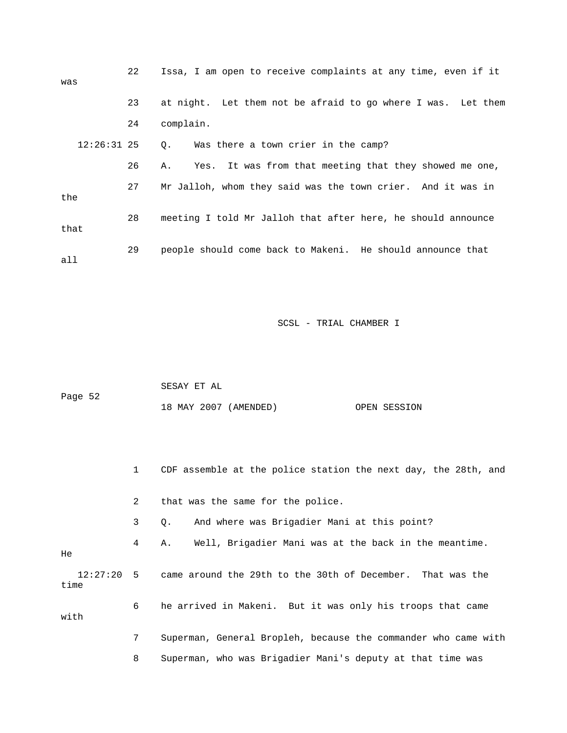22 Issa, I am open to receive complaints at any time, even if it was

23 at night. Let them not be afraid to go where I was. Let them

24 complain.

12:26:31 25 Q. Was there a town crier in the camp?

26 A. Yes. It was from that meeting that they showed me one,

27 Mr Jalloh, whom they said was the town crier. And it was in the

28 meeting I told Mr Jalloh that after here, he should announce that

29 people should come back to Makeni. He should announce that all

1 CDF assemble at the police station the next day, the 28th, and

2 that was the same for the police.

3 Q. And where was Brigadier Mani at this point?

4 A. Well, Brigadier Mani was at the back in the meantime. He

12:27:20 5 came around the 29th to the 30th of December. That was the time

6 he arrived in Makeni. But it was only his troops that came with

7 Superman, General Bropleh, because the commander who came with

8 Superman, who was Brigadier Mani's deputy at that time was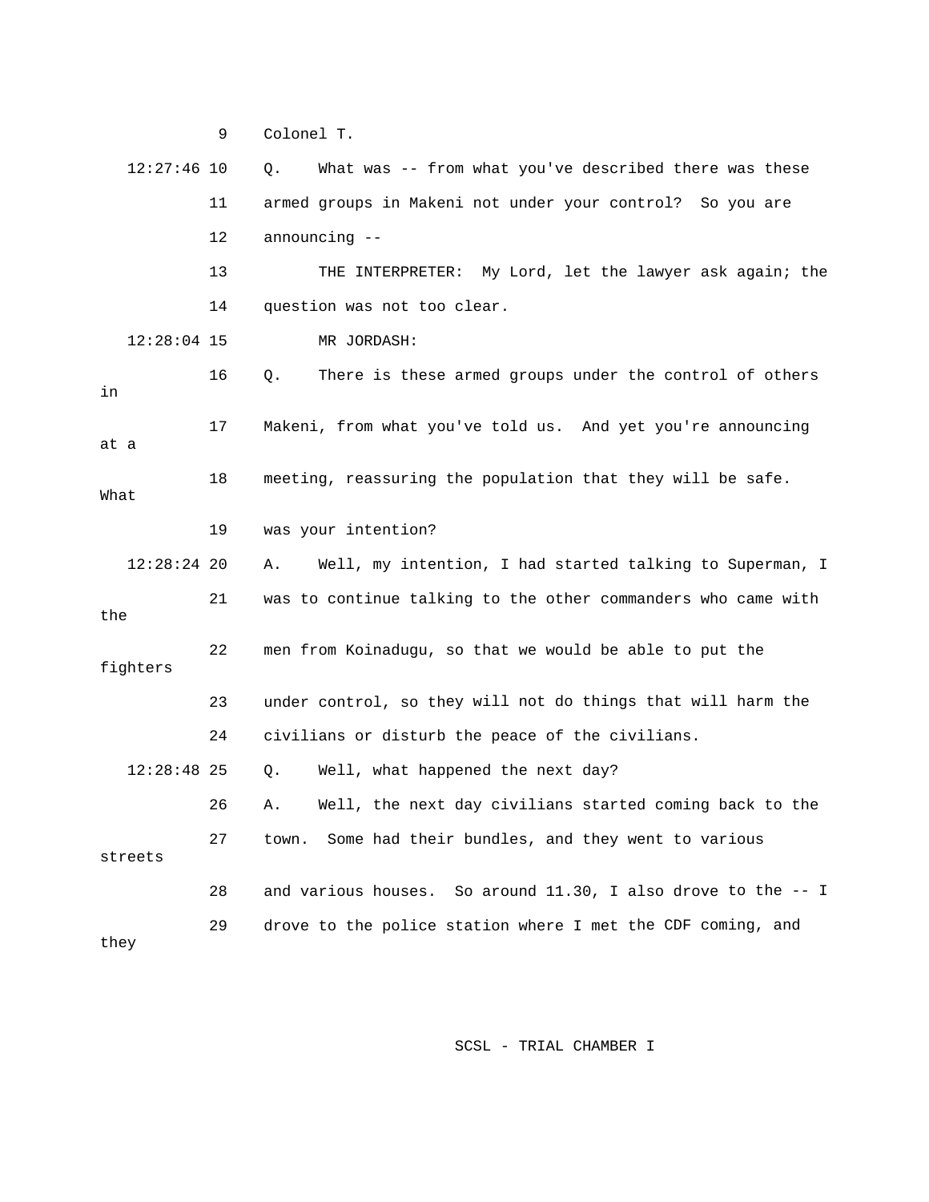9 Colonel T.

12:27:46 10 Q. What was -- from what you've described there was these

11 armed groups in Makeni not under your control? So you are

12 announcing --

13 THE INTERPRETER: My Lord, let the lawyer ask again; the

14 question was not too clear.

12:28:04 15 MR JORDASH:

16 Q. There is these armed groups under the control of others in

17 Makeni, from what you've told us. And yet you're announcing at a

18 meeting, reassuring the population that they will be safe. What

19 was your intention?

12:28:24 20 A. Well, my intention, I had started talking to Superman, I

21 was to continue talking to the other commanders who came with the

22 men from Koinadugu, so that we would be able to put the fighters

23 under control, so they will not do things that will harm the

24 civilians or disturb the peace of the civilians.

12:28:48 25 Q. Well, what happened the next day?

26 A. Well, the next day civilians started coming back to the

27 town. Some had their bundles, and they went to various streets

28 and various houses. So around 11.30, I also drove to the -- I

29 drove to the police station where I met the CDF coming, and they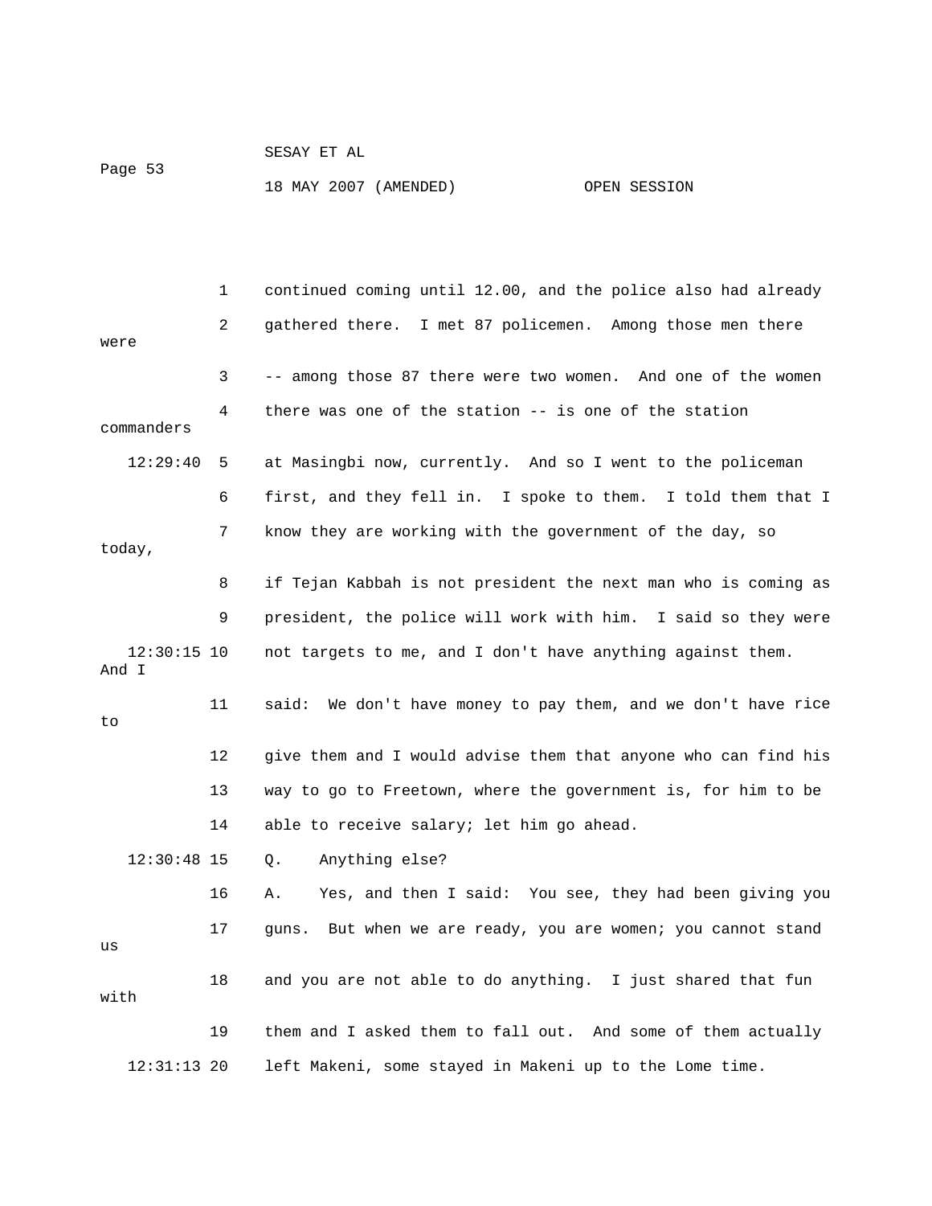1 continued coming until 12.00, and the police also had already

2 gathered there. I met 87 policemen. Among those men there were

3 -- among those 87 there were two women. And one of the women

4 there was one of the station -- is one of the station commanders

12:29:40 5 at Masingbi now, currently. And so I went to the policeman

6 first, and they fell in. I spoke to them. I told them that I

7 know they are working with the government of the day, so today,

8 if Tejan Kabbah is not president the next man who is coming as

9 president, the police will work with him. I said so they were

12:30:15 10 not targets to me, and I don't have anything against them. And I

11 said: We don't have money to pay them, and we don't have rice to

12 give them and I would advise them that anyone who can find his

13 way to go to Freetown, where the government is, for him to be

14 able to receive salary; let him go ahead.

12:30:48 15 Q. Anything else?

16 A. Yes, and then I said: You see, they had been giving you

17 guns. But when we are ready, you are women; you cannot stand us

18 and you are not able to do anything. I just shared that fun with

19 them and I asked them to fall out. And some of them actually

12:31:13 20 left Makeni, some stayed in Makeni up to the Lome time.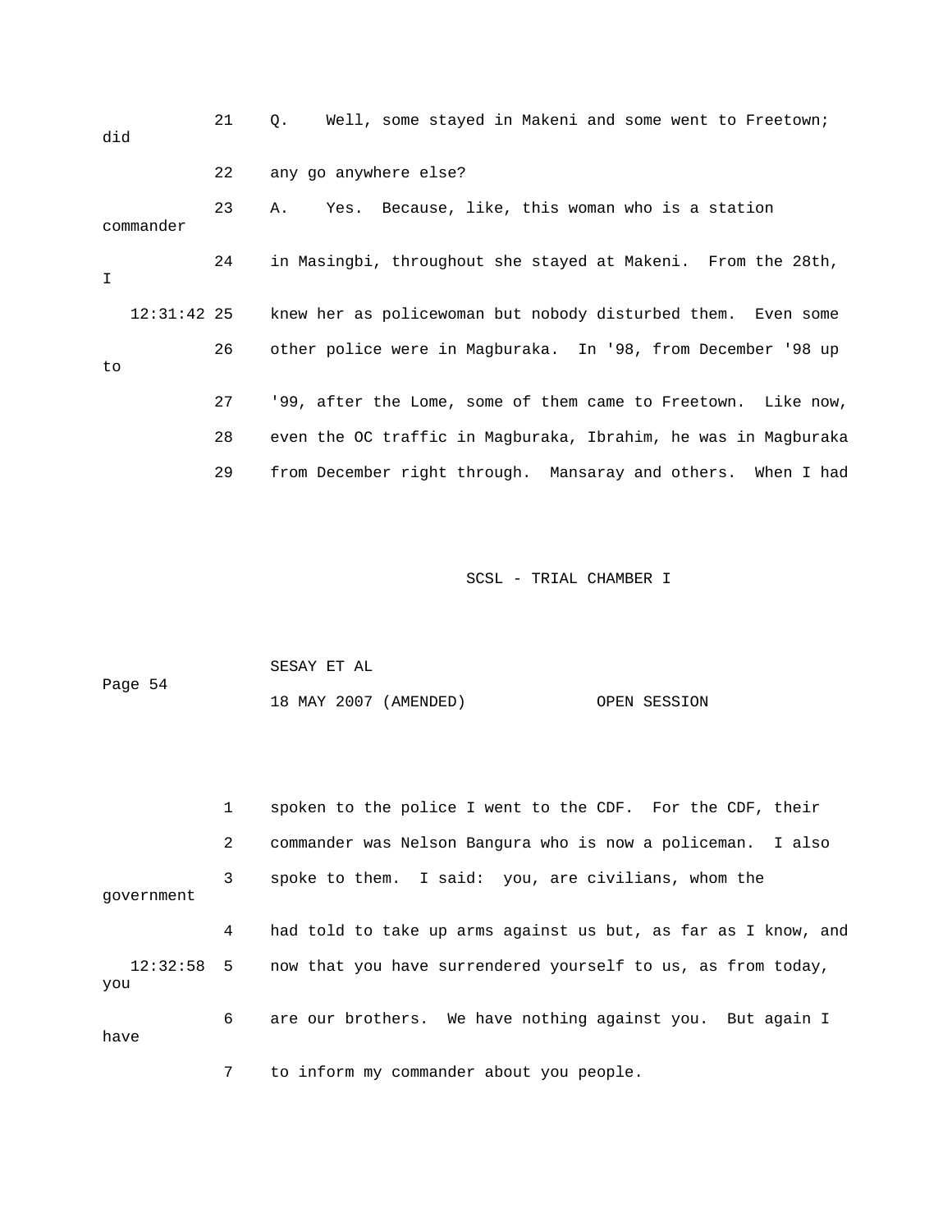21 Q. Well, some stayed in Makeni and some went to Freetown; did

22 any go anywhere else?

23 A. Yes. Because, like, this woman who is a station commander

24 in Masingbi, throughout she stayed at Makeni. From the 28th, I

12:31:42 25 knew her as policewoman but nobody disturbed them. Even some

26 other police were in Magburaka. In '98, from December '98 up to

27 '99, after the Lome, some of them came to Freetown. Like now,

28 even the OC traffic in Magburaka, Ibrahim, he was in Magburaka

29 from December right through. Mansaray and others. When I had

1 spoken to the police I went to the CDF. For the CDF, their

2 commander was Nelson Bangura who is now a policeman. I also

3 spoke to them. I said: you, are civilians, whom the government

4 had told to take up arms against us but, as far as I know, and

12:32:58 5 now that you have surrendered yourself to us, as from today, you

6 are our brothers. We have nothing against you. But again I have

7 to inform my commander about you people.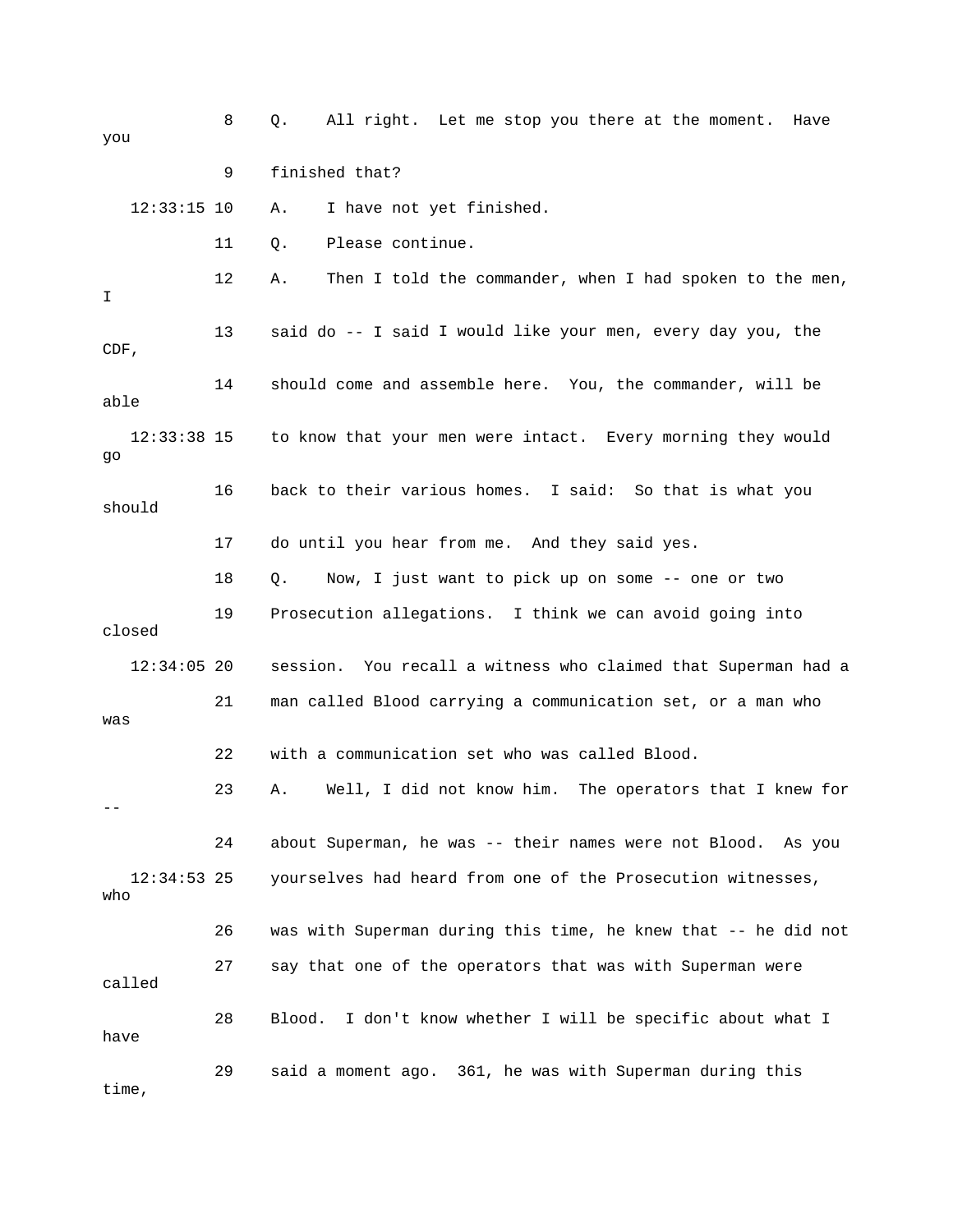8 Q. All right. Let me stop you there at the moment. Have you

9 finished that?

12:33:15 10 A. I have not yet finished.

11 Q. Please continue.

12 A. Then I told the commander, when I had spoken to the men, I

13 said do -- I said I would like your men, every day you, the CDF,

14 should come and assemble here. You, the commander, will be able

12:33:38 15 to know that your men were intact. Every morning they would go

16 back to their various homes. I said: So that is what you should

17 do until you hear from me. And they said yes.

18 Q. Now, I just want to pick up on some -- one or two

19 Prosecution allegations. I think we can avoid going into closed

12:34:05 20 session. You recall a witness who claimed that Superman had a

21 man called Blood carrying a communication set, or a man who was

22 with a communication set who was called Blood.

23 A. Well, I did not know him. The operators that I knew for --

24 about Superman, he was -- their names were not Blood. As you

12:34:53 25 yourselves had heard from one of the Prosecution witnesses, who

26 was with Superman during this time, he knew that -- he did not

27 say that one of the operators that was with Superman were called

28 Blood. I don't know whether I will be specific about what I have

29 said a moment ago. 361, he was with Superman during this time,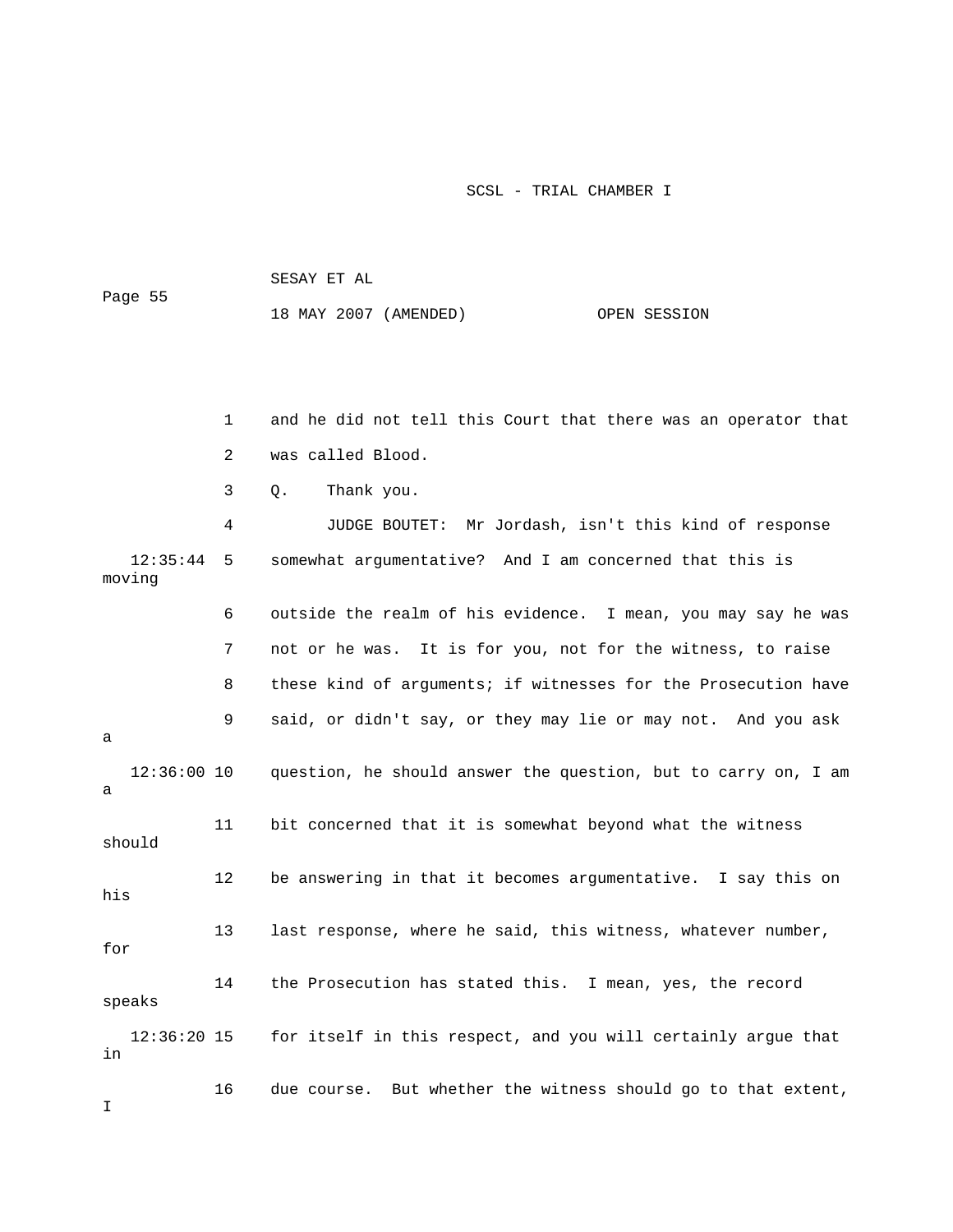and he did not tell this Court that there was an operator that was called Blood.

Q. Thank you.

JUDGE BOUTET: Mr Jordash, isn't this kind of response somewhat argumentative? And I am concerned that this is moving outside the realm of his evidence. I mean, you may say he was not or he was. It is for you, not for the witness, to raise these kind of arguments; if witnesses for the Prosecution have said, or didn't say, or they may lie or may not. And you ask a question, he should answer the question, but to carry on, I am a bit concerned that it is somewhat beyond what the witness should be answering in that it becomes argumentative. I say this on his last response, where he said, this witness, whatever number, for the Prosecution has stated this. I mean, yes, the record speaks for itself in this respect, and you will certainly argue that in due course. But whether the witness should go to that extent, I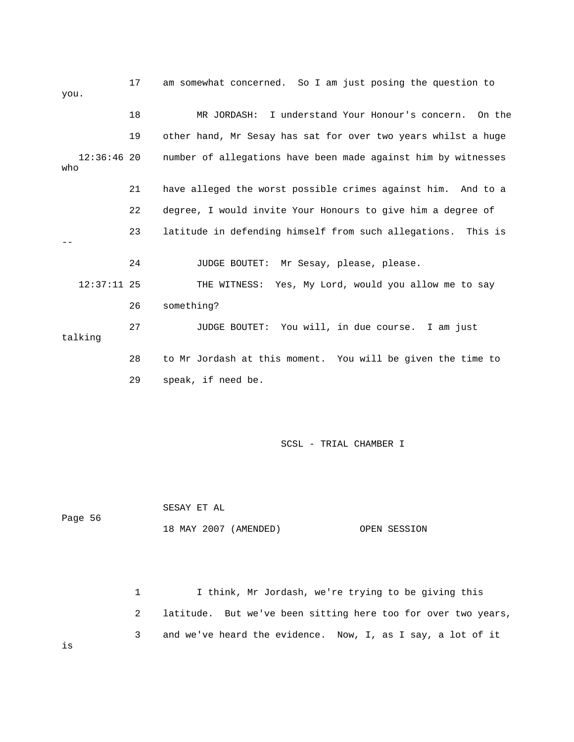17 am somewhat concerned. So I am just posing the question to you.

18 MR JORDASH: I understand Your Honour's concern. On the

19 other hand, Mr Sesay has sat for over two years whilst a huge

12:36:46 20 number of allegations have been made against him by witnesses who

21 have alleged the worst possible crimes against him. And to a

22 degree, I would invite Your Honours to give him a degree of

23 latitude in defending himself from such allegations. This is --

24 JUDGE BOUTET: Mr Sesay, please, please.

12:37:11 25 THE WITNESS: Yes, My Lord, would you allow me to say

26 something?

27 JUDGE BOUTET: You will, in due course. I am just talking

28 to Mr Jordash at this moment. You will be given the time to

29 speak, if need be.

1 I think, Mr Jordash, we're trying to be giving this

2 latitude. But we've been sitting here too for over two years,

3 and we've heard the evidence. Now, I, as I say, a lot of it is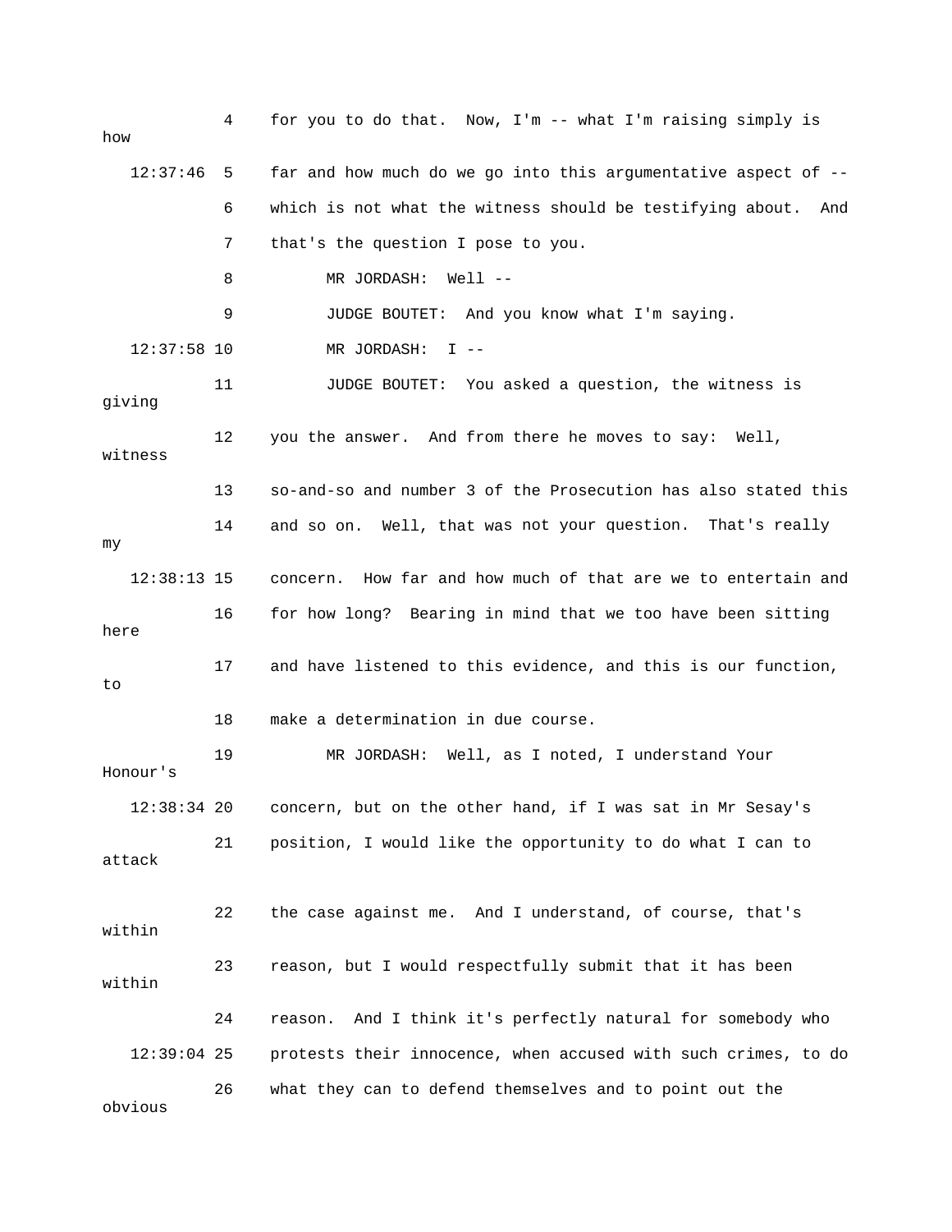4 for you to do that. Now, I'm -- what I'm raising simply is how

12:37:46 5 far and how much do we go into this argumentative aspect of --

6 which is not what the witness should be testifying about. And

7 that's the question I pose to you.

8 MR JORDASH: Well --

9 JUDGE BOUTET: And you know what I'm saying.

12:37:58 10 MR JORDASH: I --

11 JUDGE BOUTET: You asked a question, the witness is giving

12 you the answer. And from there he moves to say: Well, witness

13 so-and-so and number 3 of the Prosecution has also stated this

14 and so on. Well, that was not your question. That's really my

12:38:13 15 concern. How far and how much of that are we to entertain and

16 for how long? Bearing in mind that we too have been sitting here

17 and have listened to this evidence, and this is our function, to

18 make a determination in due course.

19 MR JORDASH: Well, as I noted, I understand Your Honour's

12:38:34 20 concern, but on the other hand, if I was sat in Mr Sesay's

21 position, I would like the opportunity to do what I can to attack

22 the case against me. And I understand, of course, that's within

23 reason, but I would respectfully submit that it has been within

24 reason. And I think it's perfectly natural for somebody who

12:39:04 25 protests their innocence, when accused with such crimes, to do

26 what they can to defend themselves and to point out the obvious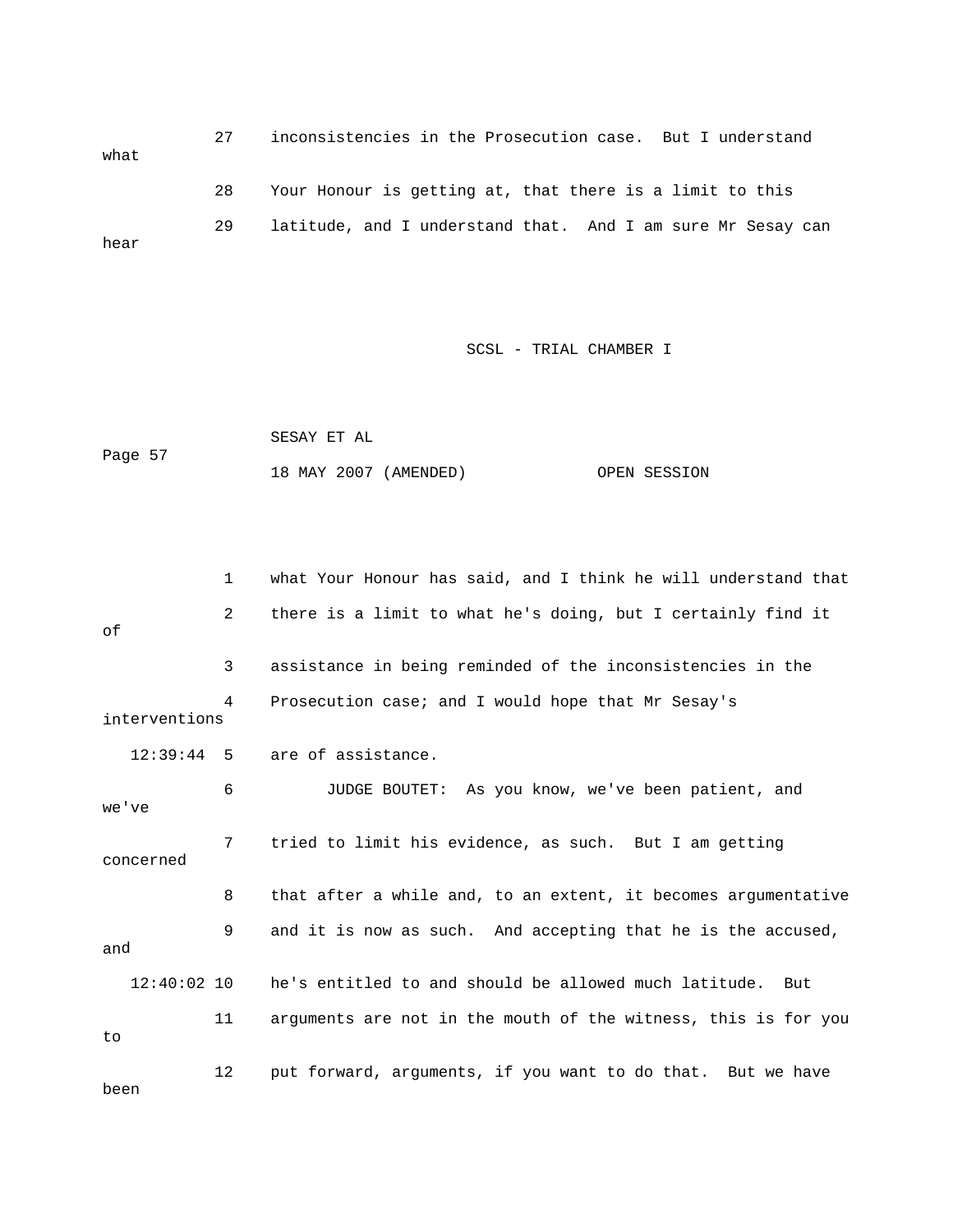27 inconsistencies in the Prosecution case. But I understand what

28 Your Honour is getting at, that there is a limit to this

29 latitude, and I understand that. And I am sure Mr Sesay can hear

1 what Your Honour has said, and I think he will understand that

2 there is a limit to what he's doing, but I certainly find it of

3 assistance in being reminded of the inconsistencies in the

4 Prosecution case; and I would hope that Mr Sesay's interventions

12:39:44 5 are of assistance.

6 JUDGE BOUTET: As you know, we've been patient, and we've

7 tried to limit his evidence, as such. But I am getting concerned

8 that after a while and, to an extent, it becomes argumentative

9 and it is now as such. And accepting that he is the accused, and

12:40:02 10 he's entitled to and should be allowed much latitude. But

11 arguments are not in the mouth of the witness, this is for you to

12 put forward, arguments, if you want to do that. But we have been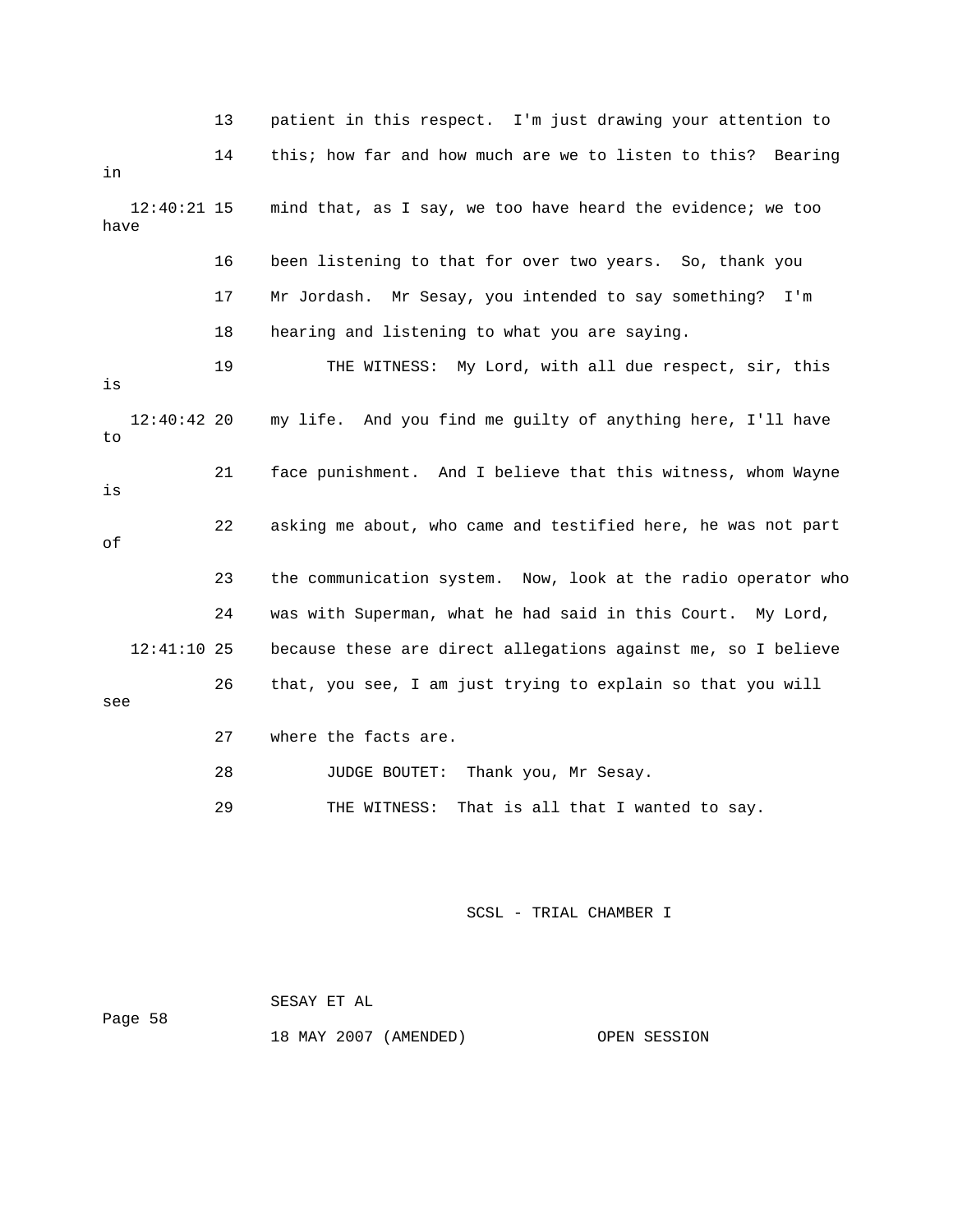13 patient in this respect. I'm just drawing your attention to

14 this; how far and how much are we to listen to this? Bearing in

12:40:21 15 mind that, as I say, we too have heard the evidence; we too have

16 been listening to that for over two years. So, thank you

17 Mr Jordash. Mr Sesay, you intended to say something? I'm

18 hearing and listening to what you are saying.

19 THE WITNESS: My Lord, with all due respect, sir, this is

12:40:42 20 my life. And you find me guilty of anything here, I'll have to

21 face punishment. And I believe that this witness, whom Wayne is

22 asking me about, who came and testified here, he was not part of

23 the communication system. Now, look at the radio operator who

24 was with Superman, what he had said in this Court. My Lord,

12:41:10 25 because these are direct allegations against me, so I believe

26 that, you see, I am just trying to explain so that you will see

27 where the facts are.

28 JUDGE BOUTET: Thank you, Mr Sesay.

29 THE WITNESS: That is all that I wanted to say.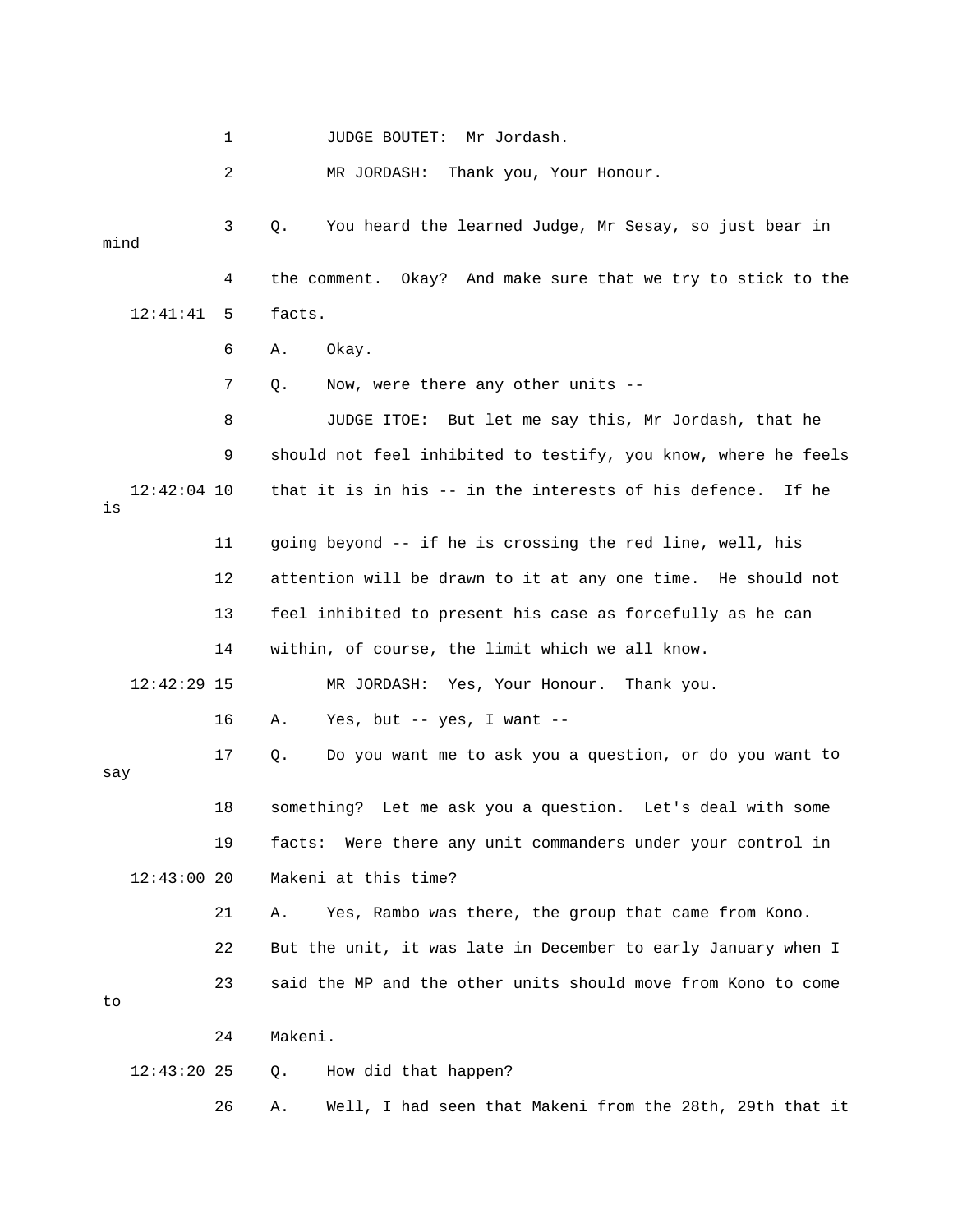1 JUDGE BOUTET: Mr Jordash.

2 MR JORDASH: Thank you, Your Honour.

3 Q. You heard the learned Judge, Mr Sesay, so just bear in mind

4 the comment. Okay? And make sure that we try to stick to the

12:41:41 5 facts.

6 A. Okay.

7 Q. Now, were there any other units --

8 JUDGE ITOE: But let me say this, Mr Jordash, that he

9 should not feel inhibited to testify, you know, where he feels

12:42:04 10 that it is in his -- in the interests of his defence. If he is

11 going beyond -- if he is crossing the red line, well, his

12 attention will be drawn to it at any one time. He should not

13 feel inhibited to present his case as forcefully as he can

14 within, of course, the limit which we all know.

12:42:29 15 MR JORDASH: Yes, Your Honour. Thank you.

16 A. Yes, but -- yes, I want --

17 Q. Do you want me to ask you a question, or do you want to say

18 something? Let me ask you a question. Let's deal with some

19 facts: Were there any unit commanders under your control in

12:43:00 20 Makeni at this time?

21 A. Yes, Rambo was there, the group that came from Kono.

22 But the unit, it was late in December to early January when I

23 said the MP and the other units should move from Kono to come to

24 Makeni.

12:43:20 25 Q. How did that happen?

26 A. Well, I had seen that Makeni from the 28th, 29th that it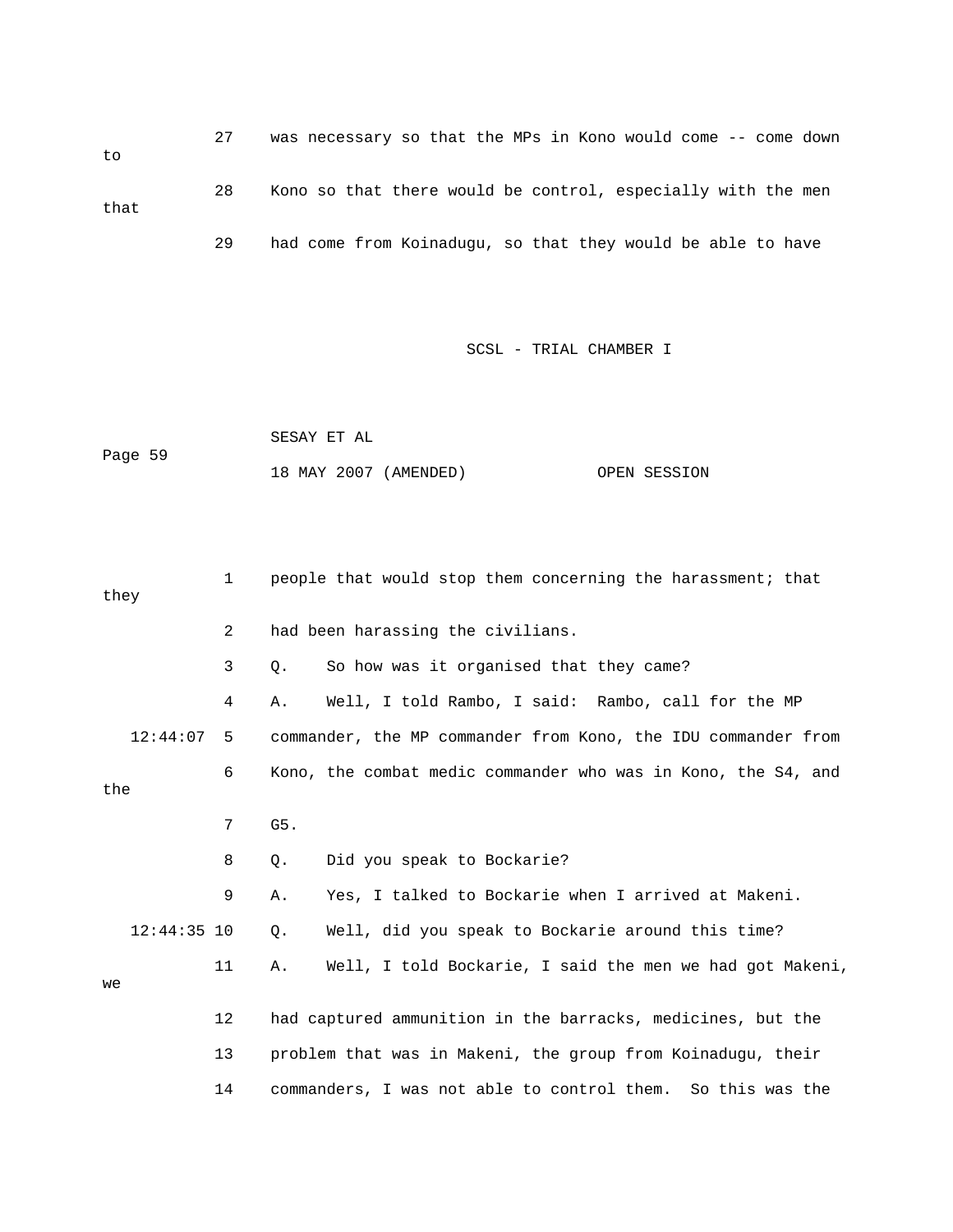27 was necessary so that the MPs in Kono would come -- come down to

28 Kono so that there would be control, especially with the men that

29 had come from Koinadugu, so that they would be able to have

1 people that would stop them concerning the harassment; that they

2 had been harassing the civilians.

3 Q. So how was it organised that they came?

4 A. Well, I told Rambo, I said: Rambo, call for the MP

12:44:07 5 commander, the MP commander from Kono, the IDU commander from

6 Kono, the combat medic commander who was in Kono, the S4, and the

7 G5.

8 Q. Did you speak to Bockarie?

9 A. Yes, I talked to Bockarie when I arrived at Makeni.

12:44:35 10 Q. Well, did you speak to Bockarie around this time?

11 A. Well, I told Bockarie, I said the men we had got Makeni, we

12 had captured ammunition in the barracks, medicines, but the

13 problem that was in Makeni, the group from Koinadugu, their

14 commanders, I was not able to control them. So this was the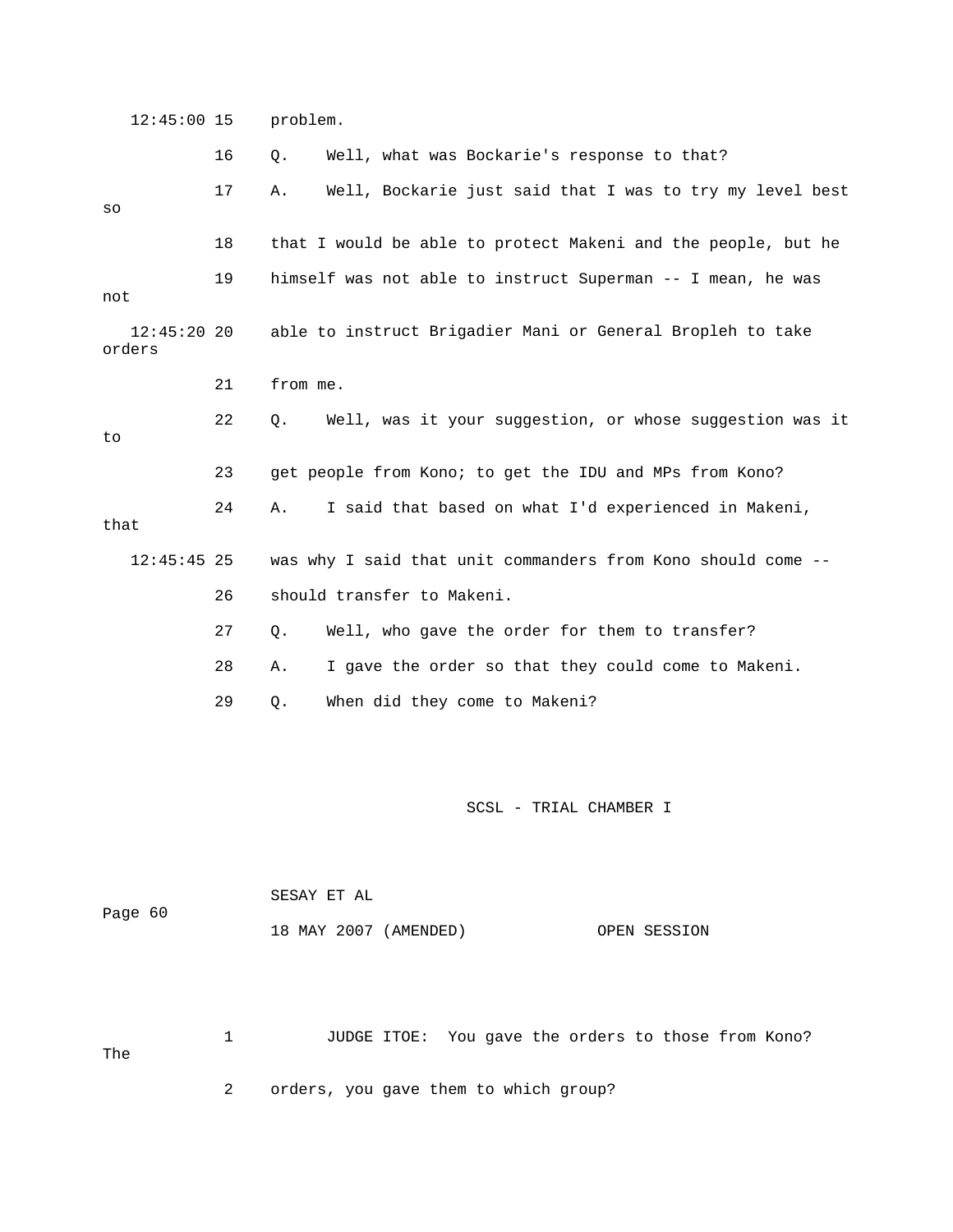12:45:00 15 problem.

16 Q. Well, what was Bockarie's response to that?

17 A. Well, Bockarie just said that I was to try my level best so

18 that I would be able to protect Makeni and the people, but he

19 himself was not able to instruct Superman -- I mean, he was not

12:45:20 20 able to instruct Brigadier Mani or General Bropleh to take orders

21 from me.

22 Q. Well, was it your suggestion, or whose suggestion was it to

23 get people from Kono; to get the IDU and MPs from Kono?

24 A. I said that based on what I'd experienced in Makeni, that

12:45:45 25 was why I said that unit commanders from Kono should come --

26 should transfer to Makeni.

27 Q. Well, who gave the order for them to transfer?

28 A. I gave the order so that they could come to Makeni.

29 Q. When did they come to Makeni?

1 JUDGE ITOE: You gave the orders to those from Kono? The

2 orders, you gave them to which group?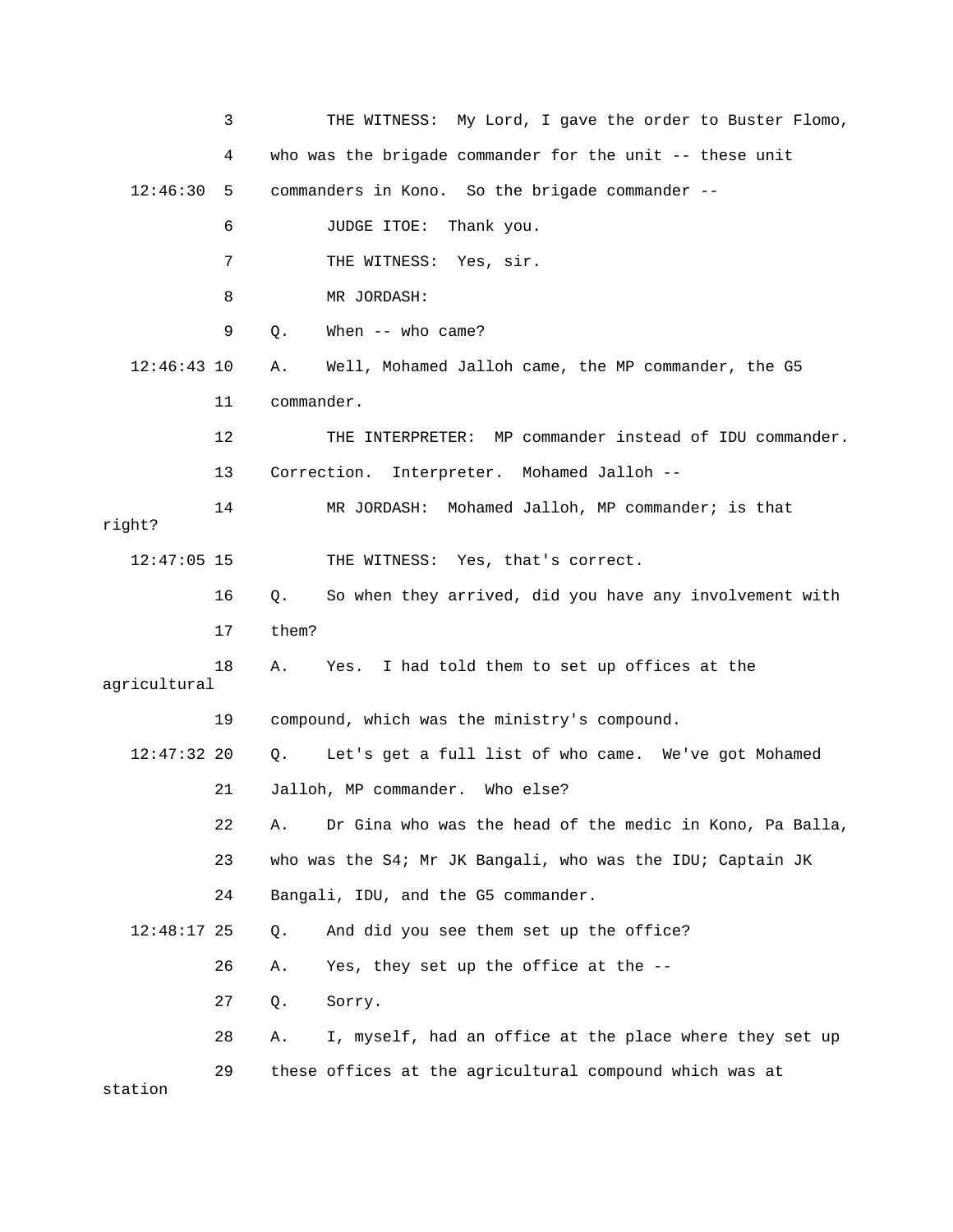3 THE WITNESS: My Lord, I gave the order to Buster Flomo,

4 who was the brigade commander for the unit -- these unit

12:46:30 5 commanders in Kono. So the brigade commander --

6 JUDGE ITOE: Thank you.

7 THE WITNESS: Yes, sir.

8 MR JORDASH:

9 Q. When -- who came?

12:46:43 10 A. Well, Mohamed Jalloh came, the MP commander, the G5

11 commander.

12 THE INTERPRETER: MP commander instead of IDU commander.

13 Correction. Interpreter. Mohamed Jalloh --

14 MR JORDASH: Mohamed Jalloh, MP commander; is that right?

12:47:05 15 THE WITNESS: Yes, that's correct.

16 Q. So when they arrived, did you have any involvement with

17 them?

18 A. Yes. I had told them to set up offices at the agricultural

19 compound, which was the ministry's compound.

12:47:32 20 Q. Let's get a full list of who came. We've got Mohamed

21 Jalloh, MP commander. Who else?

22 A. Dr Gina who was the head of the medic in Kono, Pa Balla,

23 who was the S4; Mr JK Bangali, who was the IDU; Captain JK

24 Bangali, IDU, and the G5 commander.

12:48:17 25 Q. And did you see them set up the office?

26 A. Yes, they set up the office at the --

27 Q. Sorry.

28 A. I, myself, had an office at the place where they set up

29 these offices at the agricultural compound which was at station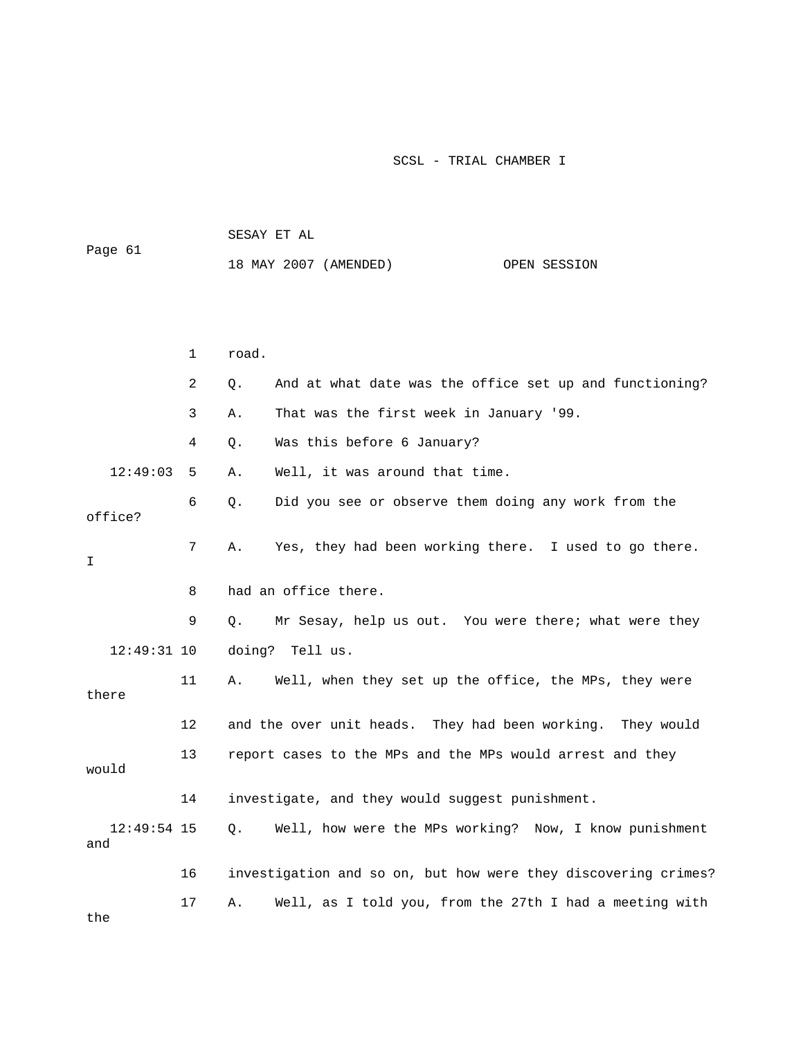1 road.

2 Q. And at what date was the office set up and functioning?

3 A. That was the first week in January '99.

4 Q. Was this before 6 January?

12:49:03 5 A. Well, it was around that time.

6 Q. Did you see or observe them doing any work from the office?

7 A. Yes, they had been working there. I used to go there. I

8 had an office there.

9 Q. Mr Sesay, help us out. You were there; what were they

12:49:31 10 doing? Tell us.

11 A. Well, when they set up the office, the MPs, they were there

12 and the over unit heads. They had been working. They would

13 report cases to the MPs and the MPs would arrest and they would

14 investigate, and they would suggest punishment.

12:49:54 15 Q. Well, how were the MPs working? Now, I know punishment and

16 investigation and so on, but how were they discovering crimes?

17 A. Well, as I told you, from the 27th I had a meeting with the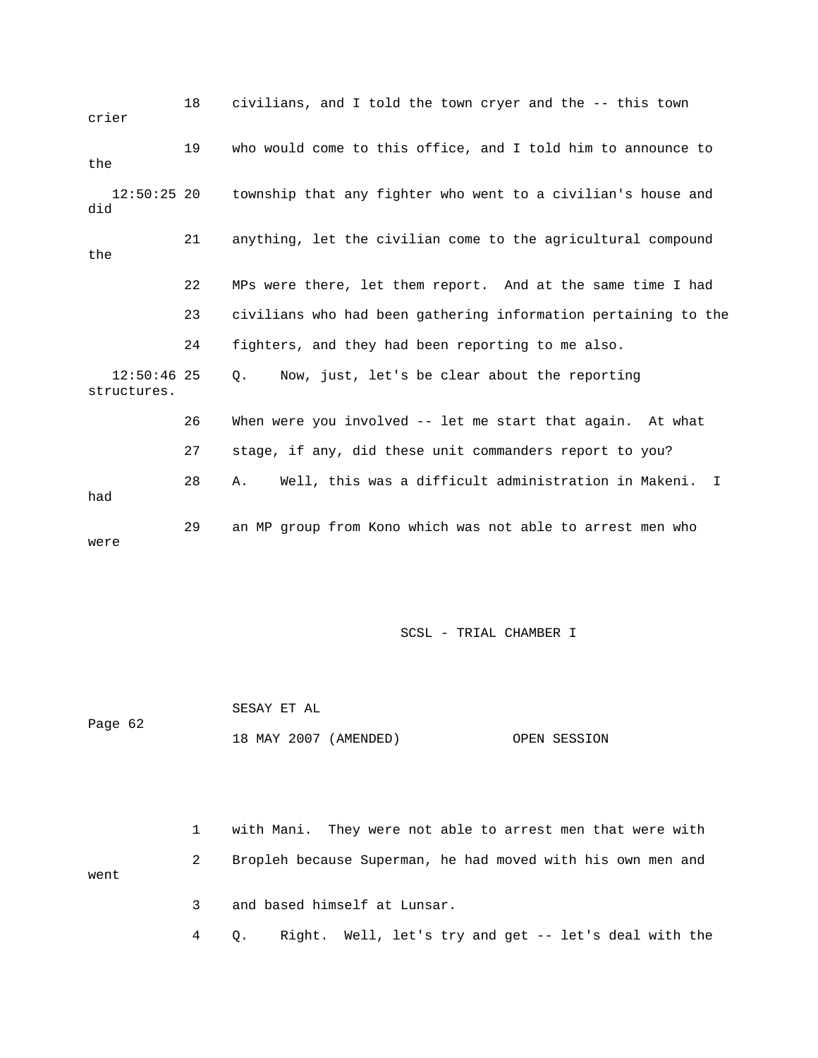18 civilians, and I told the town cryer and the -- this town crier

19 who would come to this office, and I told him to announce to the

12:50:25 20 township that any fighter who went to a civilian's house and did

21 anything, let the civilian come to the agricultural compound the

22 MPs were there, let them report. And at the same time I had

23 civilians who had been gathering information pertaining to the

24 fighters, and they had been reporting to me also.

12:50:46 25 Q. Now, just, let's be clear about the reporting structures.

26 When were you involved -- let me start that again. At what

27 stage, if any, did these unit commanders report to you?

28 A. Well, this was a difficult administration in Makeni. I had

29 an MP group from Kono which was not able to arrest men who were

1 with Mani. They were not able to arrest men that were with

2 Bropleh because Superman, he had moved with his own men and went

3 and based himself at Lunsar.

4 Q. Right. Well, let's try and get -- let's deal with the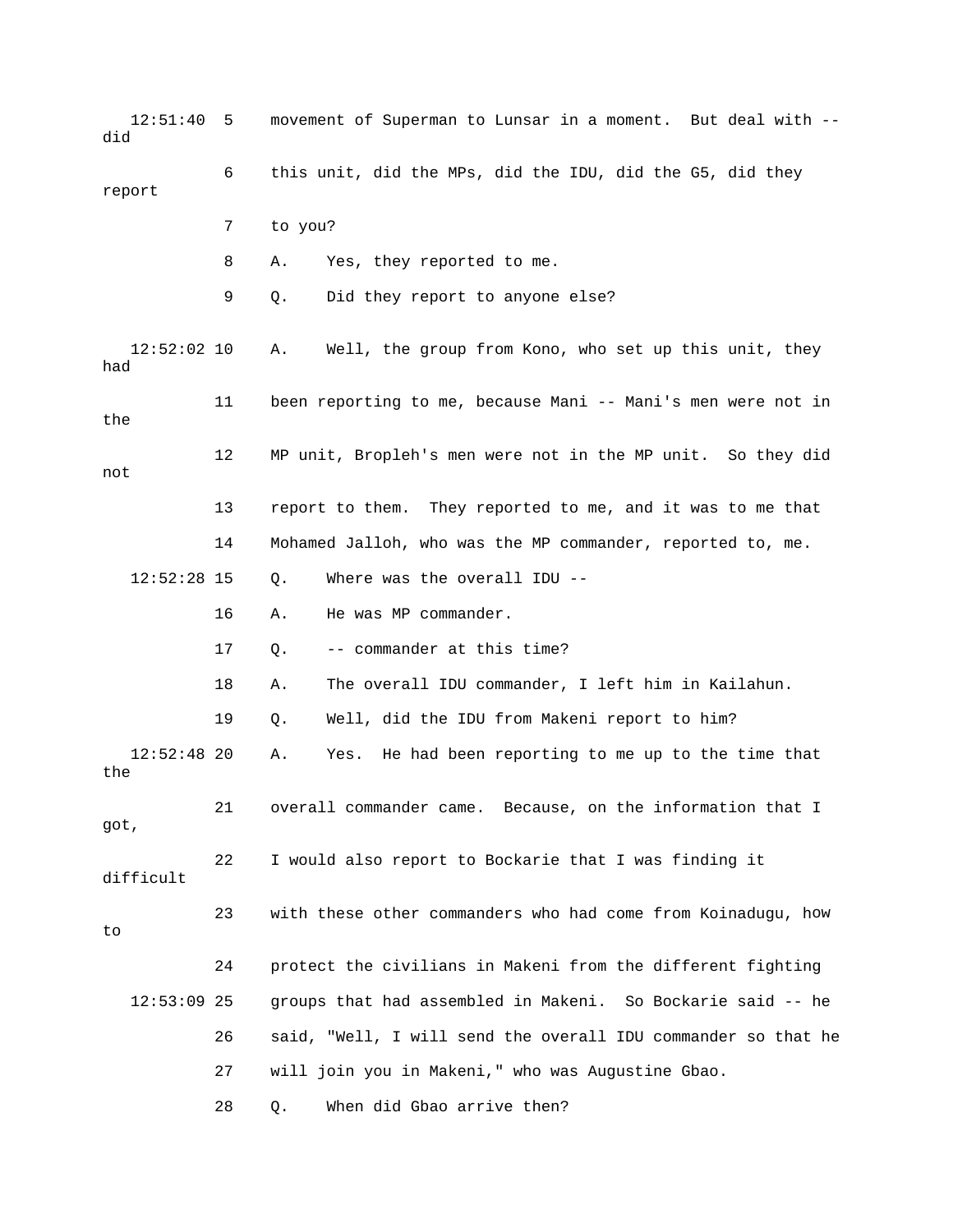12:51:40 5 movement of Superman to Lunsar in a moment. But deal with -- did

6 this unit, did the MPs, did the IDU, did the G5, did they report

7 to you?

8 A. Yes, they reported to me.

9 Q. Did they report to anyone else?

12:52:02 10 A. Well, the group from Kono, who set up this unit, they had

11 been reporting to me, because Mani -- Mani's men were not in the

12 MP unit, Bropleh's men were not in the MP unit. So they did not

13 report to them. They reported to me, and it was to me that

14 Mohamed Jalloh, who was the MP commander, reported to, me.

12:52:28 15 Q. Where was the overall IDU --

16 A. He was MP commander.

17 Q. -- commander at this time?

18 A. The overall IDU commander, I left him in Kailahun.

19 Q. Well, did the IDU from Makeni report to him?

12:52:48 20 A. Yes. He had been reporting to me up to the time that the

21 overall commander came. Because, on the information that I got,

22 I would also report to Bockarie that I was finding it difficult

23 with these other commanders who had come from Koinadugu, how to

24 protect the civilians in Makeni from the different fighting

12:53:09 25 groups that had assembled in Makeni. So Bockarie said -- he

26 said, "Well, I will send the overall IDU commander so that he

27 will join you in Makeni," who was Augustine Gbao.

28 Q. When did Gbao arrive then?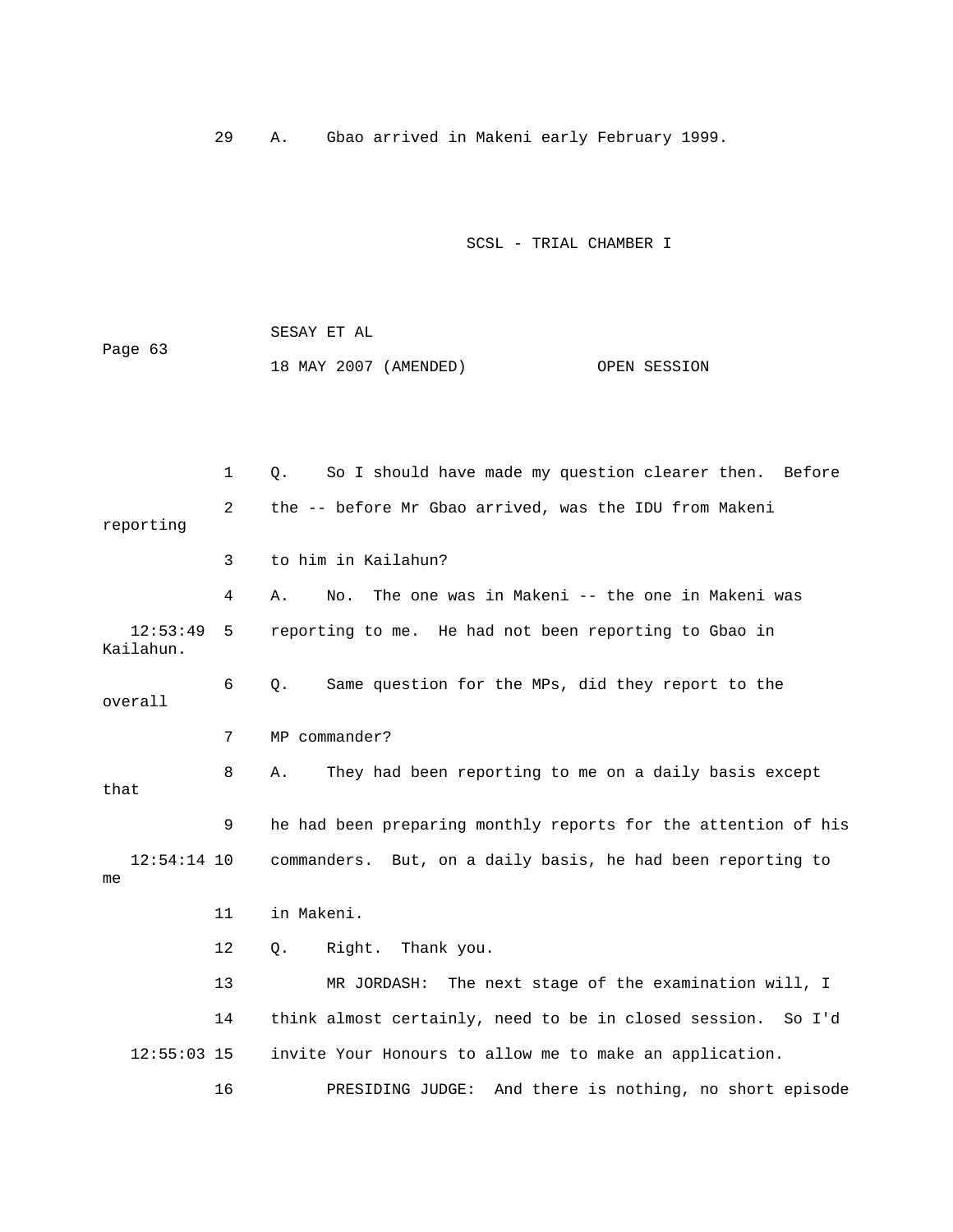29 A. Gbao arrived in Makeni early February 1999.

1 Q. So I should have made my question clearer then. Before
2 the -- before Mr Gbao arrived, was the IDU from Makeni reporting
3 to him in Kailahun?
4 A. No. The one was in Makeni -- the one in Makeni was
12:53:49 5 reporting to me. He had not been reporting to Gbao in Kailahun.
6 Q. Same question for the MPs, did they report to the overall
7 MP commander?
8 A. They had been reporting to me on a daily basis except that
9 he had been preparing monthly reports for the attention of his
12:54:14 10 commanders. But, on a daily basis, he had been reporting to me
11 in Makeni.
12 Q. Right. Thank you.
13 MR JORDASH: The next stage of the examination will, I
14 think almost certainly, need to be in closed session. So I'd
12:55:03 15 invite Your Honours to allow me to make an application.
16 PRESIDING JUDGE: And there is nothing, no short episode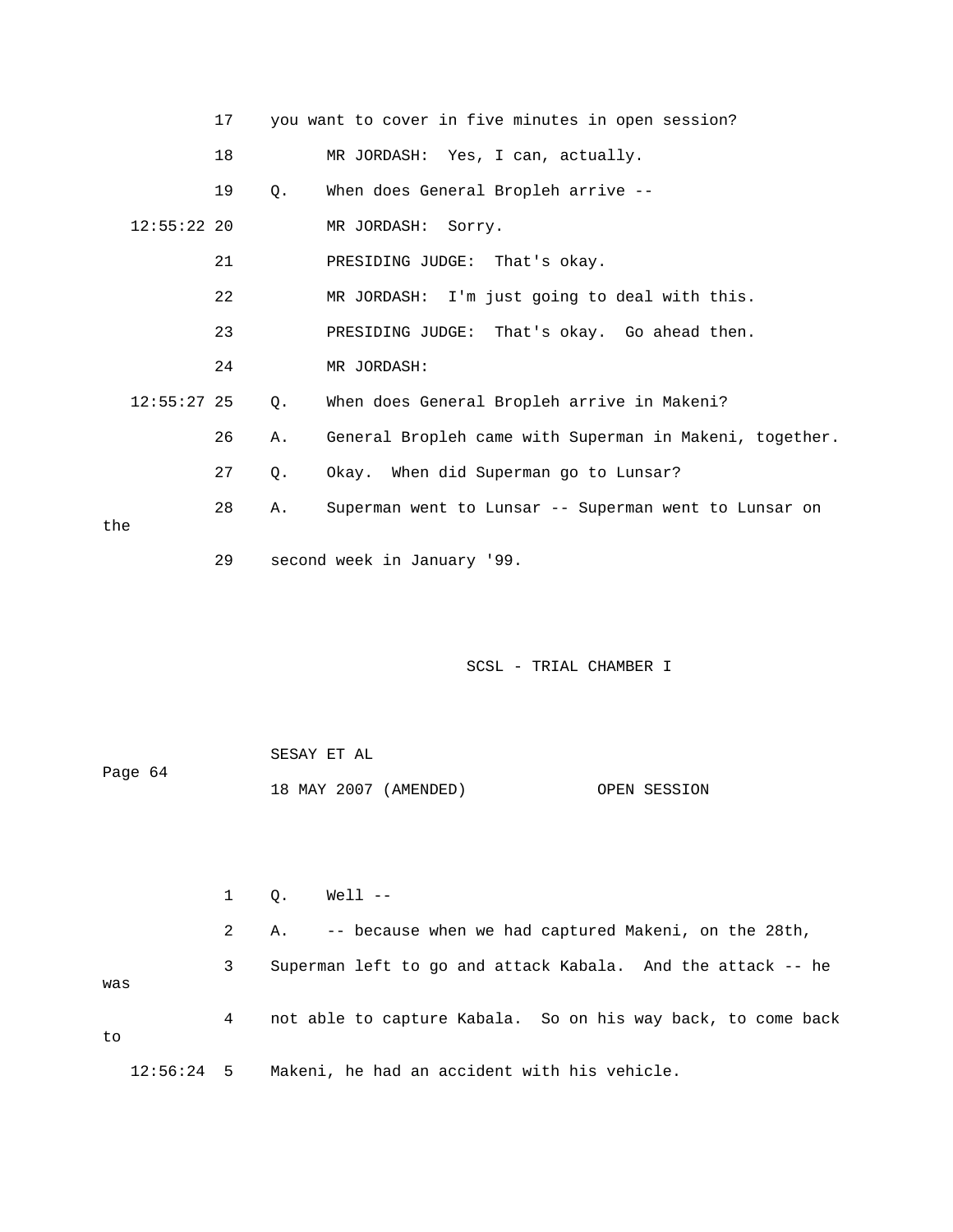17 you want to cover in five minutes in open session?

18 MR JORDASH: Yes, I can, actually.

19 Q. When does General Bropleh arrive --

12:55:22 20 MR JORDASH: Sorry.

21 PRESIDING JUDGE: That's okay.

22 MR JORDASH: I'm just going to deal with this.

23 PRESIDING JUDGE: That's okay. Go ahead then.

24 MR JORDASH:

12:55:27 25 Q. When does General Bropleh arrive in Makeni?

26 A. General Bropleh came with Superman in Makeni, together.

27 Q. Okay. When did Superman go to Lunsar?

28 A. Superman went to Lunsar -- Superman went to Lunsar on the

29 second week in January '99.

SCSL - TRIAL CHAMBER I

SESAY ET AL

Page 64

18 MAY 2007 (AMENDED) OPEN SESSION

1 Q. Well --

2 A. -- because when we had captured Makeni, on the 28th,

3 Superman left to go and attack Kabala. And the attack -- he was

4 not able to capture Kabala. So on his way back, to come back to

12:56:24 5 Makeni, he had an accident with his vehicle.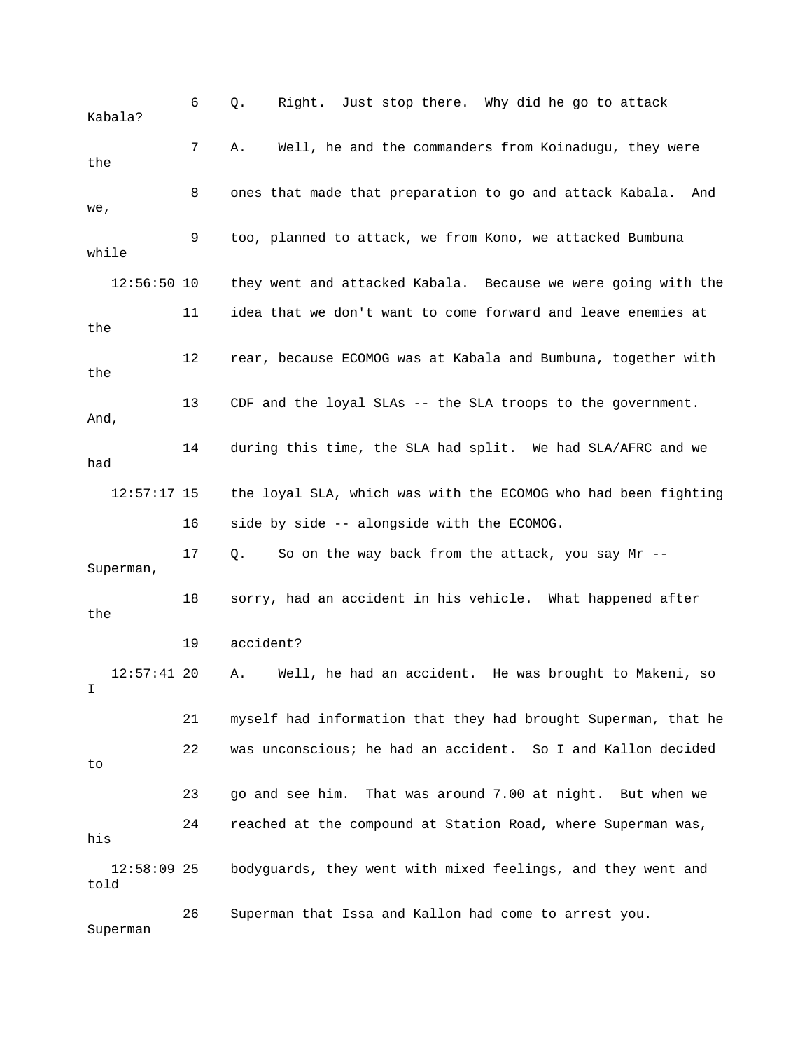6 Q. Right. Just stop there. Why did he go to attack Kabala?

7 A. Well, he and the commanders from Koinadugu, they were the

8 ones that made that preparation to go and attack Kabala. And we,

9 too, planned to attack, we from Kono, we attacked Bumbuna while

12:56:50 10 they went and attacked Kabala. Because we were going with the

11 idea that we don't want to come forward and leave enemies at the

12 rear, because ECOMOG was at Kabala and Bumbuna, together with the

13 CDF and the loyal SLAs -- the SLA troops to the government. And,

14 during this time, the SLA had split. We had SLA/AFRC and we had

12:57:17 15 the loyal SLA, which was with the ECOMOG who had been fighting

16 side by side -- alongside with the ECOMOG.

17 Q. So on the way back from the attack, you say Mr -- Superman,

18 sorry, had an accident in his vehicle. What happened after the

19 accident?

12:57:41 20 A. Well, he had an accident. He was brought to Makeni, so I

21 myself had information that they had brought Superman, that he

22 was unconscious; he had an accident. So I and Kallon decided to

23 go and see him. That was around 7.00 at night. But when we

24 reached at the compound at Station Road, where Superman was, his

12:58:09 25 bodyguards, they went with mixed feelings, and they went and told

26 Superman that Issa and Kallon had come to arrest you. Superman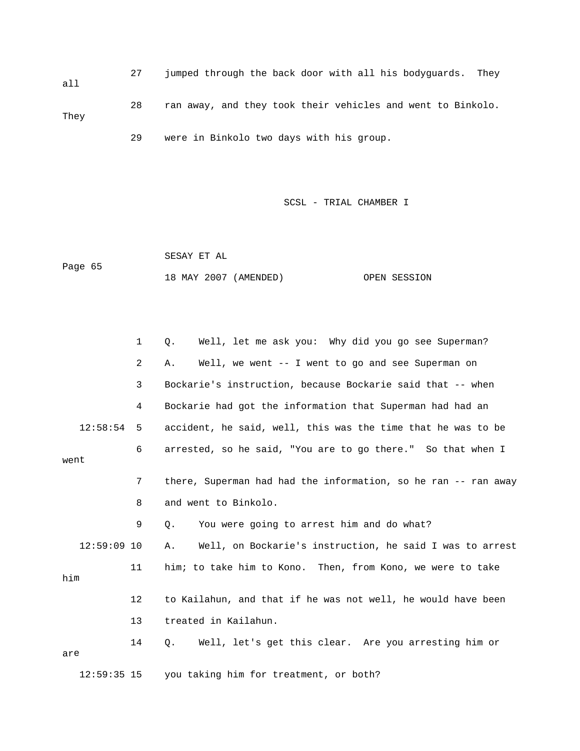27 jumped through the back door with all his bodyguards. They all

28 ran away, and they took their vehicles and went to Binkolo. They

29 were in Binkolo two days with his group.

1 Q. Well, let me ask you: Why did you go see Superman?

2 A. Well, we went -- I went to go and see Superman on

3 Bockarie's instruction, because Bockarie said that -- when

4 Bockarie had got the information that Superman had had an

12:58:54 5 accident, he said, well, this was the time that he was to be

6 arrested, so he said, "You are to go there." So that when I went

7 there, Superman had had the information, so he ran -- ran away

8 and went to Binkolo.

9 Q. You were going to arrest him and do what?

12:59:09 10 A. Well, on Bockarie's instruction, he said I was to arrest

11 him; to take him to Kono. Then, from Kono, we were to take him

12 to Kailahun, and that if he was not well, he would have been

13 treated in Kailahun.

14 Q. Well, let's get this clear. Are you arresting him or are

12:59:35 15 you taking him for treatment, or both?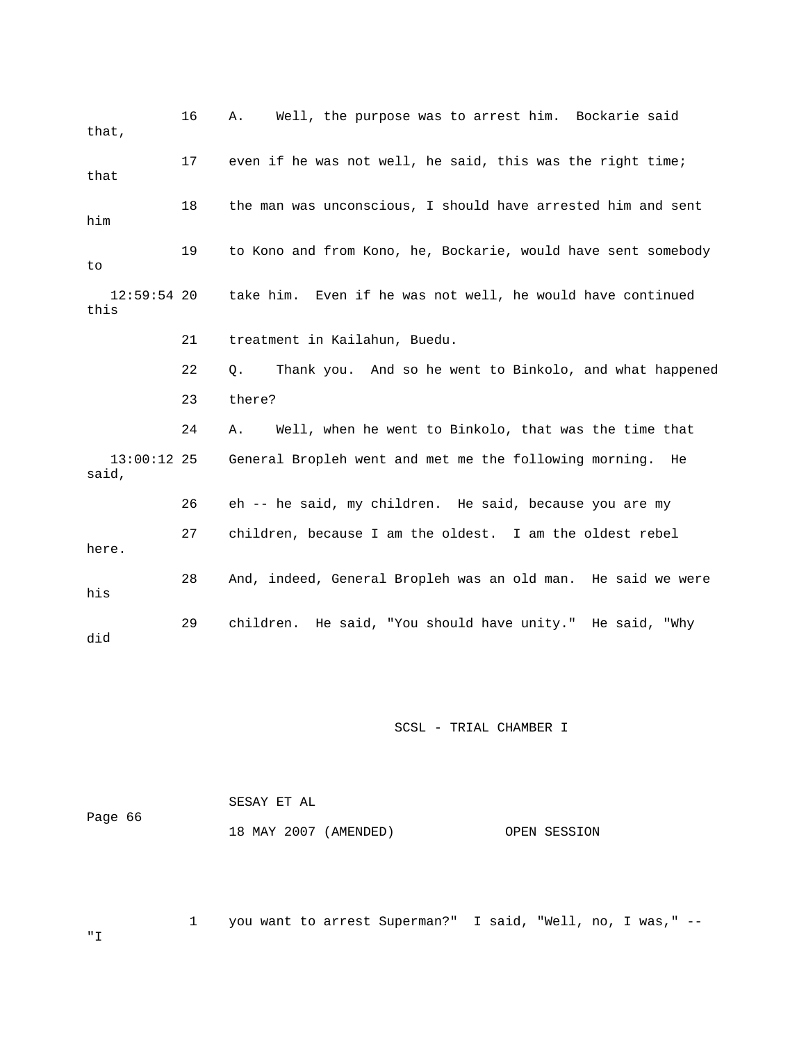16 A. Well, the purpose was to arrest him. Bockarie said that,

17 even if he was not well, he said, this was the right time; that

18 the man was unconscious, I should have arrested him and sent him

19 to Kono and from Kono, he, Bockarie, would have sent somebody to

12:59:54 20 take him. Even if he was not well, he would have continued this

21 treatment in Kailahun, Buedu.

22 Q. Thank you. And so he went to Binkolo, and what happened

23 there?

24 A. Well, when he went to Binkolo, that was the time that

13:00:12 25 General Bropleh went and met me the following morning. He said,

26 eh -- he said, my children. He said, because you are my

27 children, because I am the oldest. I am the oldest rebel here.

28 And, indeed, General Bropleh was an old man. He said we were his

29 children. He said, "You should have unity." He said, "Why did

1 you want to arrest Superman?" I said, "Well, no, I was," -- "I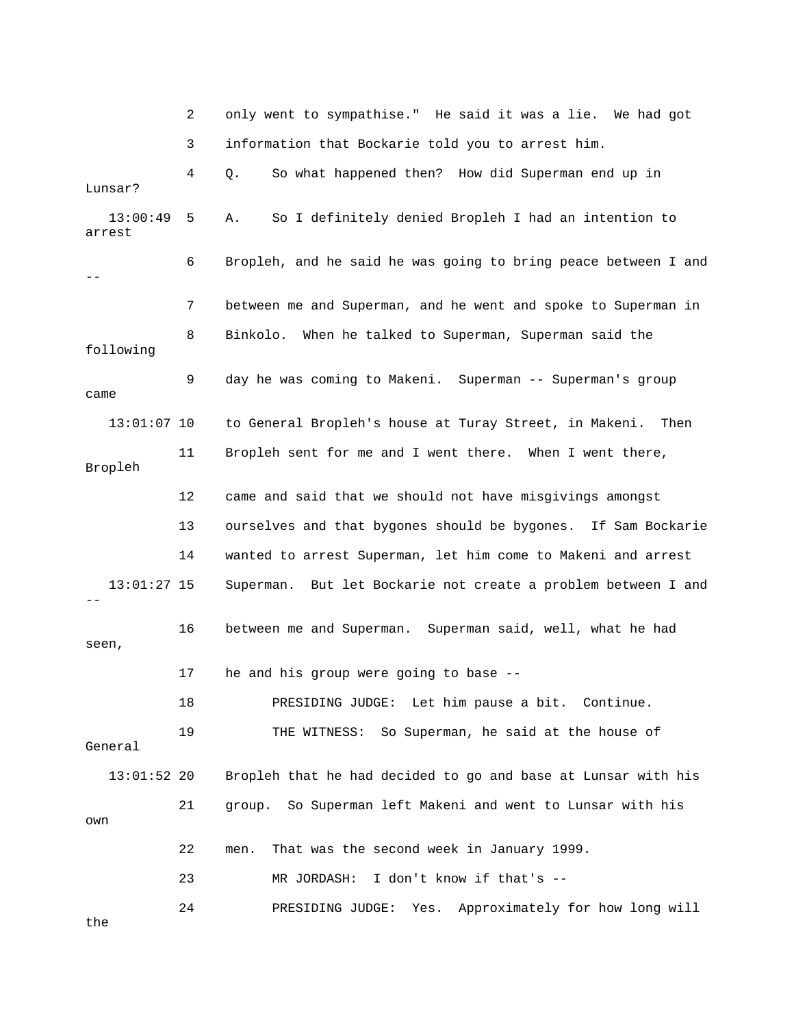2 only went to sympathise." He said it was a lie. We had got

3 information that Bockarie told you to arrest him.

4 Q. So what happened then? How did Superman end up in Lunsar?

13:00:49 5 A. So I definitely denied Bropleh I had an intention to arrest

6 Bropleh, and he said he was going to bring peace between I and --

7 between me and Superman, and he went and spoke to Superman in

8 Binkolo. When he talked to Superman, Superman said the following

9 day he was coming to Makeni. Superman -- Superman's group came

13:01:07 10 to General Bropleh's house at Turay Street, in Makeni. Then

11 Bropleh sent for me and I went there. When I went there, Bropleh

12 came and said that we should not have misgivings amongst

13 ourselves and that bygones should be bygones. If Sam Bockarie

14 wanted to arrest Superman, let him come to Makeni and arrest

13:01:27 15 Superman. But let Bockarie not create a problem between I and --

16 between me and Superman. Superman said, well, what he had seen,

17 he and his group were going to base --

18 PRESIDING JUDGE: Let him pause a bit. Continue.

19 THE WITNESS: So Superman, he said at the house of General

13:01:52 20 Bropleh that he had decided to go and base at Lunsar with his

21 group. So Superman left Makeni and went to Lunsar with his own

22 men. That was the second week in January 1999.

23 MR JORDASH: I don't know if that's --

24 PRESIDING JUDGE: Yes. Approximately for how long will the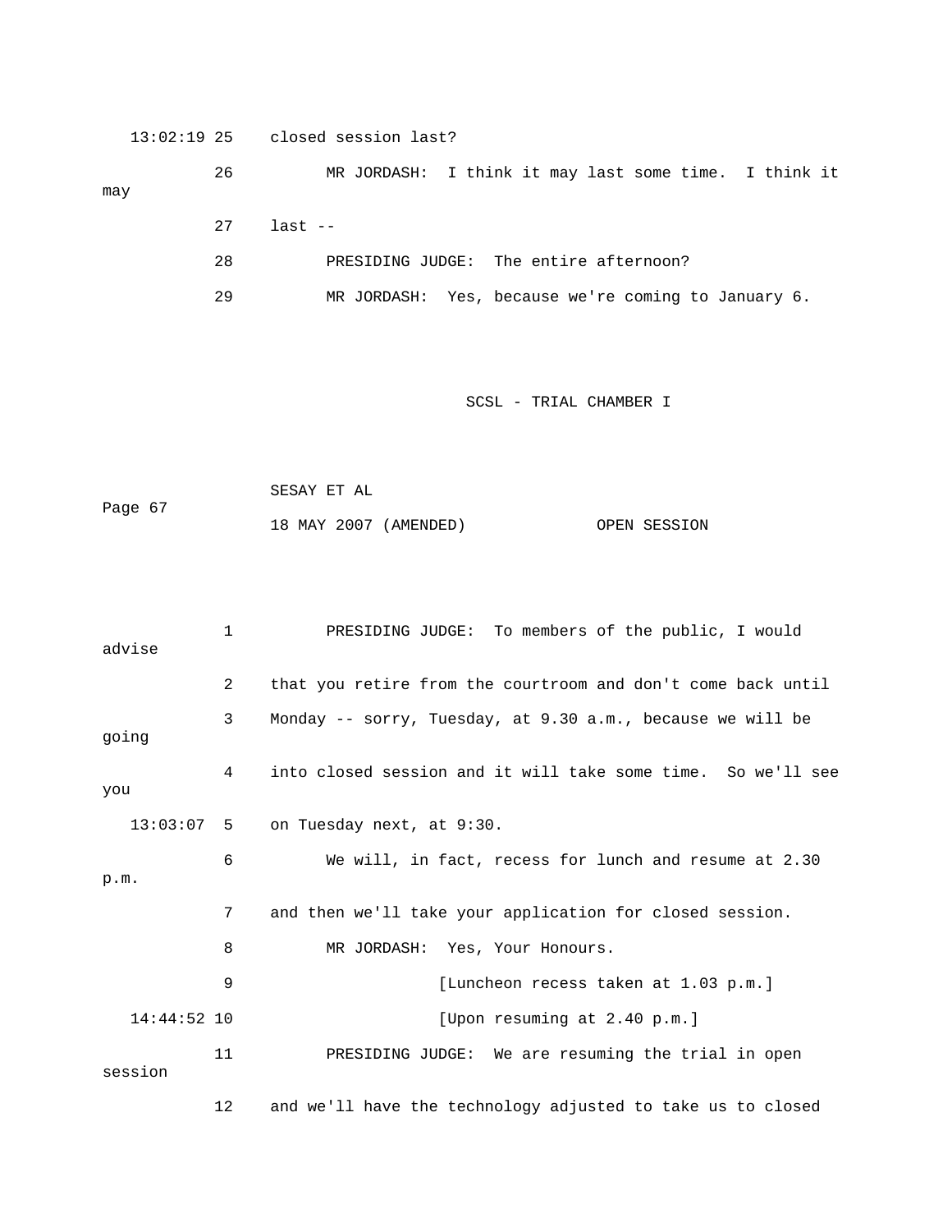13:02:19 25 closed session last?

26 MR JORDASH: I think it may last some time. I think it may

27 last --

28 PRESIDING JUDGE: The entire afternoon?

29 MR JORDASH: Yes, because we're coming to January 6.

SCSL - TRIAL CHAMBER I

SESAY ET AL

Page 67

18 MAY 2007 (AMENDED) OPEN SESSION

1 PRESIDING JUDGE: To members of the public, I would advise

2 that you retire from the courtroom and don't come back until

3 Monday -- sorry, Tuesday, at 9.30 a.m., because we will be going

4 into closed session and it will take some time. So we'll see you

13:03:07 5 on Tuesday next, at 9:30.

6 We will, in fact, recess for lunch and resume at 2.30 p.m.

7 and then we'll take your application for closed session.

8 MR JORDASH: Yes, Your Honours.

9 [Luncheon recess taken at 1.03 p.m.]

14:44:52 10 [Upon resuming at 2.40 p.m.]

11 PRESIDING JUDGE: We are resuming the trial in open session

12 and we'll have the technology adjusted to take us to closed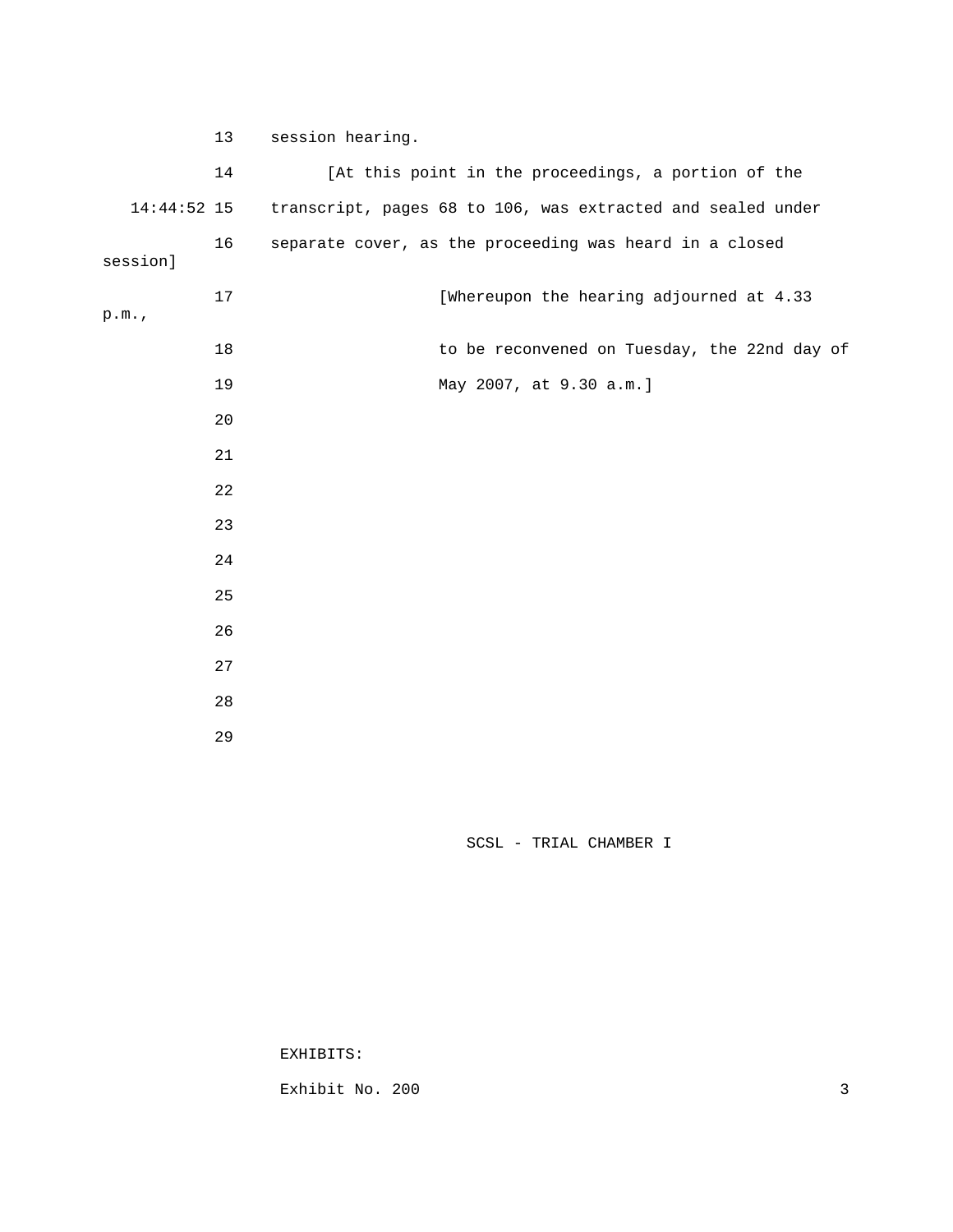13 session hearing.

14 [At this point in the proceedings, a portion of the

14:44:52 15 transcript, pages 68 to 106, was extracted and sealed under

16 separate cover, as the proceeding was heard in a closed session]

17 [Whereupon the hearing adjourned at 4.33 p.m.,

18 to be reconvened on Tuesday, the 22nd day of

19 May 2007, at 9.30 a.m.]

20

21

22

23

24

25

26

27

28

29

EXHIBITS:

Exhibit No. 200 3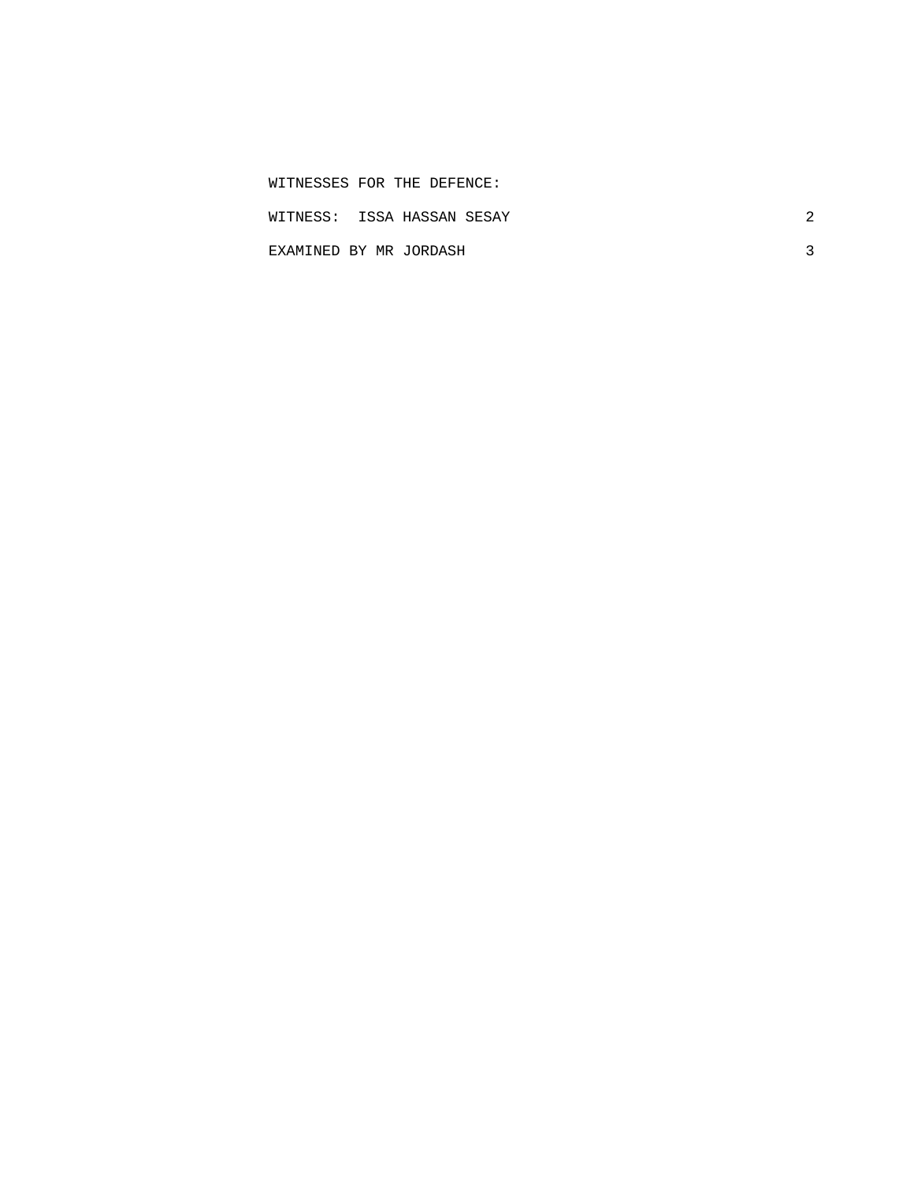WITNESSES FOR THE DEFENCE:

| | |
|---|---|
| WITNESS: ISSA HASSAN SESAY | 2 |
| EXAMINED BY MR JORDASH | 3 |